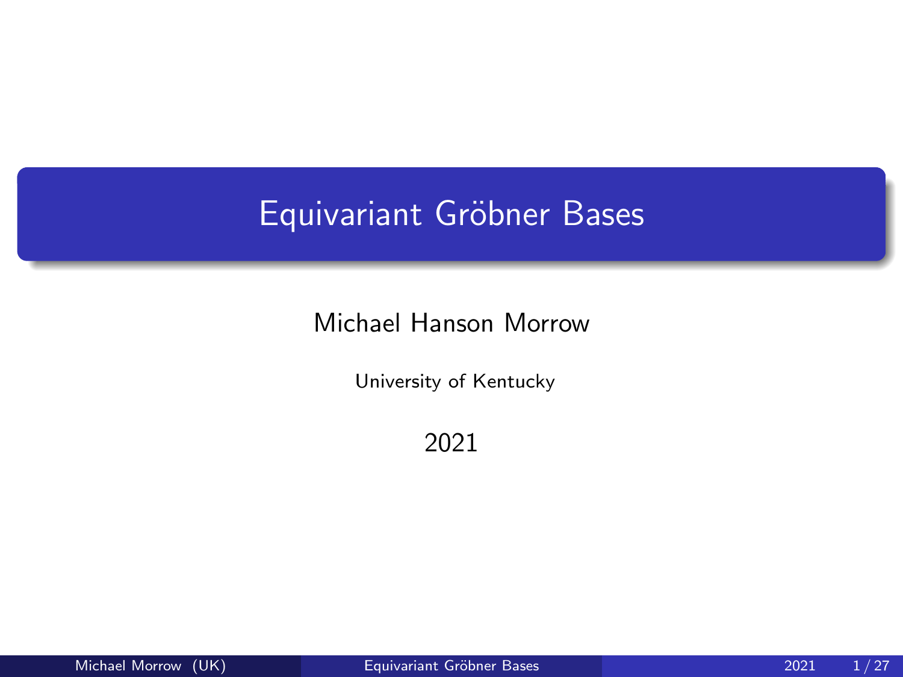# Equivariant Gröbner Bases

Michael Hanson Morrow

University of Kentucky

2021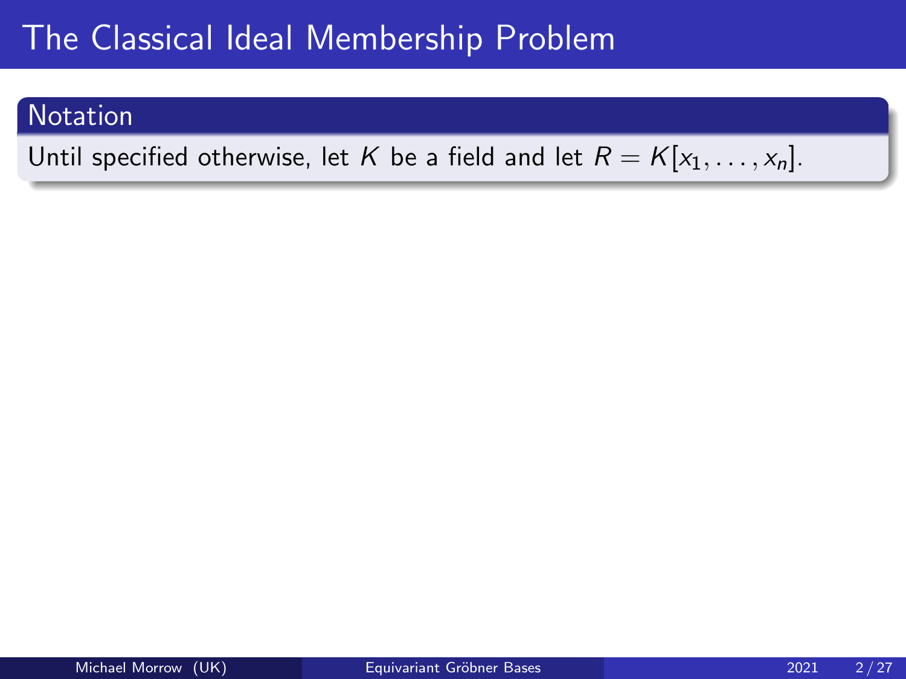# The Classical Ideal Membership Problem

**Notation**

Until specified otherwise, let $K$ be a field and let $R = K[x_1, \ldots, x_n]$.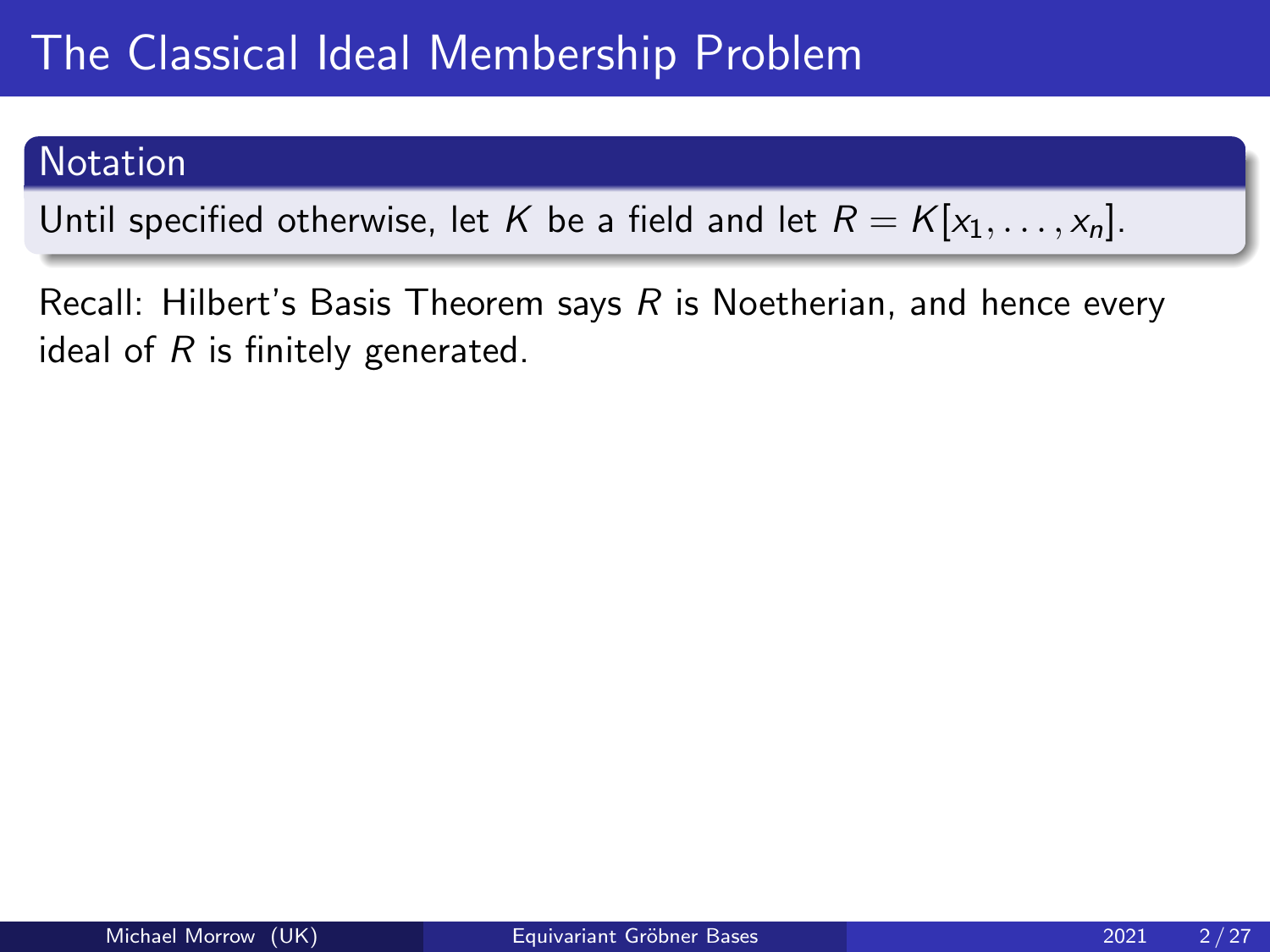# The Classical Ideal Membership Problem

## Notation

Until specified otherwise, let $K$ be a field and let $R = K[x_1, \ldots, x_n]$.

Recall: Hilbert's Basis Theorem says $R$ is Noetherian, and hence every ideal of $R$ is finitely generated.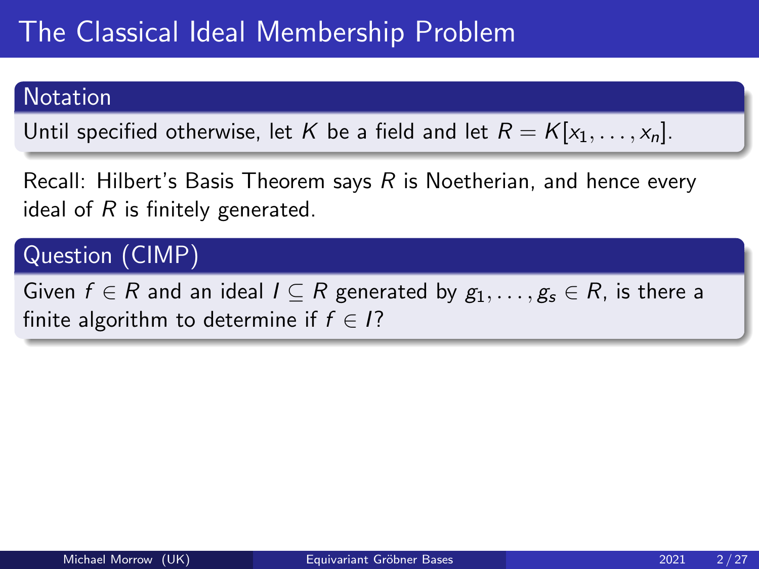# The Classical Ideal Membership Problem

## Notation

Until specified otherwise, let $K$ be a field and let $R = K[x_1, \ldots, x_n]$.

Recall: Hilbert's Basis Theorem says $R$ is Noetherian, and hence every ideal of $R$ is finitely generated.

## Question (CIMP)

Given $f \in R$ and an ideal $I \subseteq R$ generated by $g_1, \ldots, g_s \in R$, is there a finite algorithm to determine if $f \in I$?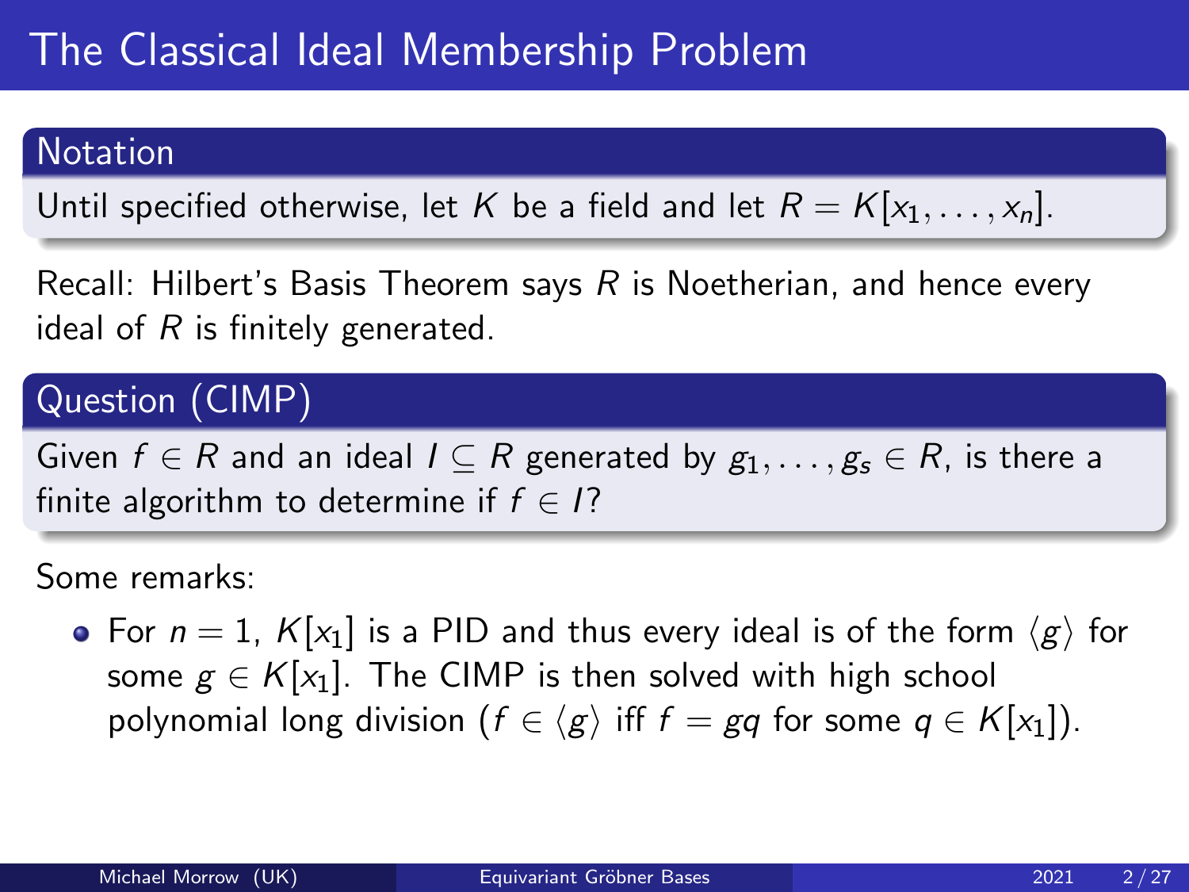# The Classical Ideal Membership Problem

### Notation

Until specified otherwise, let $K$ be a field and let $R = K[x_1, \ldots, x_n]$.

Recall: Hilbert's Basis Theorem says $R$ is Noetherian, and hence every ideal of $R$ is finitely generated.

### Question (CIMP)

Given $f \in R$ and an ideal $I \subseteq R$ generated by $g_1, \ldots, g_s \in R$, is there a finite algorithm to determine if $f \in I$?

Some remarks:

- For $n = 1$, $K[x_1]$ is a PID and thus every ideal is of the form $\langle g \rangle$ for some $g \in K[x_1]$. The CIMP is then solved with high school polynomial long division ($f \in \langle g \rangle$ iff $f = gq$ for some $q \in K[x_1]$).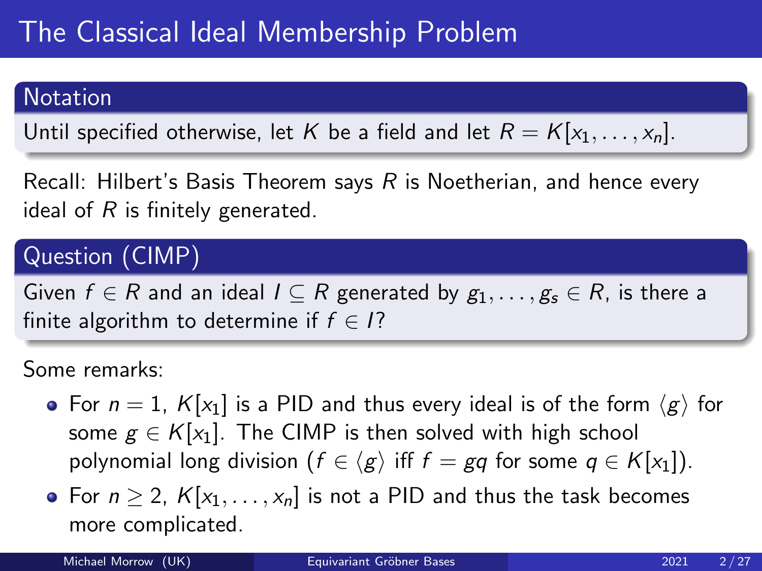# The Classical Ideal Membership Problem

### Notation

Until specified otherwise, let $K$ be a field and let $R = K[x_1, \ldots, x_n]$.

Recall: Hilbert's Basis Theorem says $R$ is Noetherian, and hence every ideal of $R$ is finitely generated.

### Question (CIMP)

Given $f \in R$ and an ideal $I \subseteq R$ generated by $g_1, \ldots, g_s \in R$, is there a finite algorithm to determine if $f \in I$?

Some remarks:

- For $n = 1$, $K[x_1]$ is a PID and thus every ideal is of the form $\langle g \rangle$ for some $g \in K[x_1]$. The CIMP is then solved with high school polynomial long division ($f \in \langle g \rangle$ iff $f = gq$ for some $q \in K[x_1]$).
- For $n \geq 2$, $K[x_1, \ldots, x_n]$ is not a PID and thus the task becomes more complicated.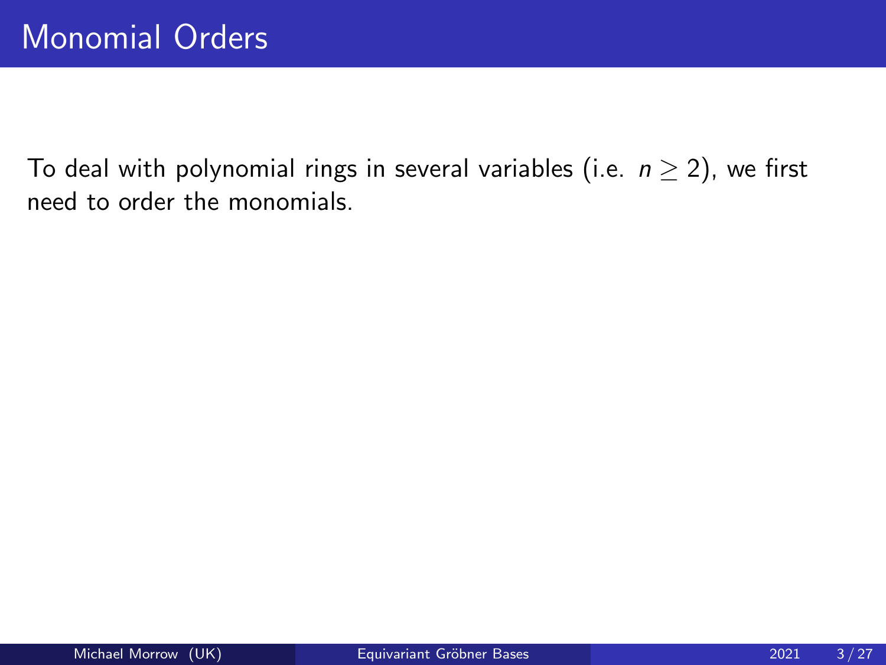# Monomial Orders

To deal with polynomial rings in several variables (i.e. $n \geq 2$), we first need to order the monomials.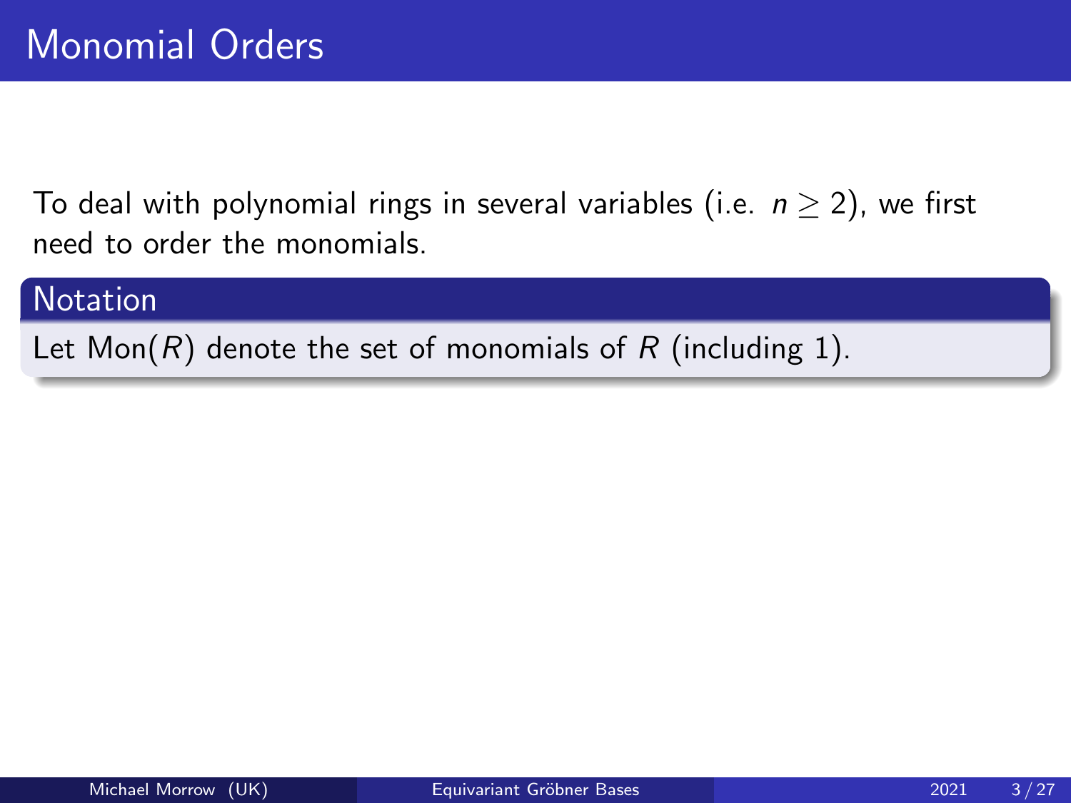# Monomial Orders

To deal with polynomial rings in several variables (i.e. $n \geq 2$), we first need to order the monomials.

**Notation**

Let $\mathrm{Mon}(R)$ denote the set of monomials of $R$ (including 1).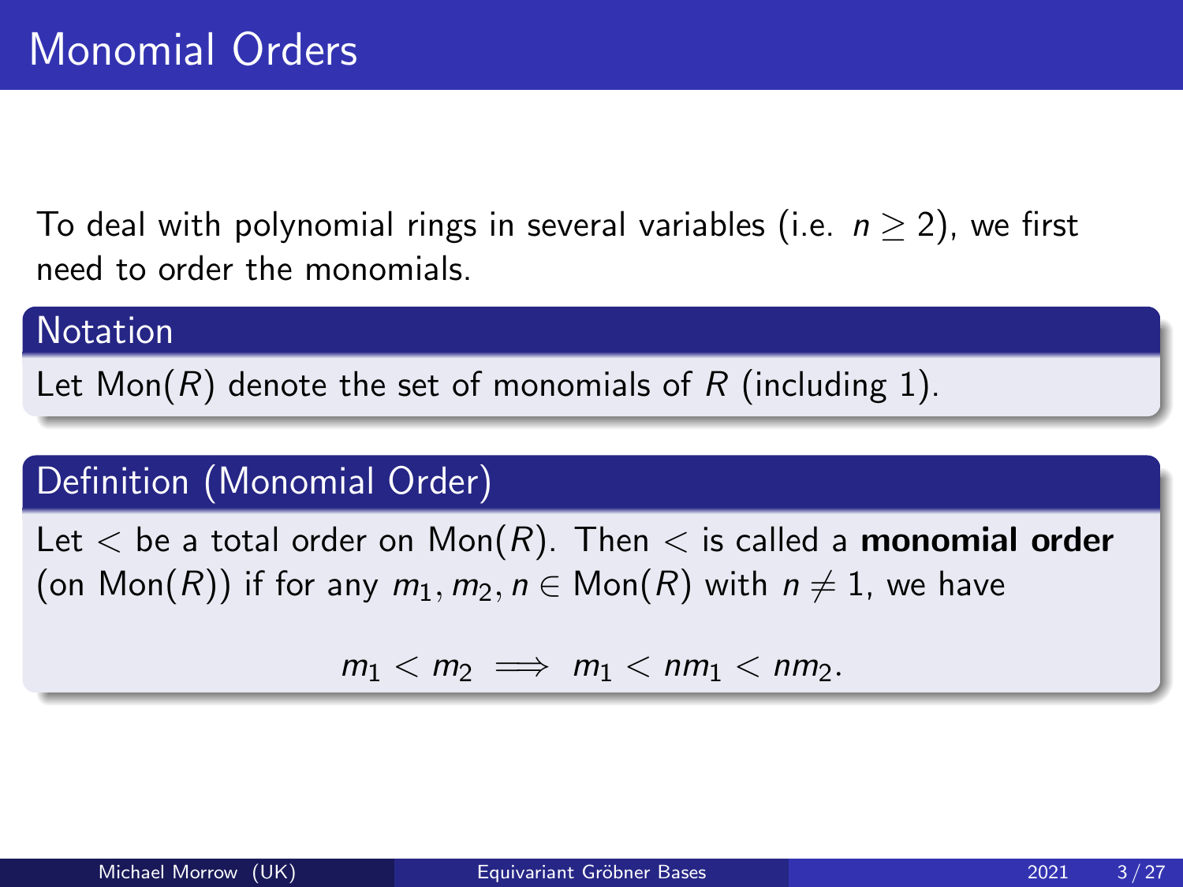# Monomial Orders

To deal with polynomial rings in several variables (i.e. $n \geq 2$), we first need to order the monomials.

### Notation

Let $\text{Mon}(R)$ denote the set of monomials of $R$ (including 1).

### Definition (Monomial Order)

Let $<$ be a total order on $\text{Mon}(R)$. Then $<$ is called a **monomial order** (on $\text{Mon}(R)$) if for any $m_1, m_2, n \in \text{Mon}(R)$ with $n \neq 1$, we have

$$m_1 < m_2 \implies m_1 < nm_1 < nm_2.$$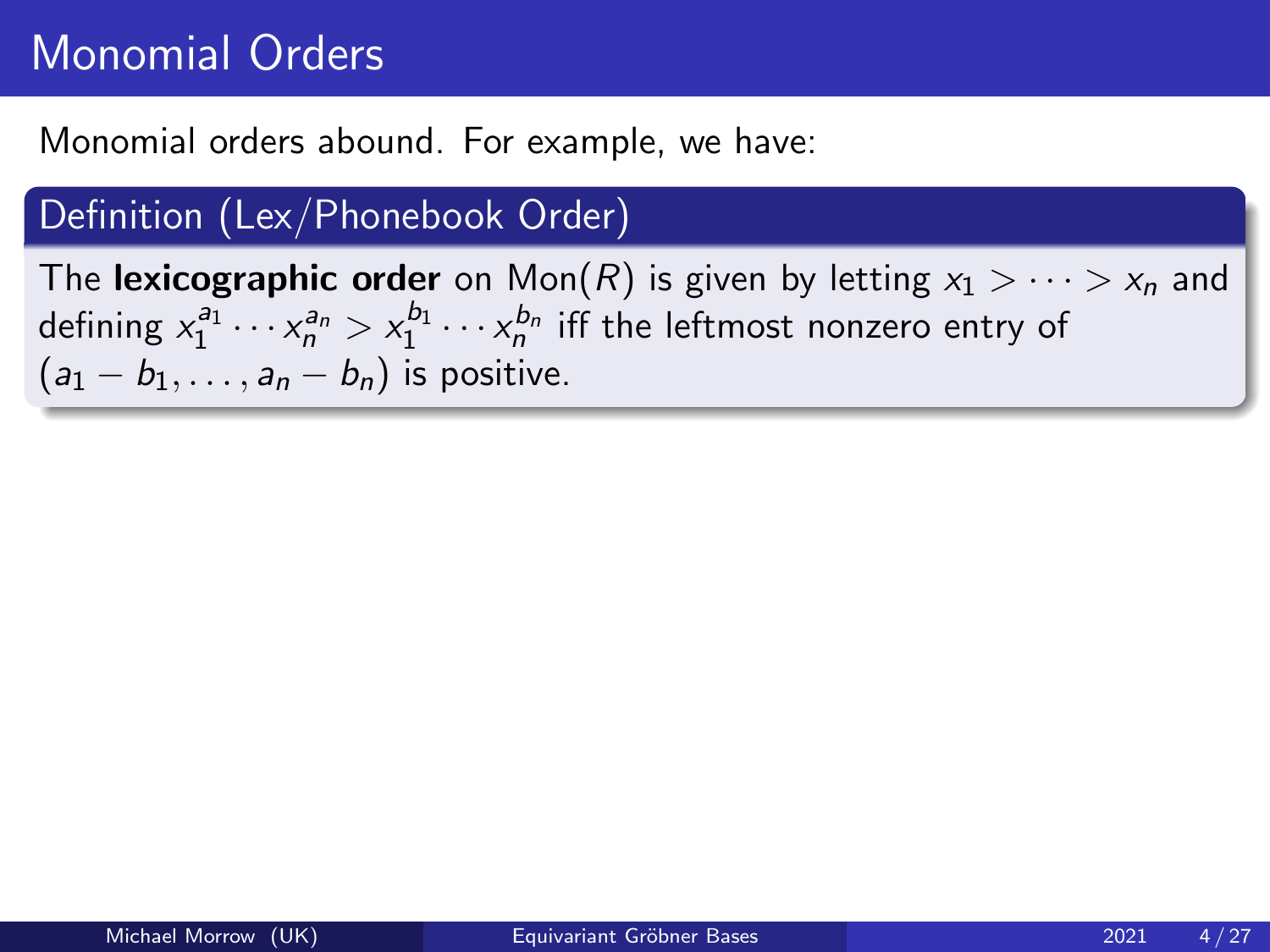# Monomial Orders

Monomial orders abound. For example, we have:

**Definition (Lex/Phonebook Order)**

The **lexicographic order** on $\mathrm{Mon}(R)$ is given by letting $x_1 > \cdots > x_n$ and defining $x_1^{a_1} \cdots x_n^{a_n} > x_1^{b_1} \cdots x_n^{b_n}$ iff the leftmost nonzero entry of $(a_1 - b_1, \ldots, a_n - b_n)$ is positive.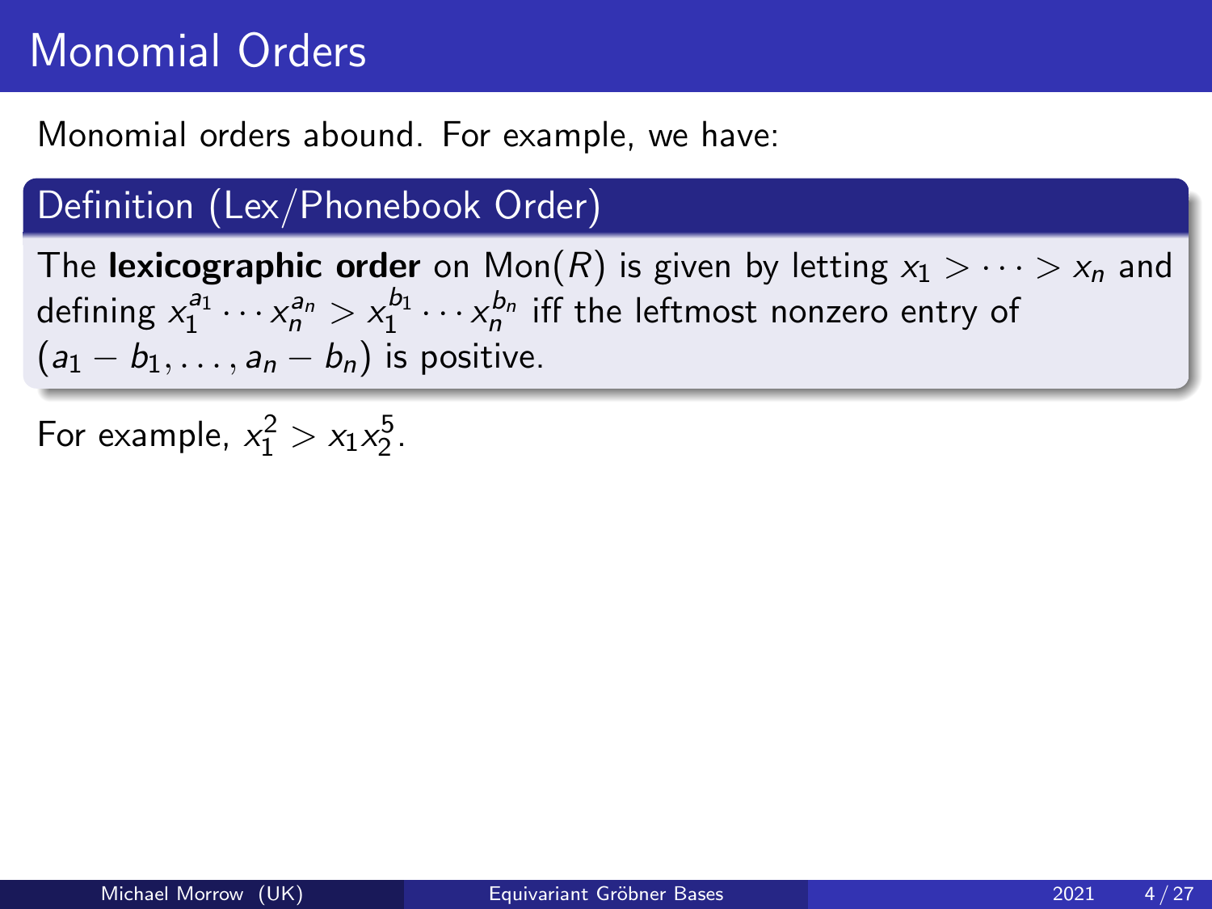# Monomial Orders

Monomial orders abound. For example, we have:

**Definition (Lex/Phonebook Order)**

The **lexicographic order** on $\mathrm{Mon}(R)$ is given by letting $x_1 > \cdots > x_n$ and defining $x_1^{a_1} \cdots x_n^{a_n} > x_1^{b_1} \cdots x_n^{b_n}$ iff the leftmost nonzero entry of $(a_1 - b_1, \ldots, a_n - b_n)$ is positive.

For example, $x_1^2 > x_1 x_2^5$.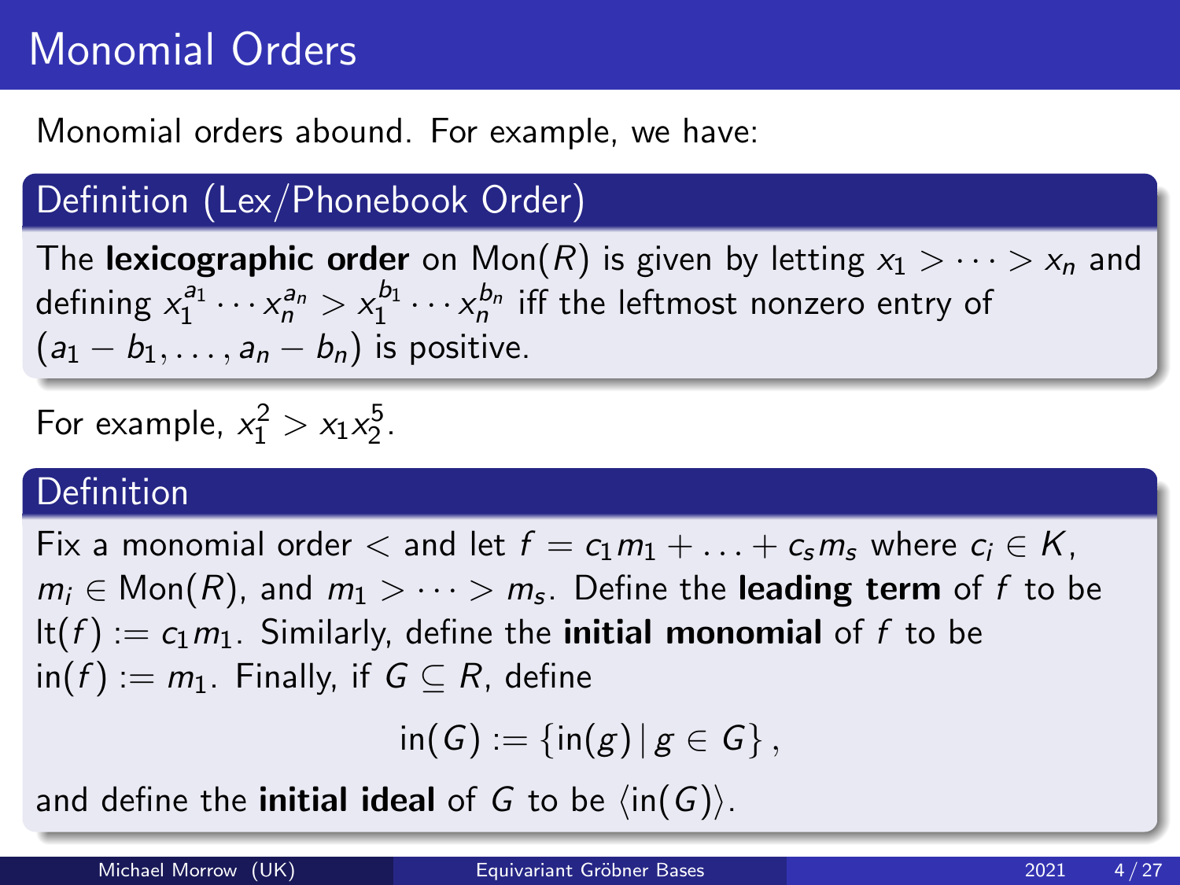# Monomial Orders

Monomial orders abound. For example, we have:

### Definition (Lex/Phonebook Order)

The **lexicographic order** on $\mathrm{Mon}(R)$ is given by letting $x_1 > \cdots > x_n$ and defining $x_1^{a_1} \cdots x_n^{a_n} > x_1^{b_1} \cdots x_n^{b_n}$ iff the leftmost nonzero entry of $(a_1 - b_1, \ldots, a_n - b_n)$ is positive.

For example, $x_1^2 > x_1 x_2^5$.

### Definition

Fix a monomial order $<$ and let $f = c_1 m_1 + \ldots + c_s m_s$ where $c_i \in K$, $m_i \in \mathrm{Mon}(R)$, and $m_1 > \cdots > m_s$. Define the **leading term** of $f$ to be $\mathrm{lt}(f) := c_1 m_1$. Similarly, define the **initial monomial** of $f$ to be $\mathrm{in}(f) := m_1$. Finally, if $G \subseteq R$, define

$$\mathrm{in}(G) := \{\mathrm{in}(g) \,|\, g \in G\},$$

and define the **initial ideal** of $G$ to be $\langle \mathrm{in}(G) \rangle$.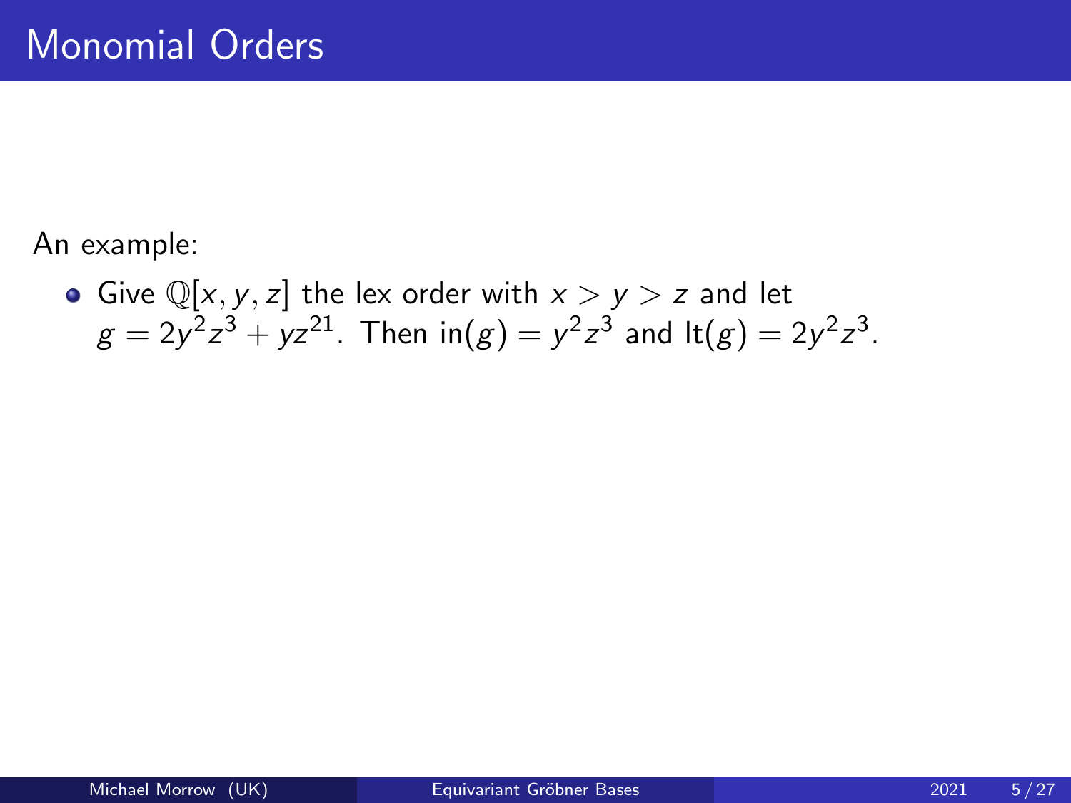# Monomial Orders

An example:

- Give $\mathbb{Q}[x, y, z]$ the lex order with $x > y > z$ and let $g = 2y^2z^3 + yz^{21}$. Then $\text{in}(g) = y^2z^3$ and $\text{lt}(g) = 2y^2z^3$.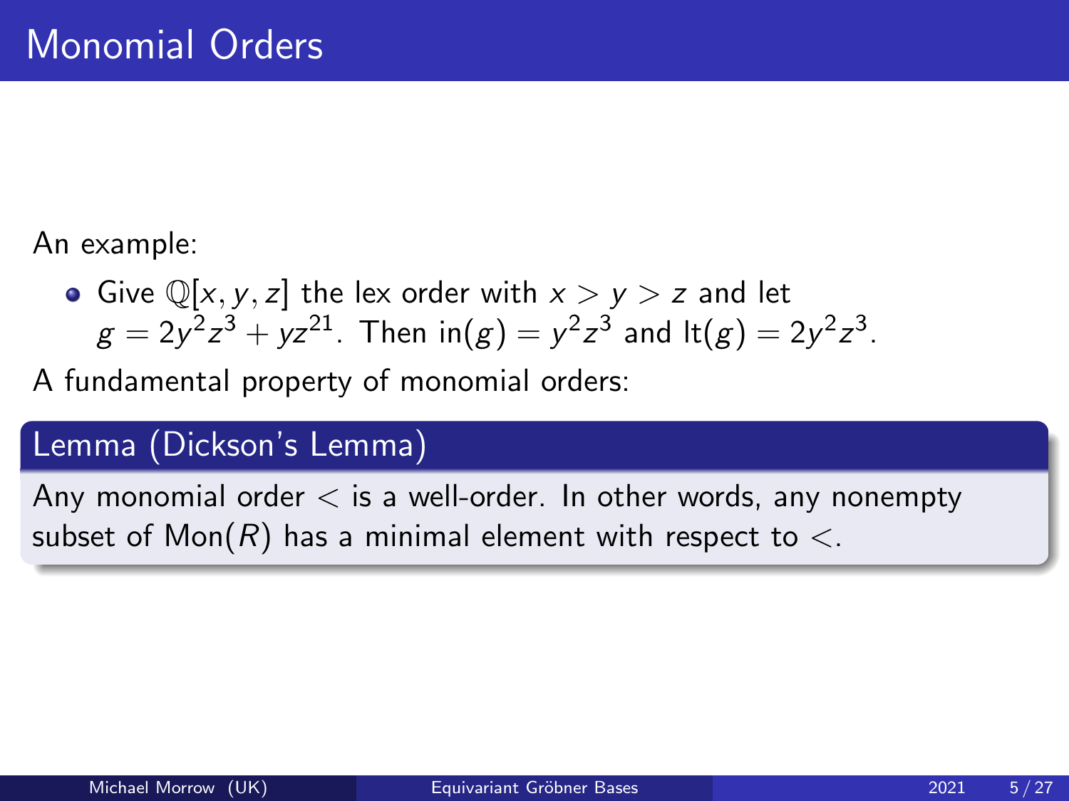# Monomial Orders

An example:

- Give $\mathbb{Q}[x, y, z]$ the lex order with $x > y > z$ and let $g = 2y^2z^3 + yz^{21}$. Then $\text{in}(g) = y^2z^3$ and $\text{lt}(g) = 2y^2z^3$.

A fundamental property of monomial orders:

**Lemma (Dickson's Lemma)**

Any monomial order $<$ is a well-order. In other words, any nonempty subset of $\text{Mon}(R)$ has a minimal element with respect to $<$.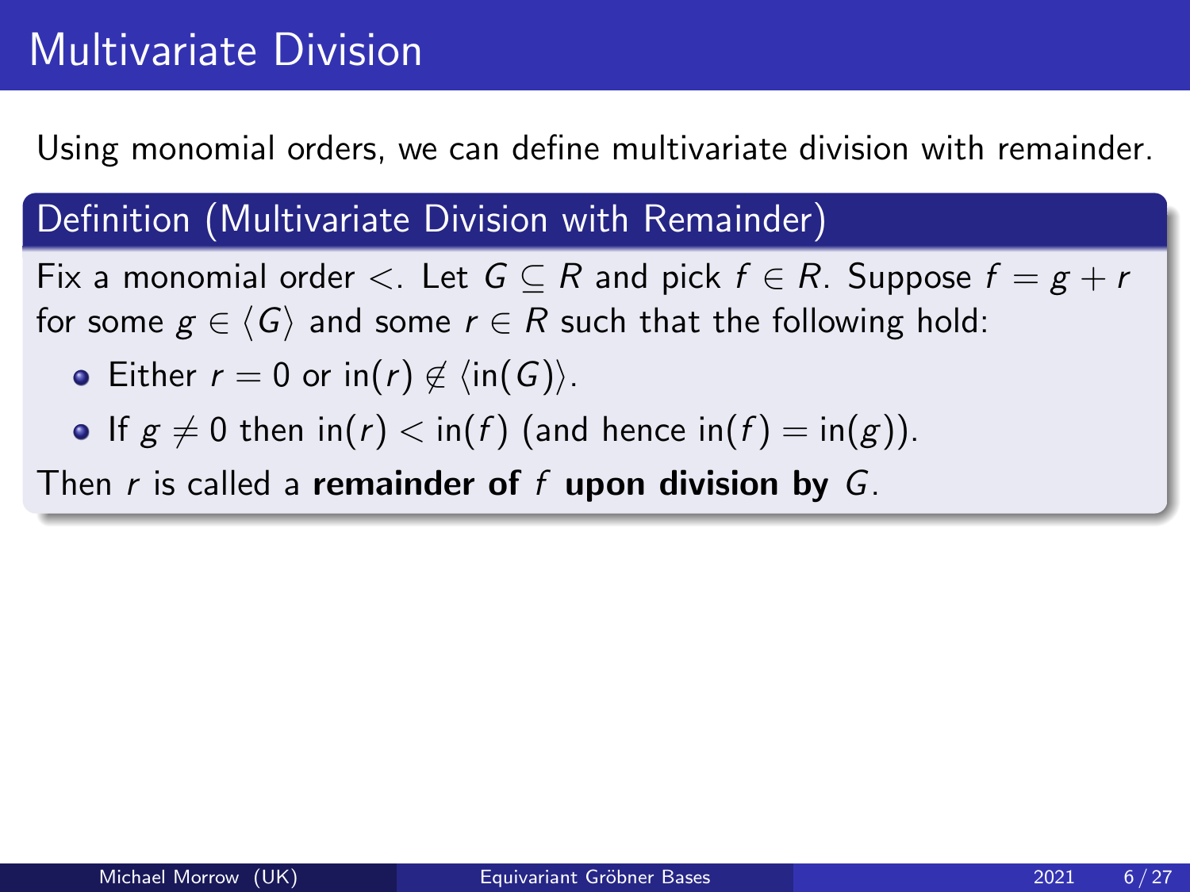# Multivariate Division

Using monomial orders, we can define multivariate division with remainder.

**Definition (Multivariate Division with Remainder)**

Fix a monomial order $<$. Let $G \subseteq R$ and pick $f \in R$. Suppose $f = g + r$ for some $g \in \langle G \rangle$ and some $r \in R$ such that the following hold:

- Either $r = 0$ or $\text{in}(r) \notin \langle \text{in}(G) \rangle$.
- If $g \neq 0$ then $\text{in}(r) < \text{in}(f)$ (and hence $\text{in}(f) = \text{in}(g)$).

Then $r$ is called a **remainder of $f$ upon division by $G$**.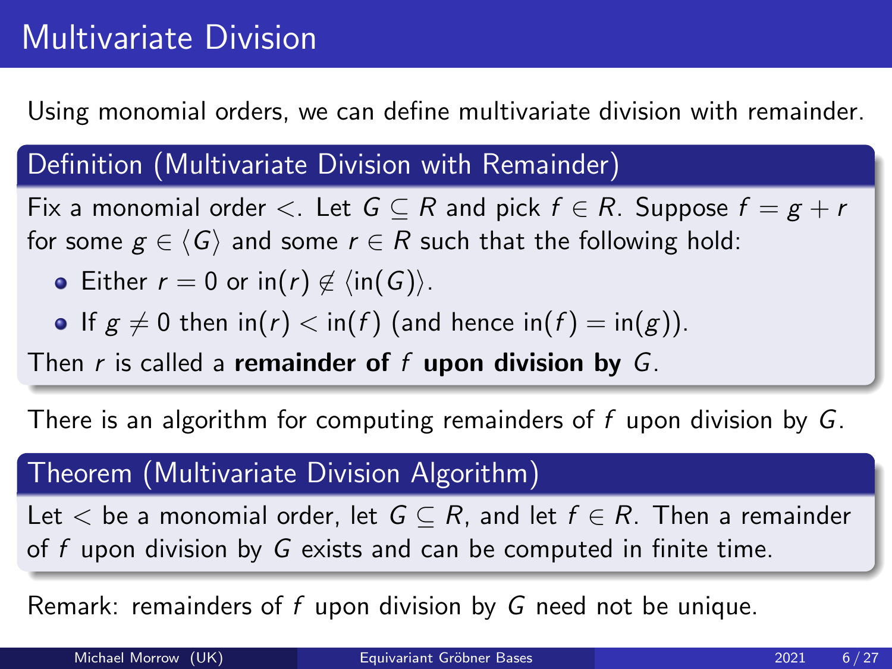# Multivariate Division

Using monomial orders, we can define multivariate division with remainder.

**Definition (Multivariate Division with Remainder)**

Fix a monomial order $<$. Let $G \subseteq R$ and pick $f \in R$. Suppose $f = g + r$ for some $g \in \langle G \rangle$ and some $r \in R$ such that the following hold:

- Either $r = 0$ or $\text{in}(r) \notin \langle \text{in}(G) \rangle$.
- If $g \neq 0$ then $\text{in}(r) < \text{in}(f)$ (and hence $\text{in}(f) = \text{in}(g)$).

Then $r$ is called a **remainder of $f$ upon division by $G$**.

There is an algorithm for computing remainders of $f$ upon division by $G$.

**Theorem (Multivariate Division Algorithm)**

Let $<$ be a monomial order, let $G \subseteq R$, and let $f \in R$. Then a remainder of $f$ upon division by $G$ exists and can be computed in finite time.

Remark: remainders of $f$ upon division by $G$ need not be unique.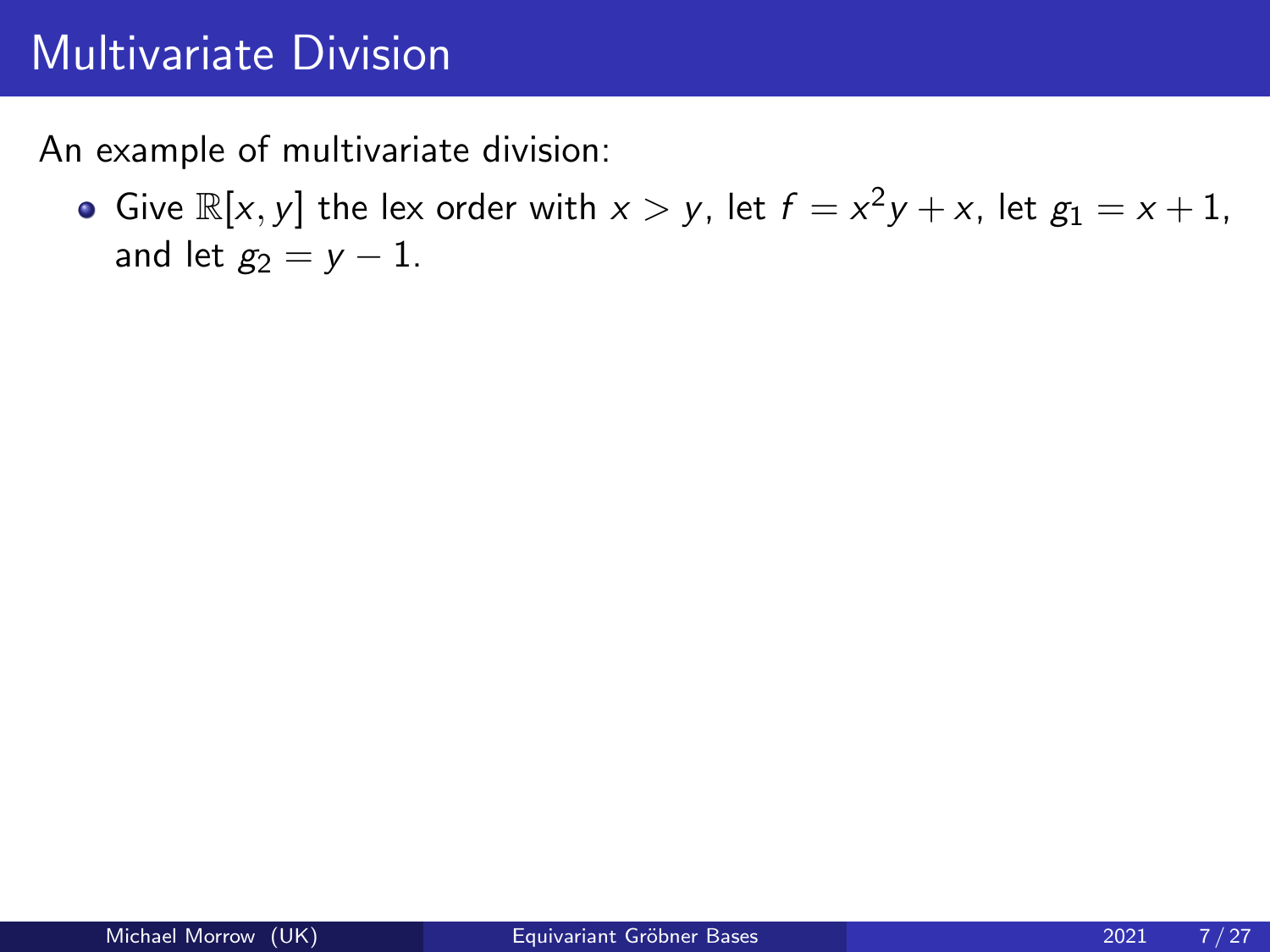# Multivariate Division

An example of multivariate division:

- Give $\mathbb{R}[x, y]$ the lex order with $x > y$, let $f = x^2y + x$, let $g_1 = x + 1$, and let $g_2 = y - 1$.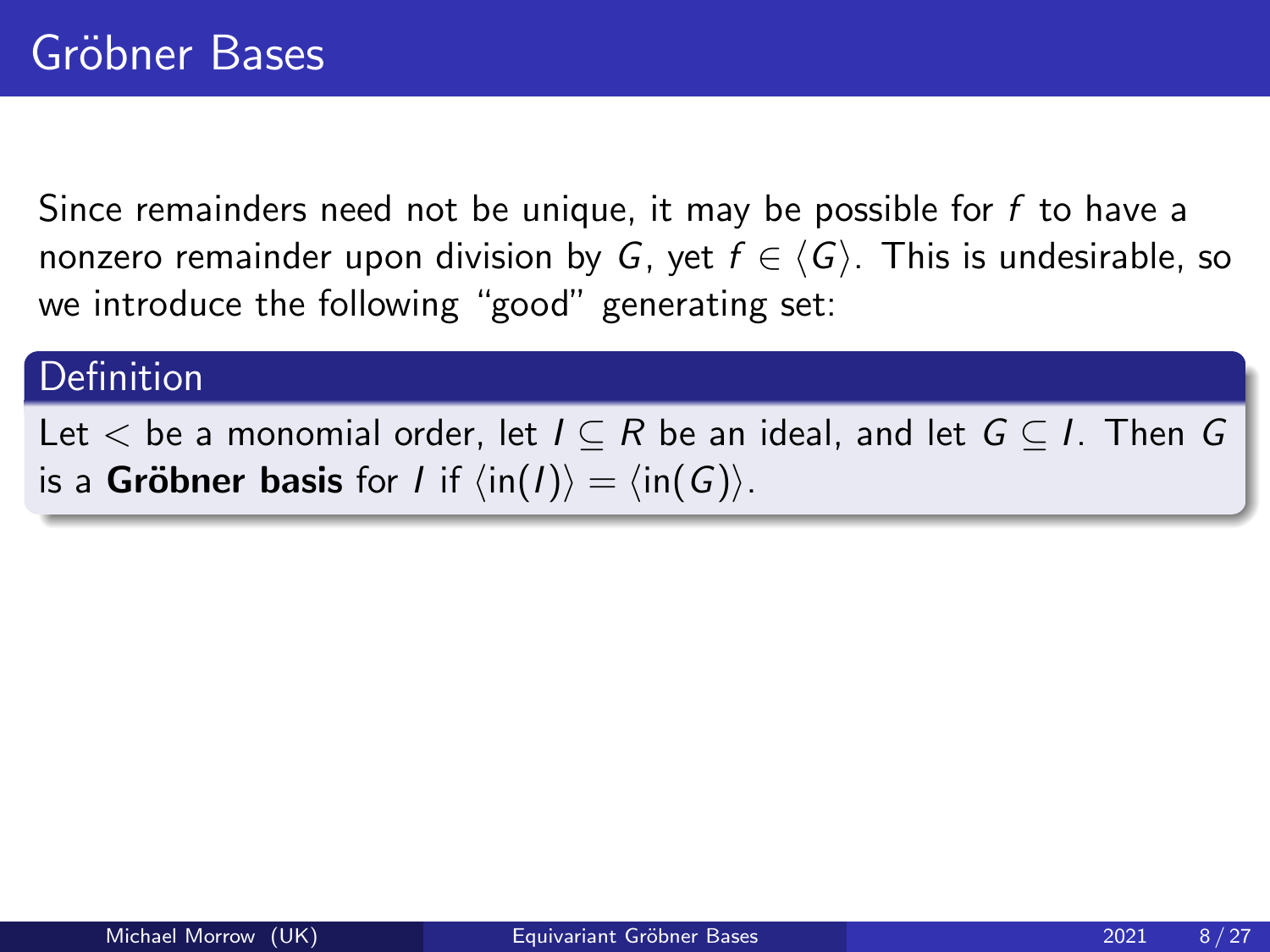# Gröbner Bases

Since remainders need not be unique, it may be possible for $f$ to have a nonzero remainder upon division by $G$, yet $f \in \langle G \rangle$. This is undesirable, so we introduce the following "good" generating set:

**Definition**

Let $<$ be a monomial order, let $I \subseteq R$ be an ideal, and let $G \subseteq I$. Then $G$ is a **Gröbner basis** for $I$ if $\langle \text{in}(I) \rangle = \langle \text{in}(G) \rangle$.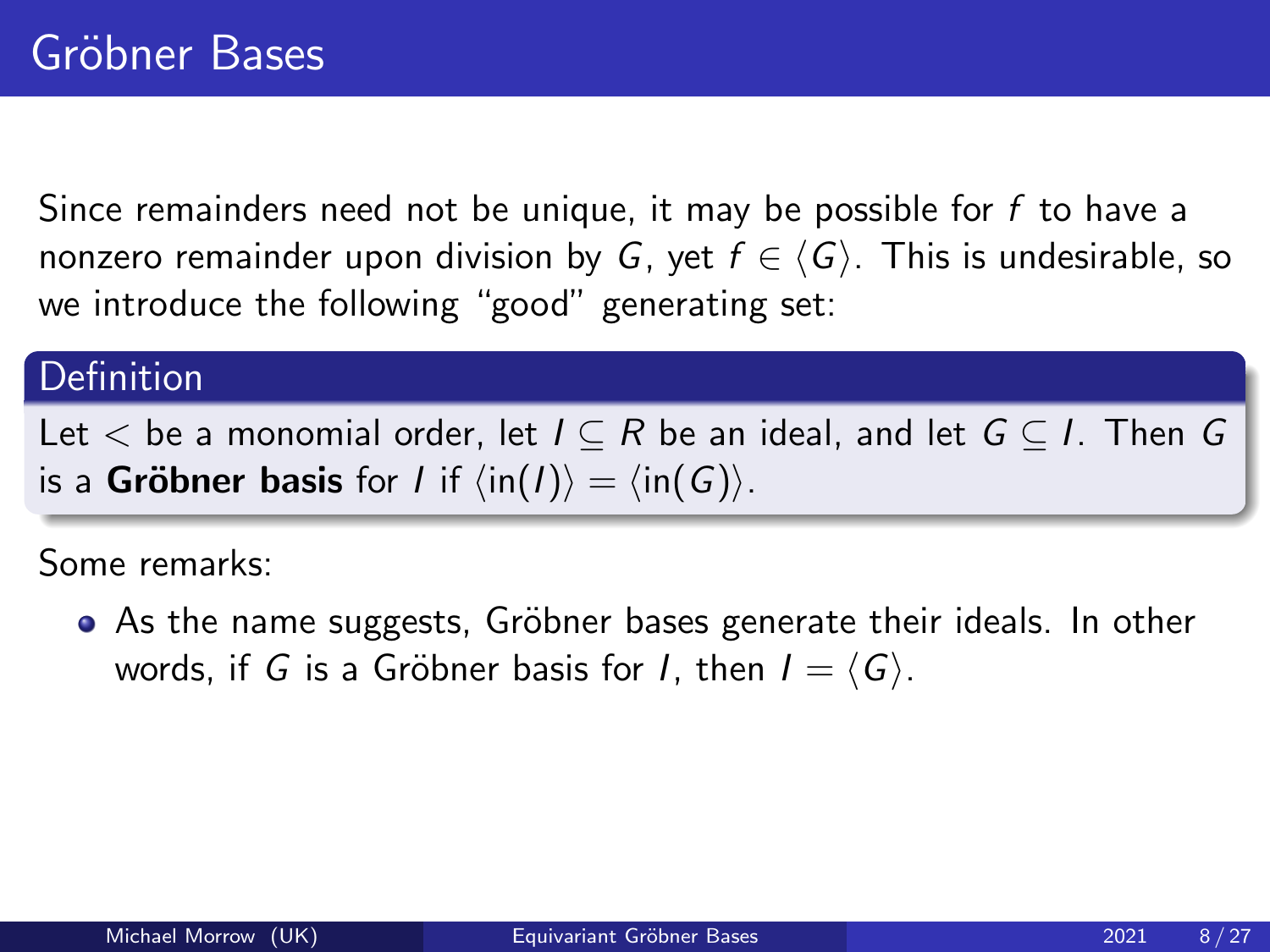# Gröbner Bases

Since remainders need not be unique, it may be possible for $f$ to have a nonzero remainder upon division by $G$, yet $f \in \langle G \rangle$. This is undesirable, so we introduce the following "good" generating set:

**Definition**

Let $<$ be a monomial order, let $I \subseteq R$ be an ideal, and let $G \subseteq I$. Then $G$ is a **Gröbner basis** for $I$ if $\langle \text{in}(I) \rangle = \langle \text{in}(G) \rangle$.

Some remarks:

- As the name suggests, Gröbner bases generate their ideals. In other words, if $G$ is a Gröbner basis for $I$, then $I = \langle G \rangle$.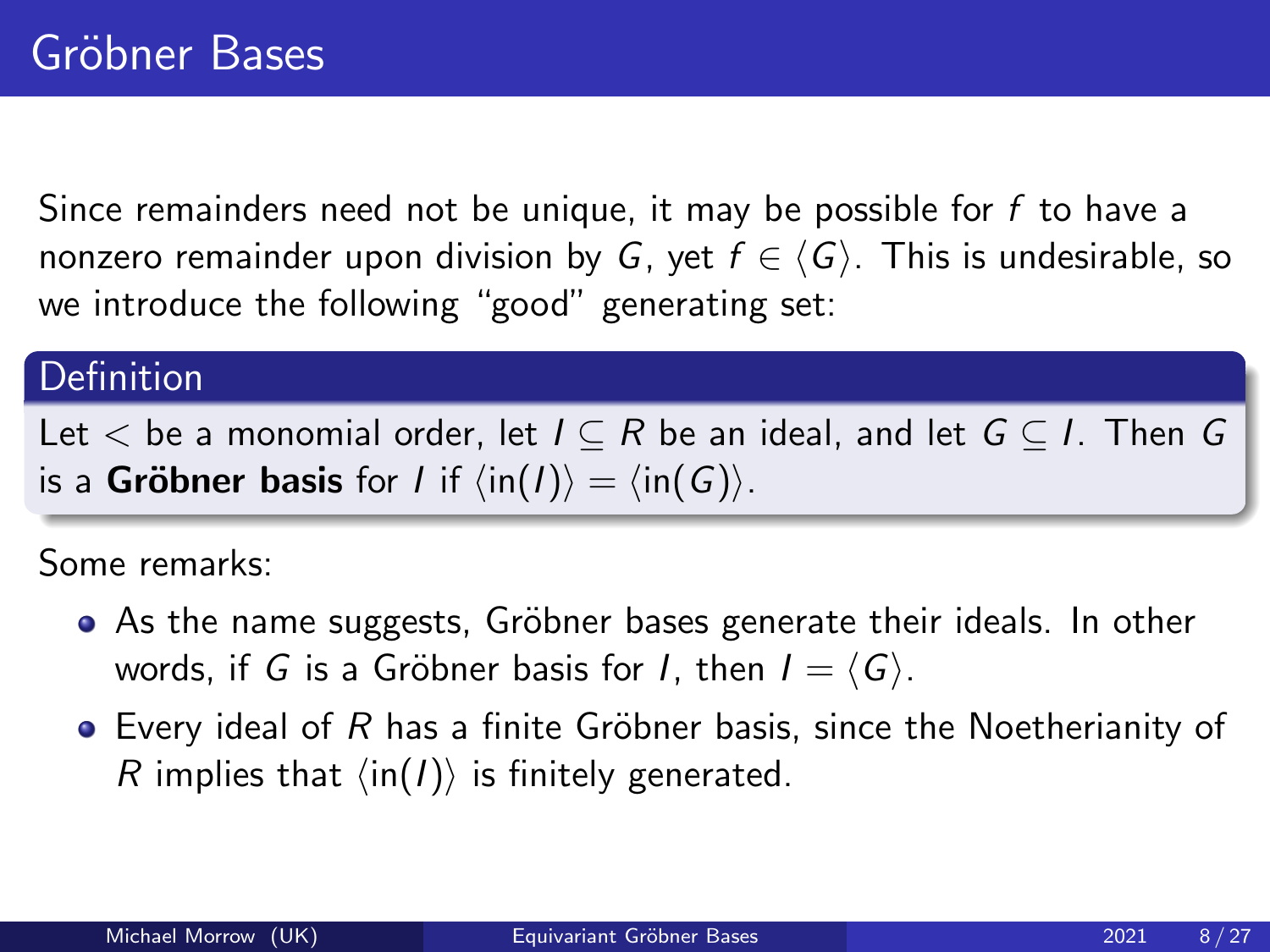# Gröbner Bases

Since remainders need not be unique, it may be possible for $f$ to have a nonzero remainder upon division by $G$, yet $f \in \langle G \rangle$. This is undesirable, so we introduce the following "good" generating set:

**Definition**

Let $<$ be a monomial order, let $I \subseteq R$ be an ideal, and let $G \subseteq I$. Then $G$ is a **Gröbner basis** for $I$ if $\langle \text{in}(I) \rangle = \langle \text{in}(G) \rangle$.

Some remarks:

- As the name suggests, Gröbner bases generate their ideals. In other words, if $G$ is a Gröbner basis for $I$, then $I = \langle G \rangle$.
- Every ideal of $R$ has a finite Gröbner basis, since the Noetherianity of $R$ implies that $\langle \text{in}(I) \rangle$ is finitely generated.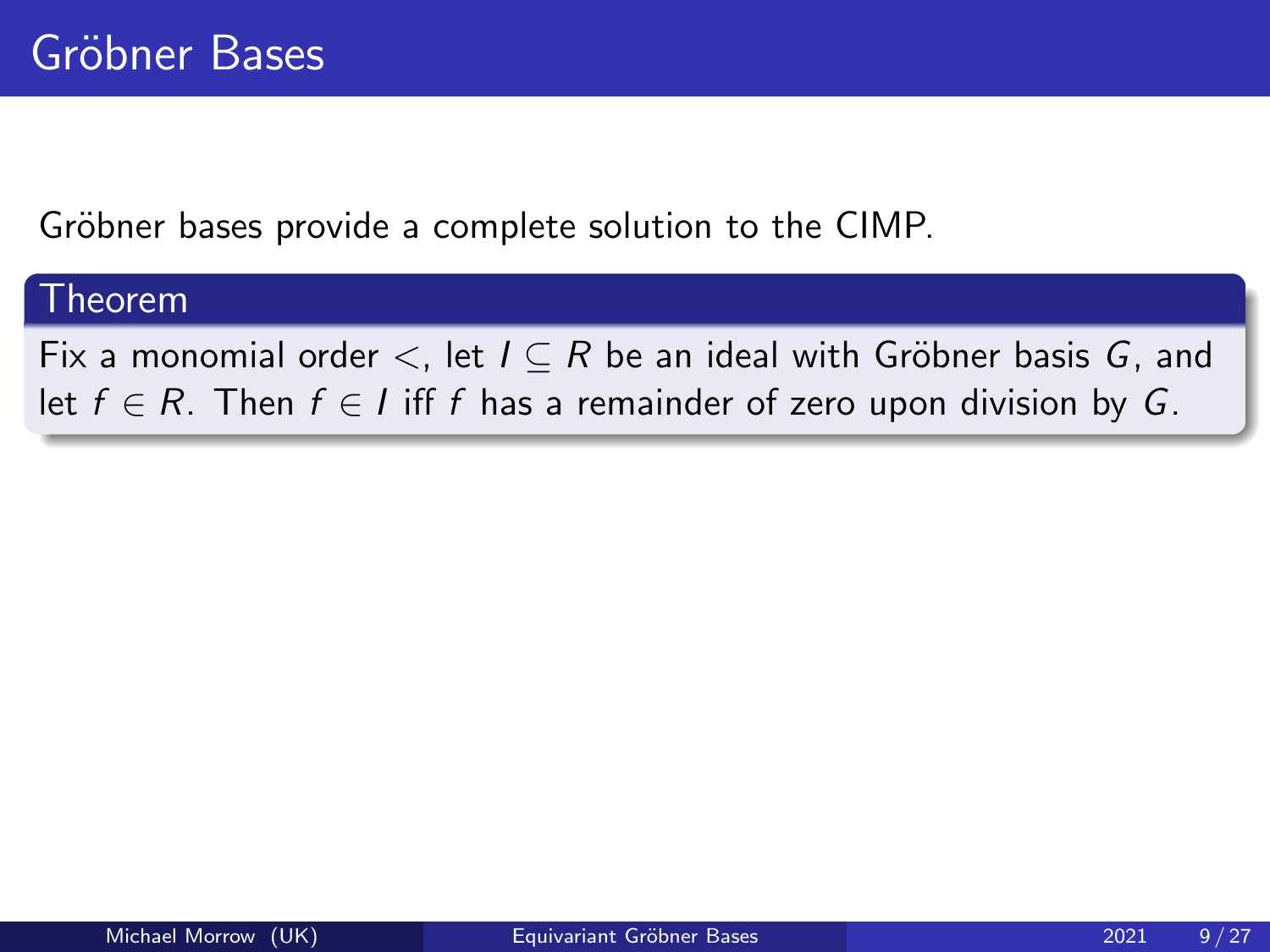# Gröbner Bases

Gröbner bases provide a complete solution to the CIMP.

**Theorem**

Fix a monomial order $<$, let $I \subseteq R$ be an ideal with Gröbner basis $G$, and let $f \in R$. Then $f \in I$ iff $f$ has a remainder of zero upon division by $G$.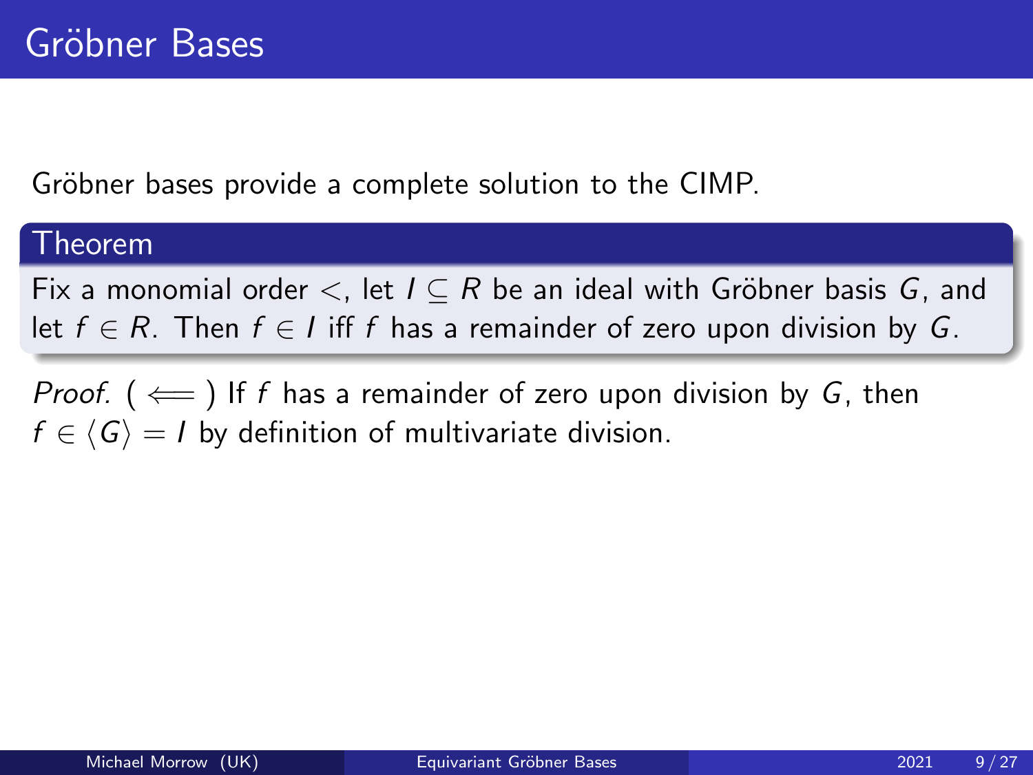# Gröbner Bases

Gröbner bases provide a complete solution to the CIMP.

**Theorem**

Fix a monomial order $<$, let $I \subseteq R$ be an ideal with Gröbner basis $G$, and let $f \in R$. Then $f \in I$ iff $f$ has a remainder of zero upon division by $G$.

*Proof.* ( $\Longleftarrow$ ) If $f$ has a remainder of zero upon division by $G$, then $f \in \langle G \rangle = I$ by definition of multivariate division.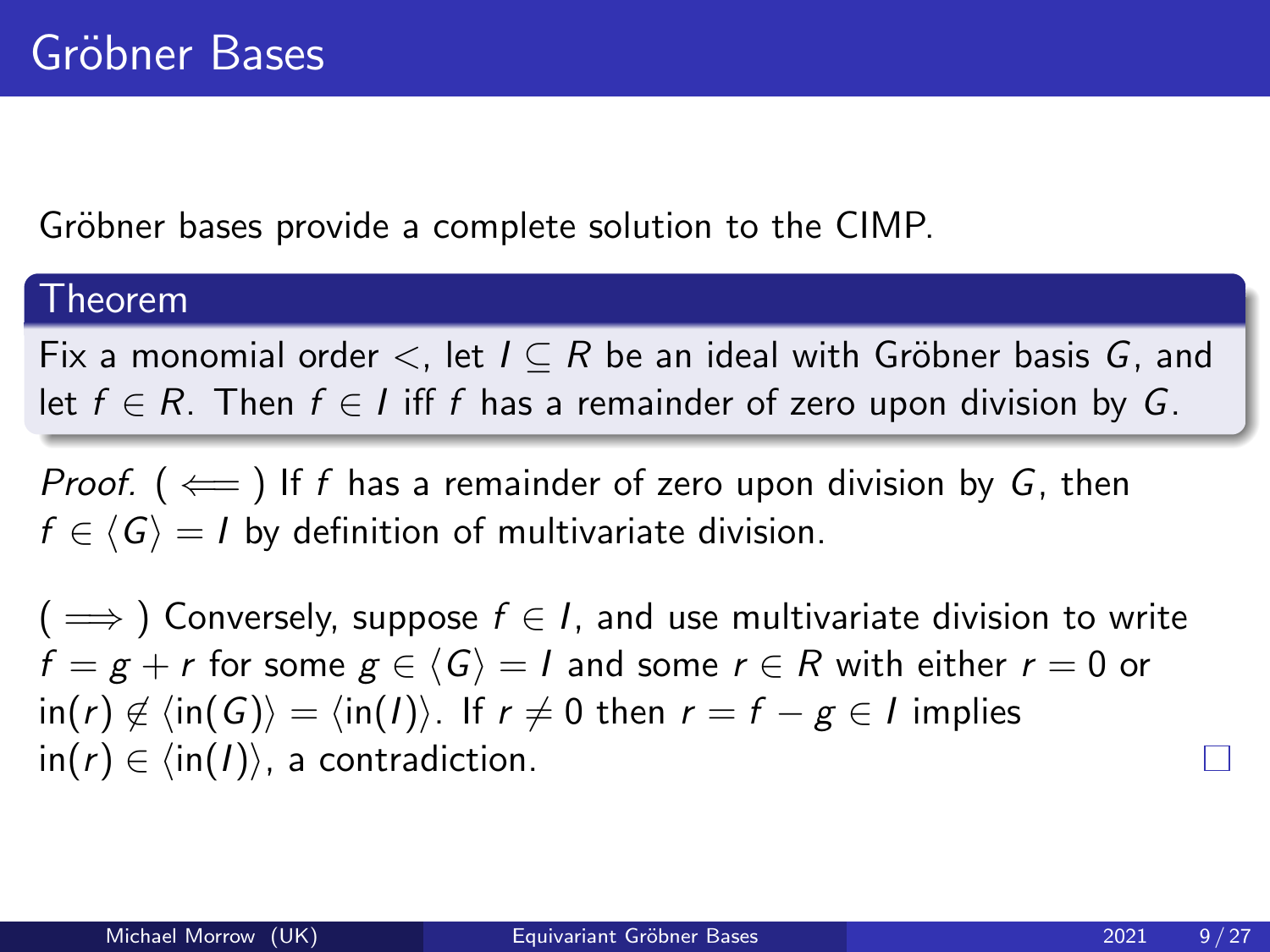# Gröbner Bases

Gröbner bases provide a complete solution to the CIMP.

**Theorem**

Fix a monomial order $<$, let $I \subseteq R$ be an ideal with Gröbner basis $G$, and let $f \in R$. Then $f \in I$ iff $f$ has a remainder of zero upon division by $G$.

*Proof.* ( $\Longleftarrow$ ) If $f$ has a remainder of zero upon division by $G$, then $f \in \langle G \rangle = I$ by definition of multivariate division.

( $\Longrightarrow$ ) Conversely, suppose $f \in I$, and use multivariate division to write $f = g + r$ for some $g \in \langle G \rangle = I$ and some $r \in R$ with either $r = 0$ or $\text{in}(r) \notin \langle \text{in}(G) \rangle = \langle \text{in}(I) \rangle$. If $r \neq 0$ then $r = f - g \in I$ implies $\text{in}(r) \in \langle \text{in}(I) \rangle$, a contradiction. □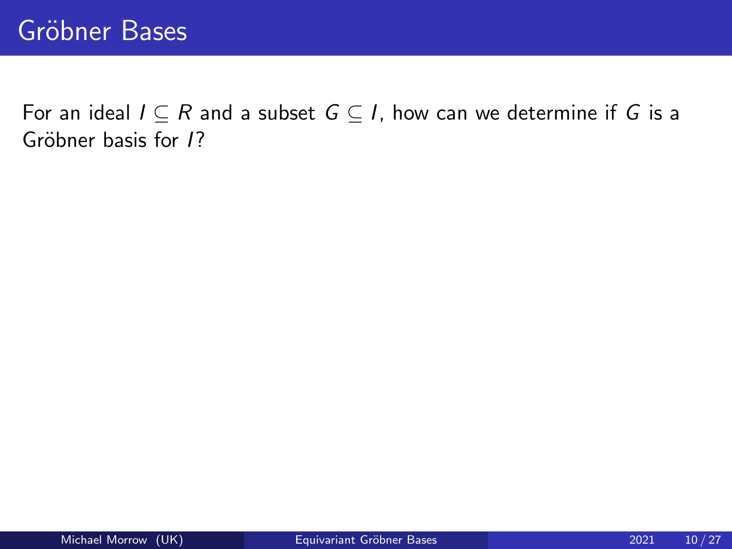# Gröbner Bases

For an ideal $I \subseteq R$ and a subset $G \subseteq I$, how can we determine if $G$ is a Gröbner basis for $I$?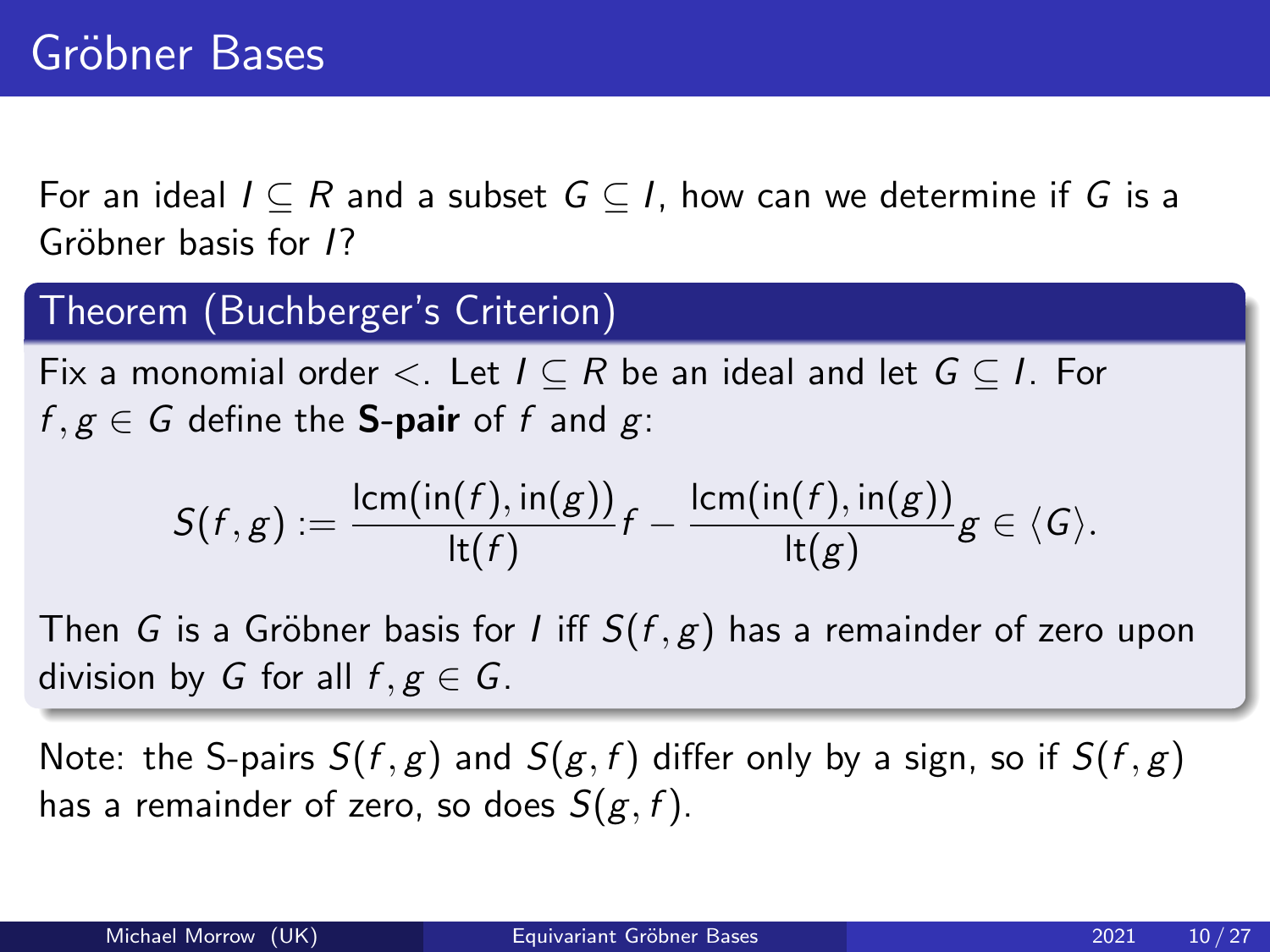# Gröbner Bases

For an ideal $I \subseteq R$ and a subset $G \subseteq I$, how can we determine if $G$ is a Gröbner basis for $I$?

### Theorem (Buchberger's Criterion)

Fix a monomial order $<$. Let $I \subseteq R$ be an ideal and let $G \subseteq I$. For $f, g \in G$ define the **S-pair** of $f$ and $g$:

$$S(f,g) := \frac{\operatorname{lcm}(\operatorname{in}(f), \operatorname{in}(g))}{\operatorname{lt}(f)} f - \frac{\operatorname{lcm}(\operatorname{in}(f), \operatorname{in}(g))}{\operatorname{lt}(g)} g \in \langle G \rangle.$$

Then $G$ is a Gröbner basis for $I$ iff $S(f,g)$ has a remainder of zero upon division by $G$ for all $f, g \in G$.

Note: the S-pairs $S(f,g)$ and $S(g,f)$ differ only by a sign, so if $S(f,g)$ has a remainder of zero, so does $S(g,f)$.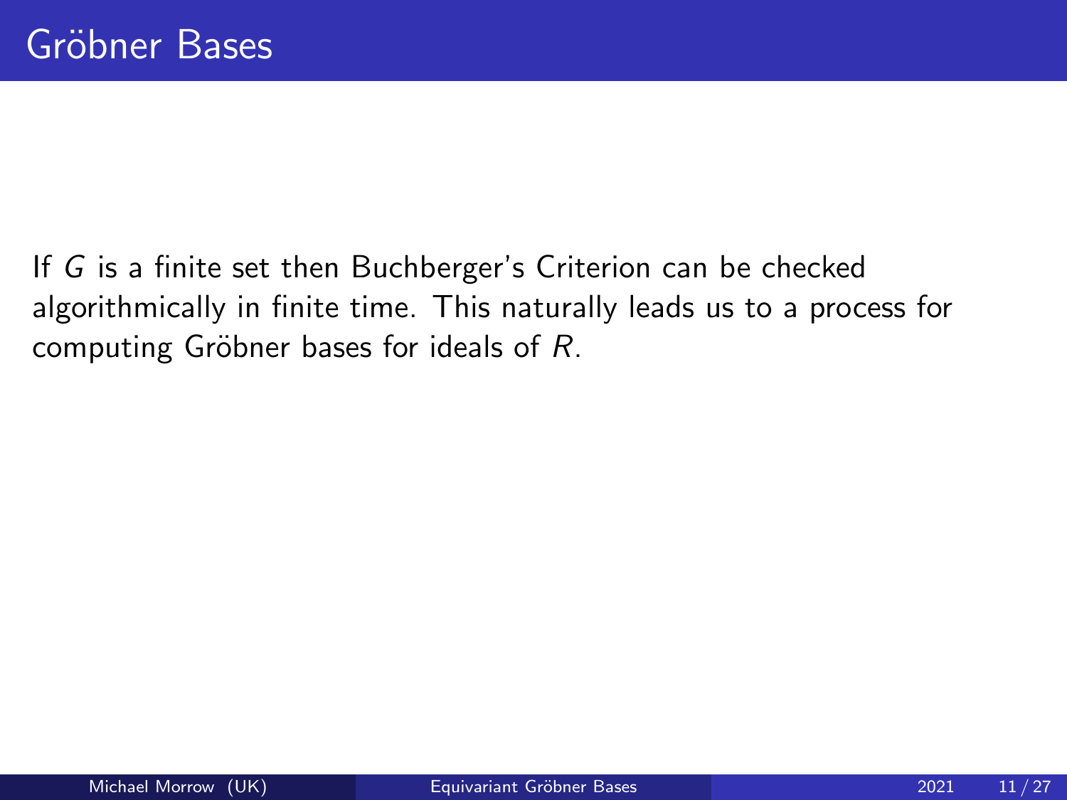# Gröbner Bases

If $G$ is a finite set then Buchberger's Criterion can be checked algorithmically in finite time. This naturally leads us to a process for computing Gröbner bases for ideals of $R$.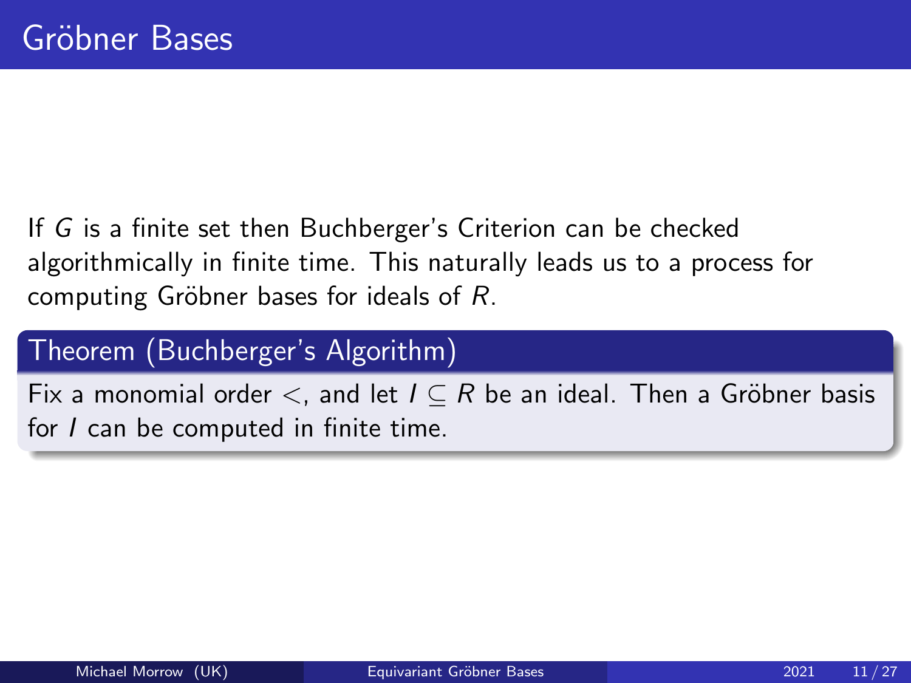# Gröbner Bases

If $G$ is a finite set then Buchberger's Criterion can be checked algorithmically in finite time. This naturally leads us to a process for computing Gröbner bases for ideals of $R$.

**Theorem (Buchberger's Algorithm)**

Fix a monomial order $<$, and let $I \subseteq R$ be an ideal. Then a Gröbner basis for $I$ can be computed in finite time.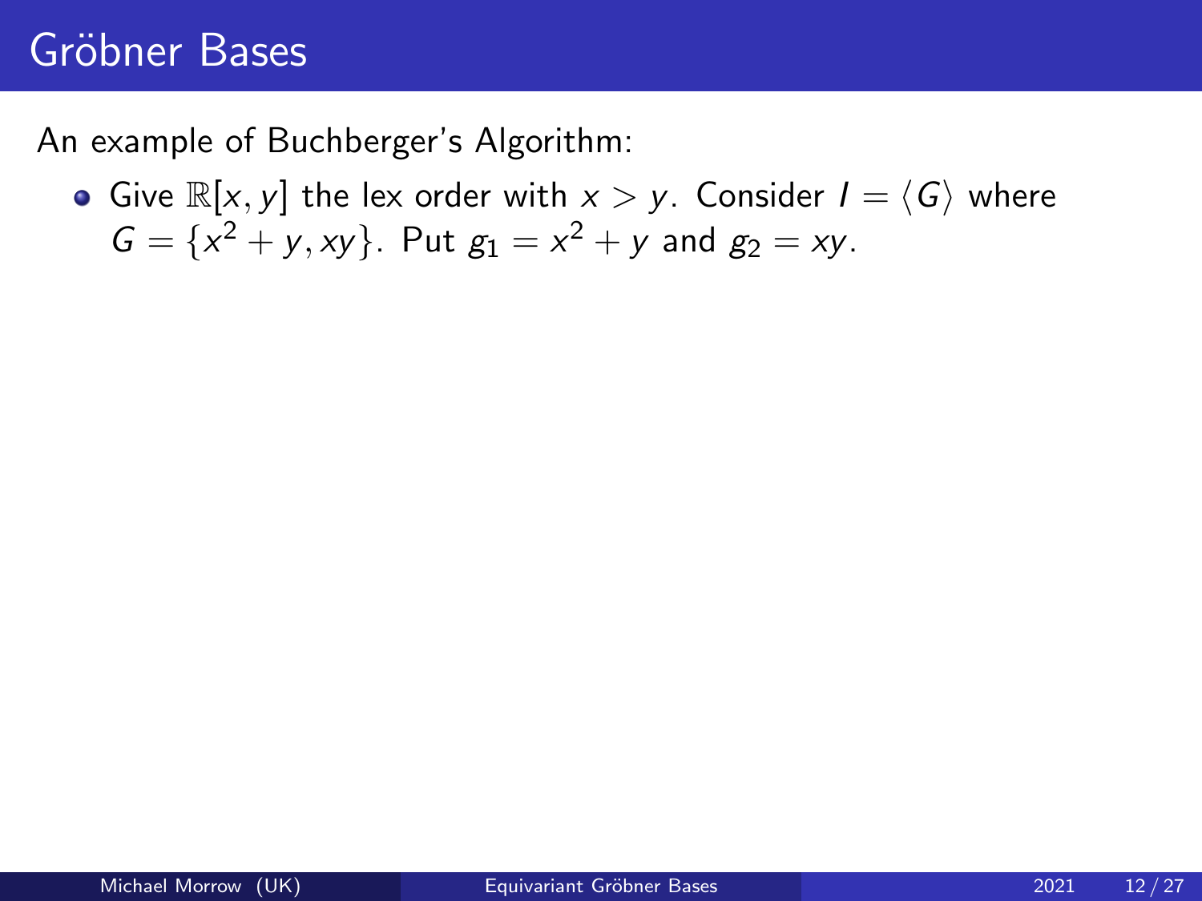## Gröbner Bases

An example of Buchberger's Algorithm:

- Give $\mathbb{R}[x, y]$ the lex order with $x > y$. Consider $I = \langle G \rangle$ where $G = \{x^2 + y, xy\}$. Put $g_1 = x^2 + y$ and $g_2 = xy$.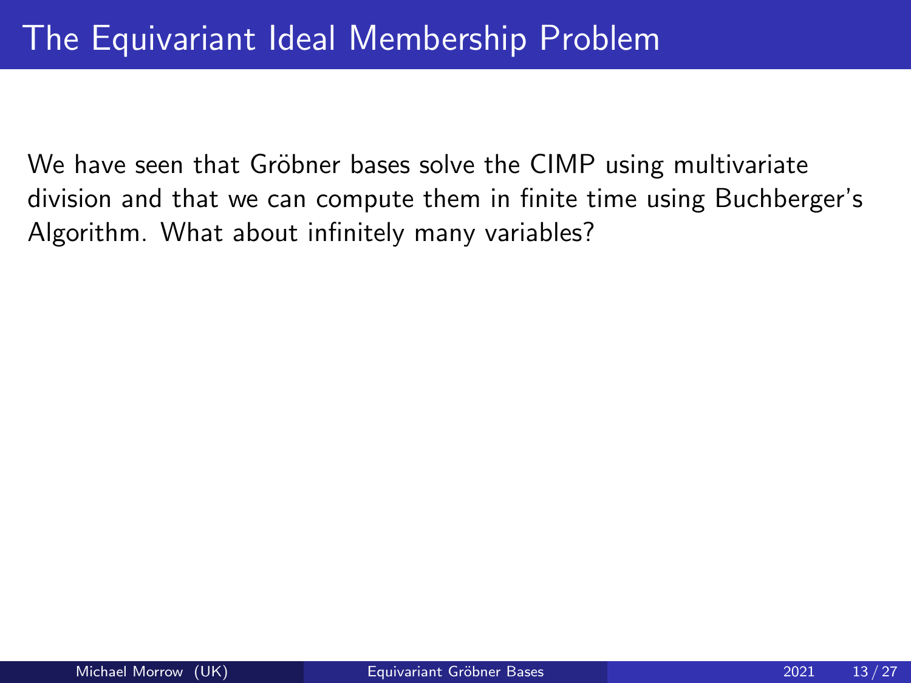# The Equivariant Ideal Membership Problem

We have seen that Gröbner bases solve the CIMP using multivariate division and that we can compute them in finite time using Buchberger's Algorithm. What about infinitely many variables?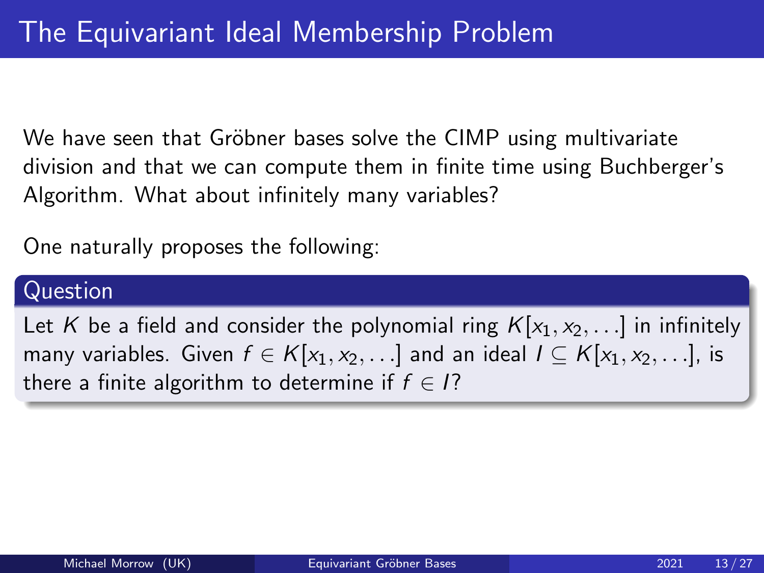# The Equivariant Ideal Membership Problem

We have seen that Gröbner bases solve the CIMP using multivariate division and that we can compute them in finite time using Buchberger's Algorithm. What about infinitely many variables?

One naturally proposes the following:

**Question**

Let $K$ be a field and consider the polynomial ring $K[x_1, x_2, \ldots]$ in infinitely many variables. Given $f \in K[x_1, x_2, \ldots]$ and an ideal $I \subseteq K[x_1, x_2, \ldots]$, is there a finite algorithm to determine if $f \in I$?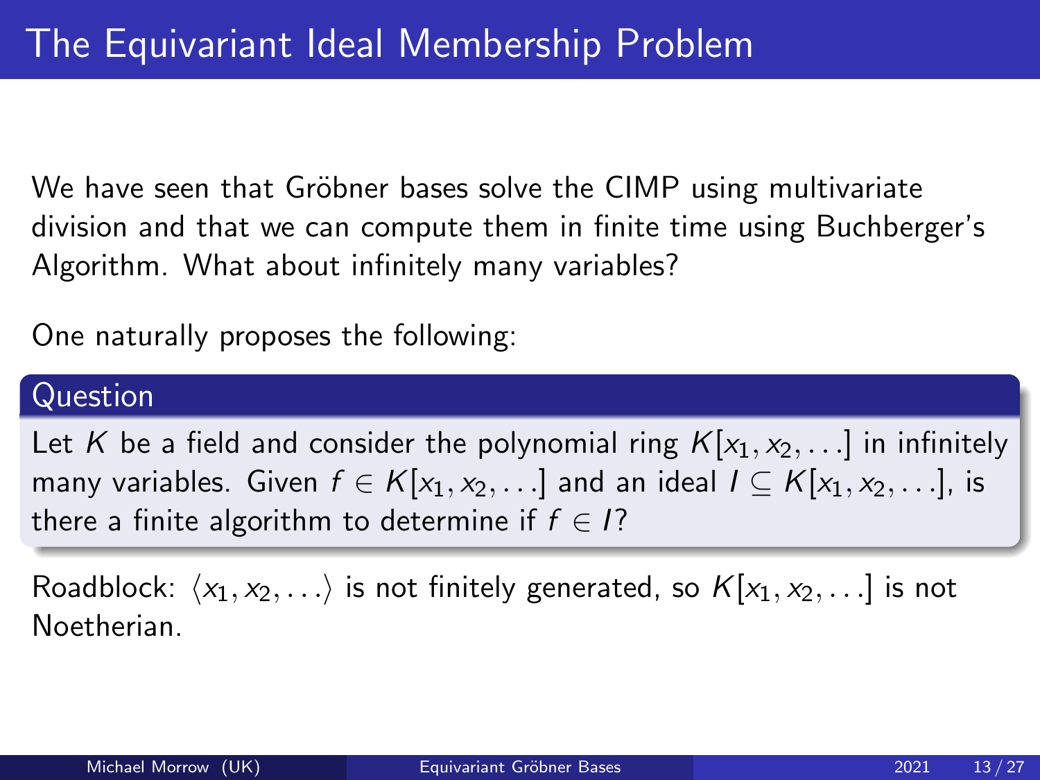# The Equivariant Ideal Membership Problem

We have seen that Gröbner bases solve the CIMP using multivariate division and that we can compute them in finite time using Buchberger's Algorithm. What about infinitely many variables?

One naturally proposes the following:

**Question**

Let $K$ be a field and consider the polynomial ring $K[x_1, x_2, \ldots]$ in infinitely many variables. Given $f \in K[x_1, x_2, \ldots]$ and an ideal $I \subseteq K[x_1, x_2, \ldots]$, is there a finite algorithm to determine if $f \in I$?

Roadblock: $\langle x_1, x_2, \ldots \rangle$ is not finitely generated, so $K[x_1, x_2, \ldots]$ is not Noetherian.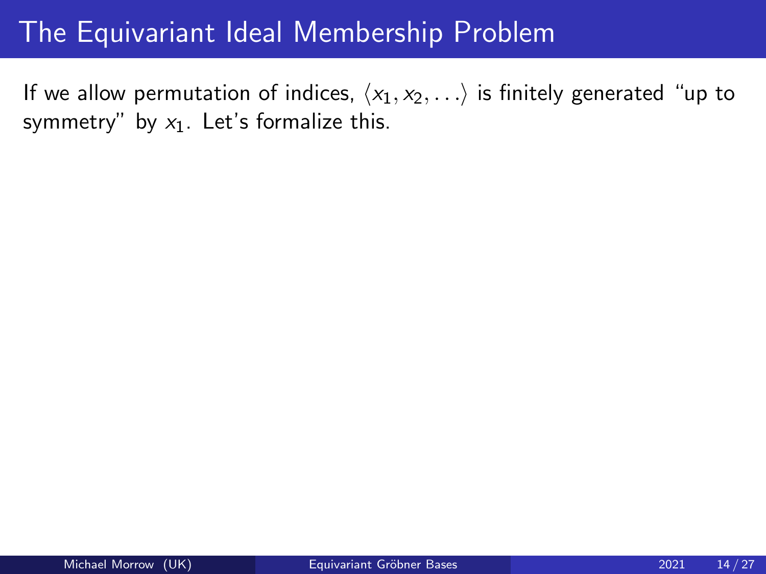# The Equivariant Ideal Membership Problem

If we allow permutation of indices, $\langle x_1, x_2, \ldots \rangle$ is finitely generated "up to symmetry" by $x_1$. Let's formalize this.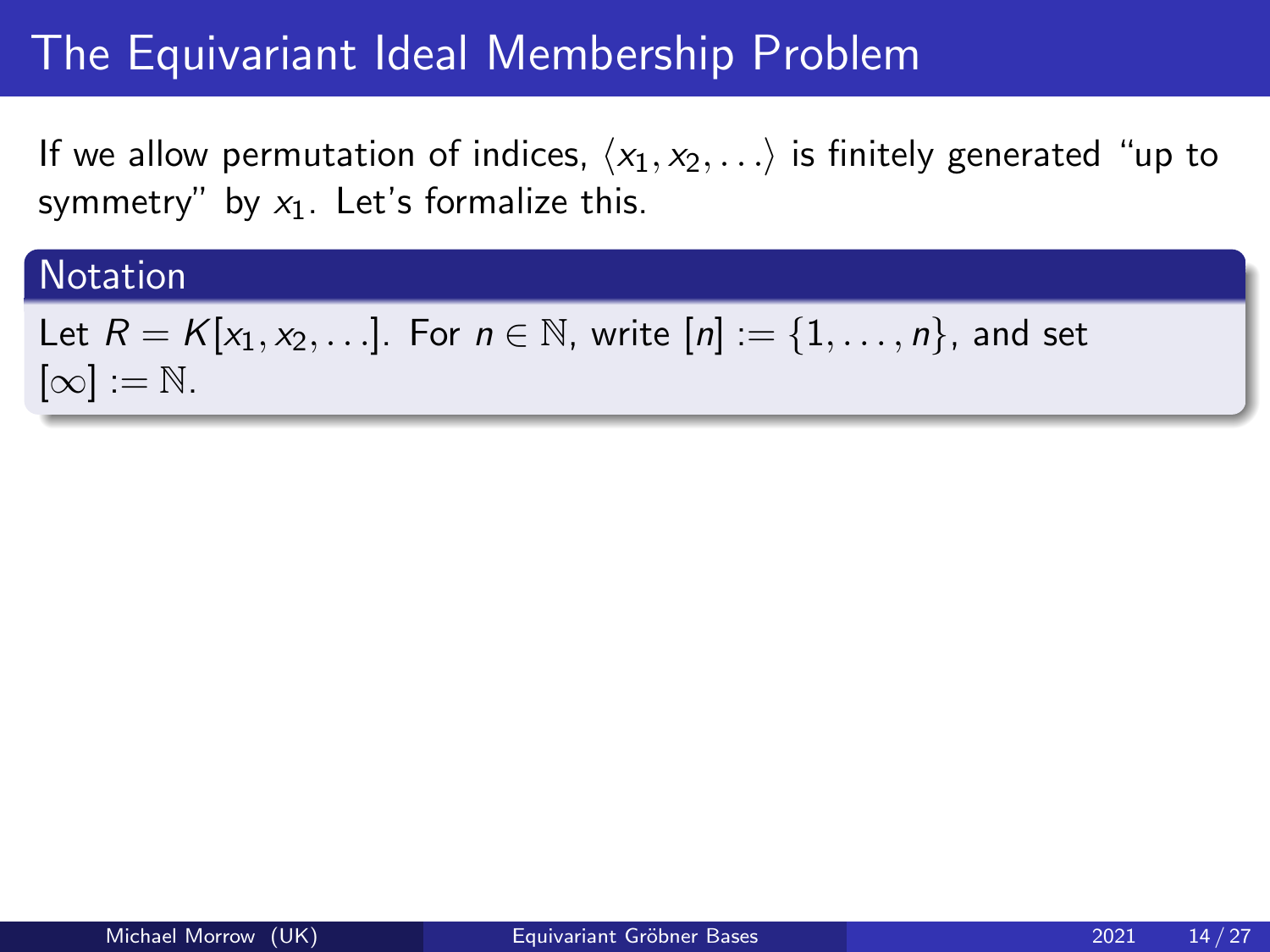# The Equivariant Ideal Membership Problem

If we allow permutation of indices, $\langle x_1, x_2, \ldots \rangle$ is finitely generated "up to symmetry" by $x_1$. Let's formalize this.

**Notation**

Let $R = K[x_1, x_2, \ldots]$. For $n \in \mathbb{N}$, write $[n] := \{1, \ldots, n\}$, and set $[\infty] := \mathbb{N}$.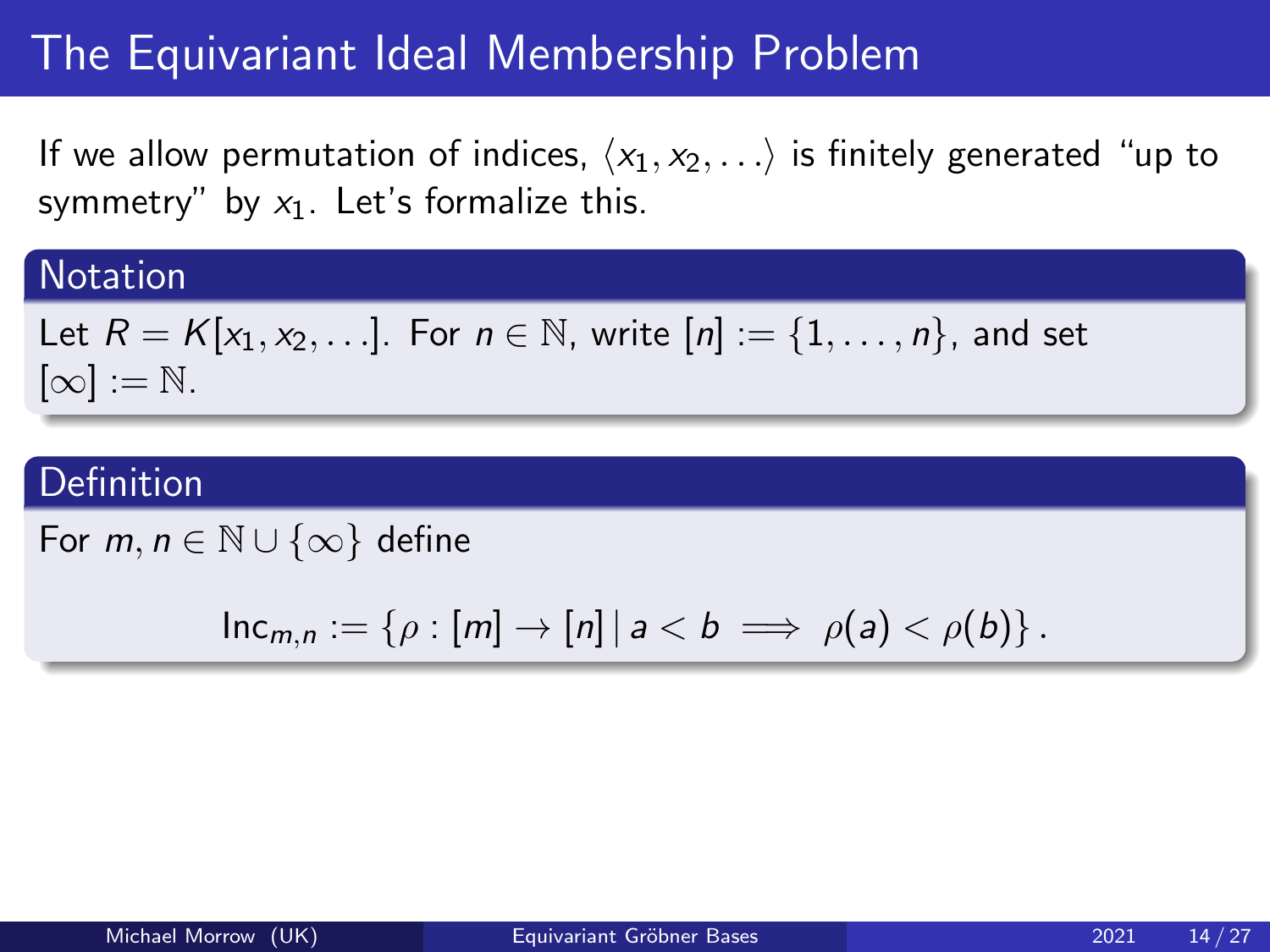# The Equivariant Ideal Membership Problem

If we allow permutation of indices, $\langle x_1, x_2, \ldots \rangle$ is finitely generated "up to symmetry" by $x_1$. Let's formalize this.

## Notation

Let $R = K[x_1, x_2, \ldots]$. For $n \in \mathbb{N}$, write $[n] := \{1, \ldots, n\}$, and set $[\infty] := \mathbb{N}$.

## Definition

For $m, n \in \mathbb{N} \cup \{\infty\}$ define

$$\mathrm{Inc}_{m,n} := \{\rho : [m] \to [n] \mid a < b \implies \rho(a) < \rho(b)\}.$$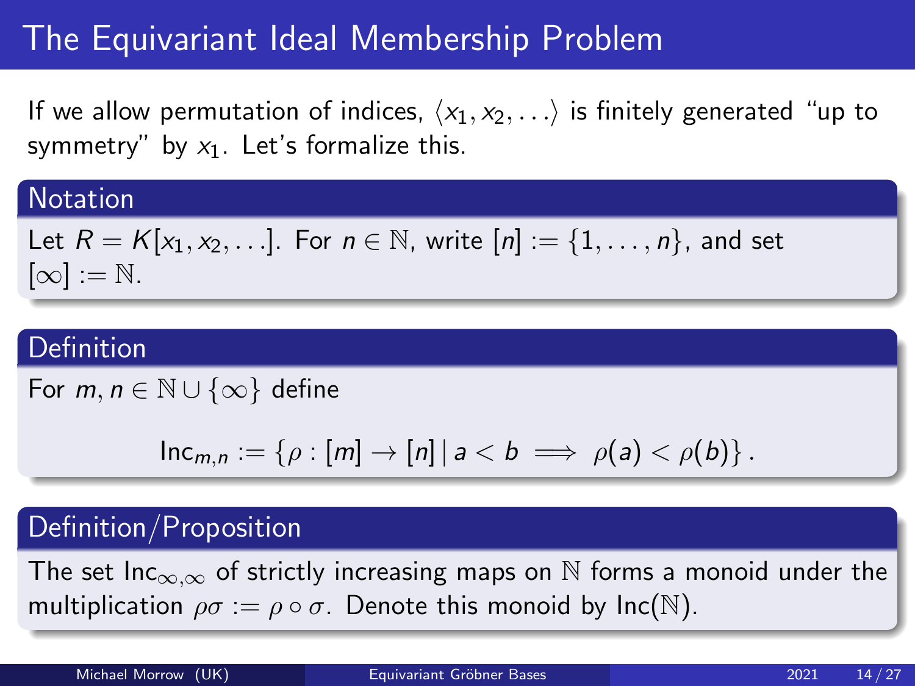# The Equivariant Ideal Membership Problem

If we allow permutation of indices, $\langle x_1, x_2, \ldots \rangle$ is finitely generated "up to symmetry" by $x_1$. Let's formalize this.

## Notation

Let $R = K[x_1, x_2, \ldots]$. For $n \in \mathbb{N}$, write $[n] := \{1, \ldots, n\}$, and set $[\infty] := \mathbb{N}$.

## Definition

For $m, n \in \mathbb{N} \cup \{\infty\}$ define

$$\mathrm{Inc}_{m,n} := \{\rho : [m] \to [n] \mid a < b \implies \rho(a) < \rho(b)\}.$$

## Definition/Proposition

The set $\mathrm{Inc}_{\infty,\infty}$ of strictly increasing maps on $\mathbb{N}$ forms a monoid under the multiplication $\rho\sigma := \rho \circ \sigma$. Denote this monoid by $\mathrm{Inc}(\mathbb{N})$.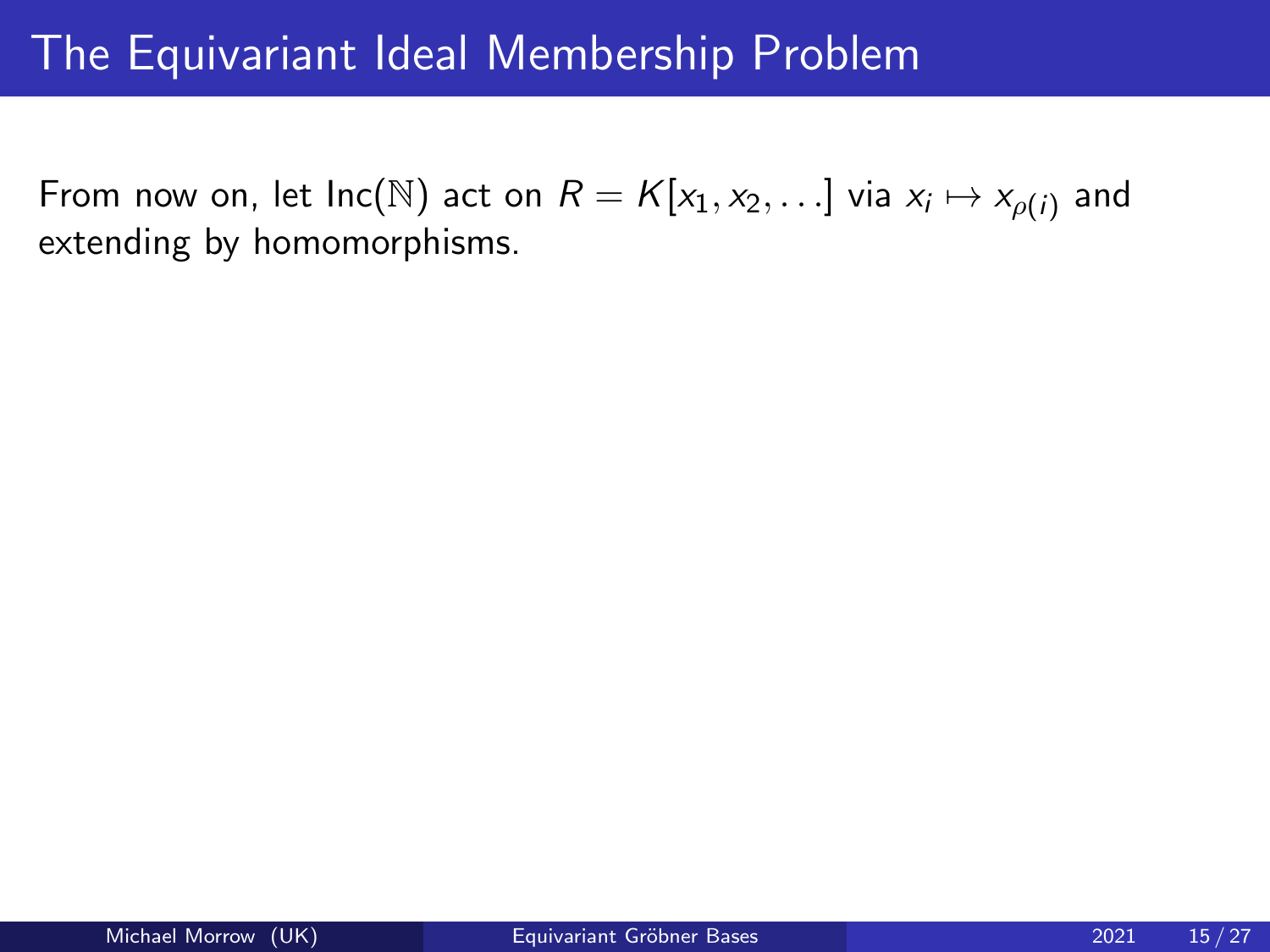# The Equivariant Ideal Membership Problem

From now on, let $\mathrm{Inc}(\mathbb{N})$ act on $R = K[x_1, x_2, \ldots]$ via $x_i \mapsto x_{\rho(i)}$ and extending by homomorphisms.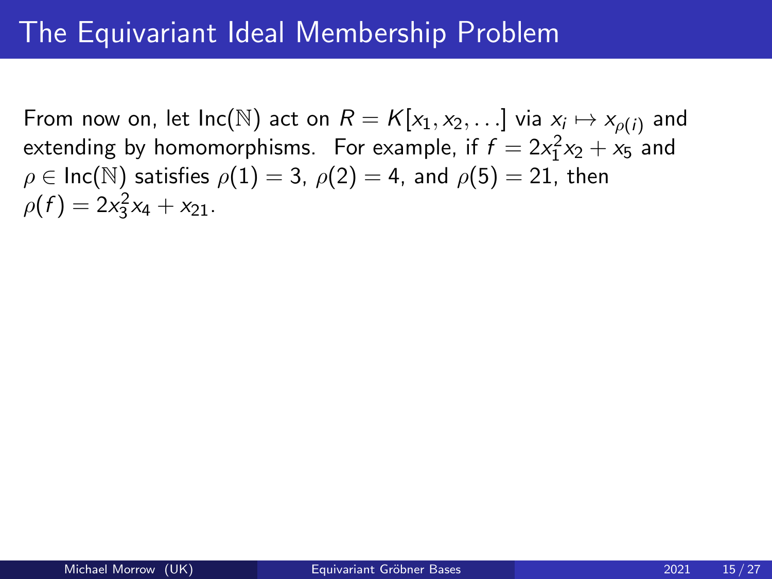# The Equivariant Ideal Membership Problem

From now on, let $\text{Inc}(\mathbb{N})$ act on $R = K[x_1, x_2, \ldots]$ via $x_i \mapsto x_{\rho(i)}$ and extending by homomorphisms. For example, if $f = 2x_1^2 x_2 + x_5$ and $\rho \in \text{Inc}(\mathbb{N})$ satisfies $\rho(1) = 3$, $\rho(2) = 4$, and $\rho(5) = 21$, then $\rho(f) = 2x_3^2 x_4 + x_{21}$.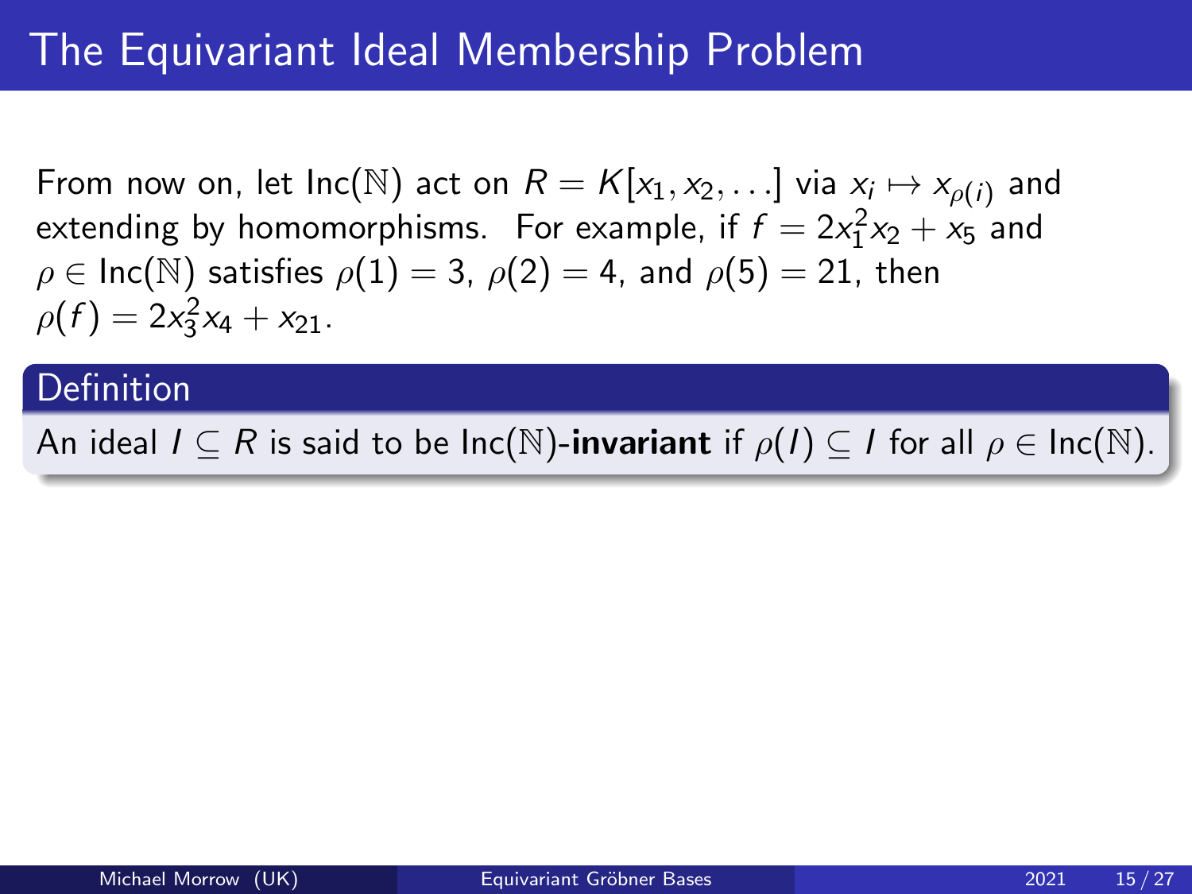# The Equivariant Ideal Membership Problem

From now on, let $\text{Inc}(\mathbb{N})$ act on $R = K[x_1, x_2, \ldots]$ via $x_i \mapsto x_{\rho(i)}$ and extending by homomorphisms. For example, if $f = 2x_1^2 x_2 + x_5$ and $\rho \in \text{Inc}(\mathbb{N})$ satisfies $\rho(1) = 3$, $\rho(2) = 4$, and $\rho(5) = 21$, then $\rho(f) = 2x_3^2 x_4 + x_{21}$.

**Definition**

An ideal $I \subseteq R$ is said to be $\text{Inc}(\mathbb{N})$-**invariant** if $\rho(I) \subseteq I$ for all $\rho \in \text{Inc}(\mathbb{N})$.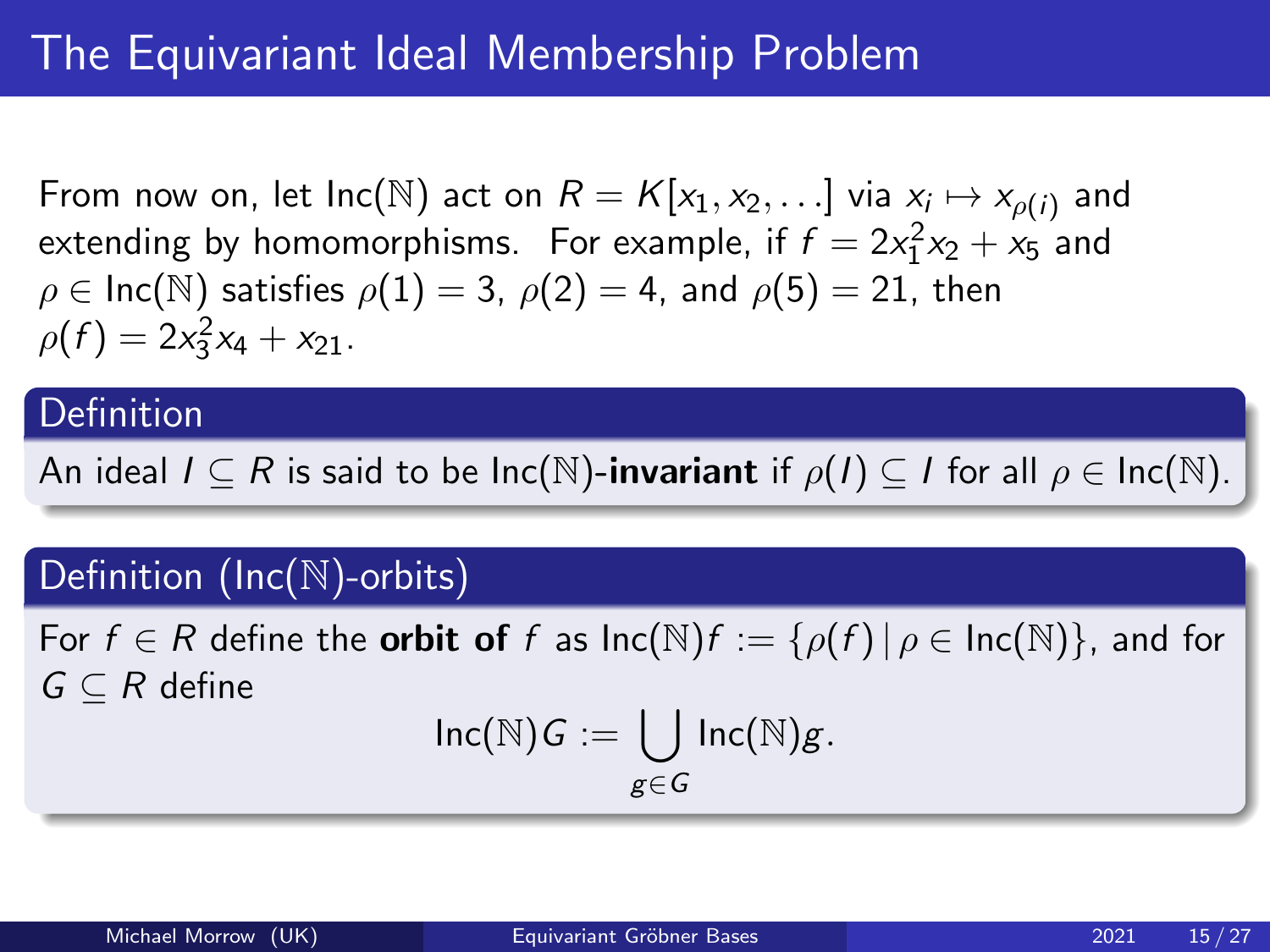# The Equivariant Ideal Membership Problem

From now on, let $\text{Inc}(\mathbb{N})$ act on $R = K[x_1, x_2, \ldots]$ via $x_i \mapsto x_{\rho(i)}$ and extending by homomorphisms. For example, if $f = 2x_1^2 x_2 + x_5$ and $\rho \in \text{Inc}(\mathbb{N})$ satisfies $\rho(1) = 3$, $\rho(2) = 4$, and $\rho(5) = 21$, then $\rho(f) = 2x_3^2 x_4 + x_{21}$.

### Definition

An ideal $I \subseteq R$ is said to be $\text{Inc}(\mathbb{N})$-**invariant** if $\rho(I) \subseteq I$ for all $\rho \in \text{Inc}(\mathbb{N})$.

### Definition ($\text{Inc}(\mathbb{N})$-orbits)

For $f \in R$ define the **orbit of** $f$ as $\text{Inc}(\mathbb{N})f := \{\rho(f) \mid \rho \in \text{Inc}(\mathbb{N})\}$, and for $G \subseteq R$ define

$$\text{Inc}(\mathbb{N})G := \bigcup_{g \in G} \text{Inc}(\mathbb{N})g.$$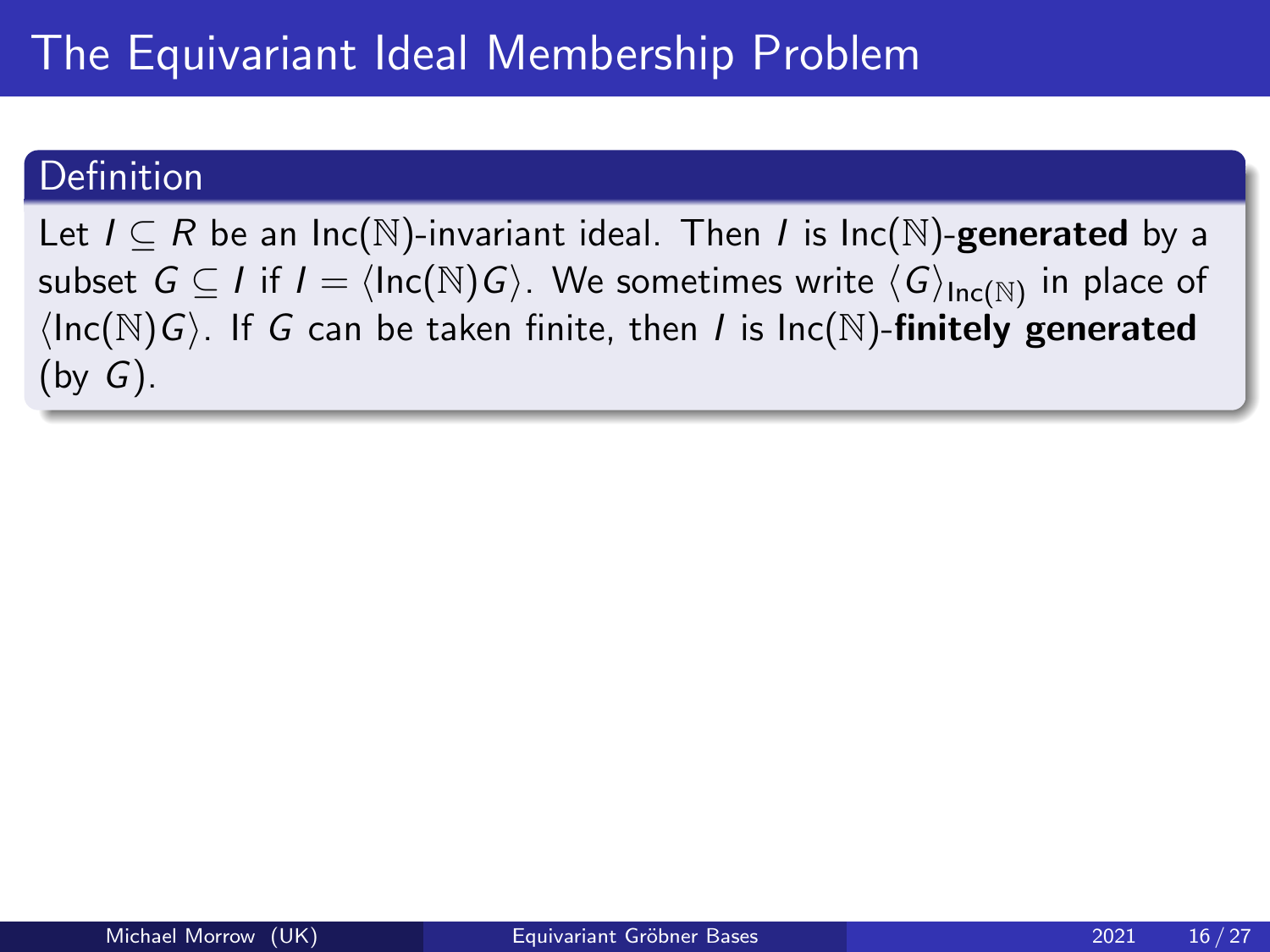# The Equivariant Ideal Membership Problem

**Definition**

Let $I \subseteq R$ be an $\mathrm{Inc}(\mathbb{N})$-invariant ideal. Then $I$ is $\mathrm{Inc}(\mathbb{N})$-**generated** by a subset $G \subseteq I$ if $I = \langle \mathrm{Inc}(\mathbb{N}) G \rangle$. We sometimes write $\langle G \rangle_{\mathrm{Inc}(\mathbb{N})}$ in place of $\langle \mathrm{Inc}(\mathbb{N}) G \rangle$. If $G$ can be taken finite, then $I$ is $\mathrm{Inc}(\mathbb{N})$-**finitely generated** (by $G$).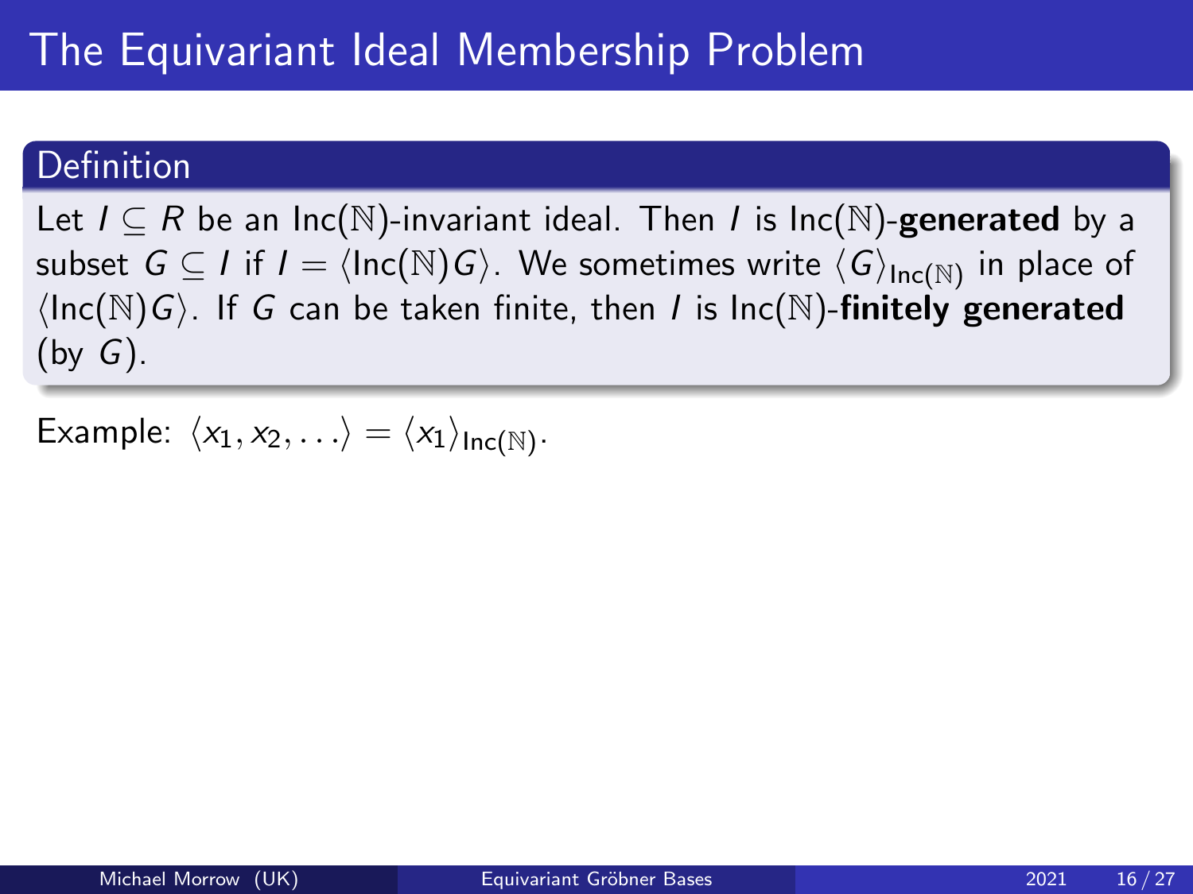# The Equivariant Ideal Membership Problem

**Definition**

Let $I \subseteq R$ be an $\text{Inc}(\mathbb{N})$-invariant ideal. Then $I$ is $\text{Inc}(\mathbb{N})$-**generated** by a subset $G \subseteq I$ if $I = \langle \text{Inc}(\mathbb{N}) G \rangle$. We sometimes write $\langle G \rangle_{\text{Inc}(\mathbb{N})}$ in place of $\langle \text{Inc}(\mathbb{N}) G \rangle$. If $G$ can be taken finite, then $I$ is $\text{Inc}(\mathbb{N})$-**finitely generated** (by $G$).

Example: $\langle x_1, x_2, \ldots \rangle = \langle x_1 \rangle_{\text{Inc}(\mathbb{N})}$.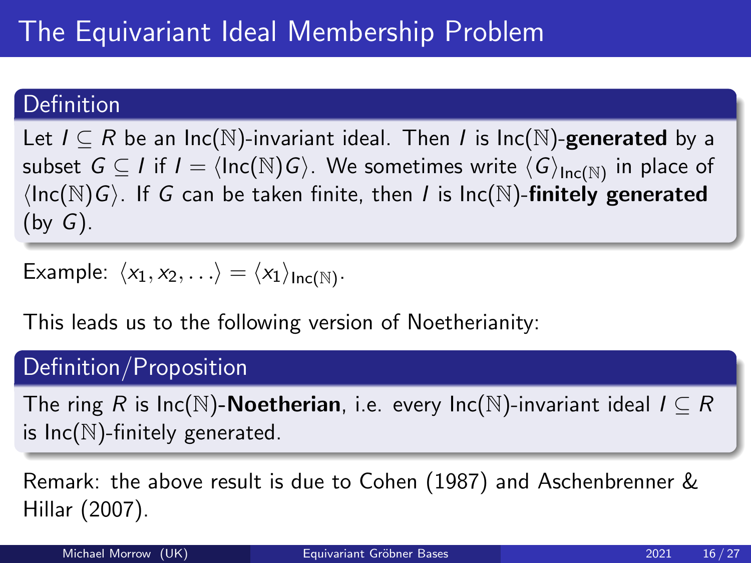# The Equivariant Ideal Membership Problem

### Definition

Let $I \subseteq R$ be an $\mathrm{Inc}(\mathbb{N})$-invariant ideal. Then $I$ is $\mathrm{Inc}(\mathbb{N})$-**generated** by a subset $G \subseteq I$ if $I = \langle \mathrm{Inc}(\mathbb{N})G \rangle$. We sometimes write $\langle G \rangle_{\mathrm{Inc}(\mathbb{N})}$ in place of $\langle \mathrm{Inc}(\mathbb{N})G \rangle$. If $G$ can be taken finite, then $I$ is $\mathrm{Inc}(\mathbb{N})$-**finitely generated** (by $G$).

Example: $\langle x_1, x_2, \ldots \rangle = \langle x_1 \rangle_{\mathrm{Inc}(\mathbb{N})}$.

This leads us to the following version of Noetherianity:

### Definition/Proposition

The ring $R$ is $\mathrm{Inc}(\mathbb{N})$-**Noetherian**, i.e. every $\mathrm{Inc}(\mathbb{N})$-invariant ideal $I \subseteq R$ is $\mathrm{Inc}(\mathbb{N})$-finitely generated.

Remark: the above result is due to Cohen (1987) and Aschenbrenner & Hillar (2007).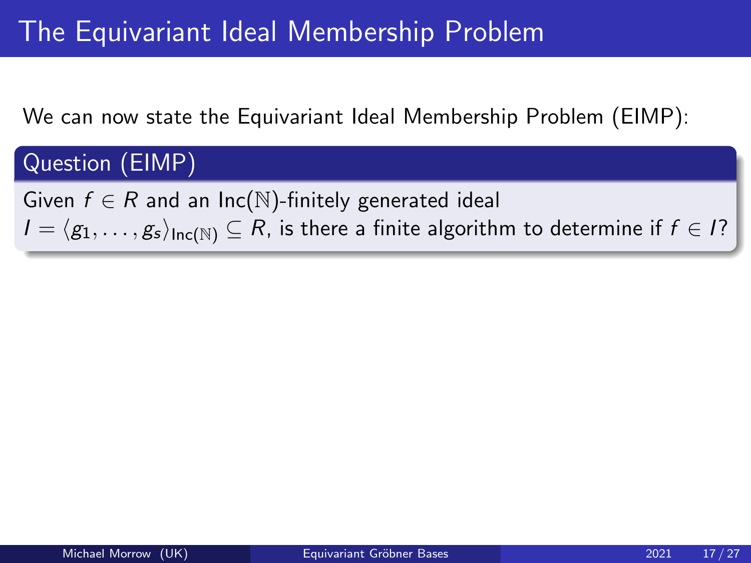# The Equivariant Ideal Membership Problem

We can now state the Equivariant Ideal Membership Problem (EIMP):

**Question (EIMP)**

Given $f \in R$ and an $\text{Inc}(\mathbb{N})$-finitely generated ideal $I = \langle g_1, \ldots, g_s \rangle_{\text{Inc}(\mathbb{N})} \subseteq R$, is there a finite algorithm to determine if $f \in I$?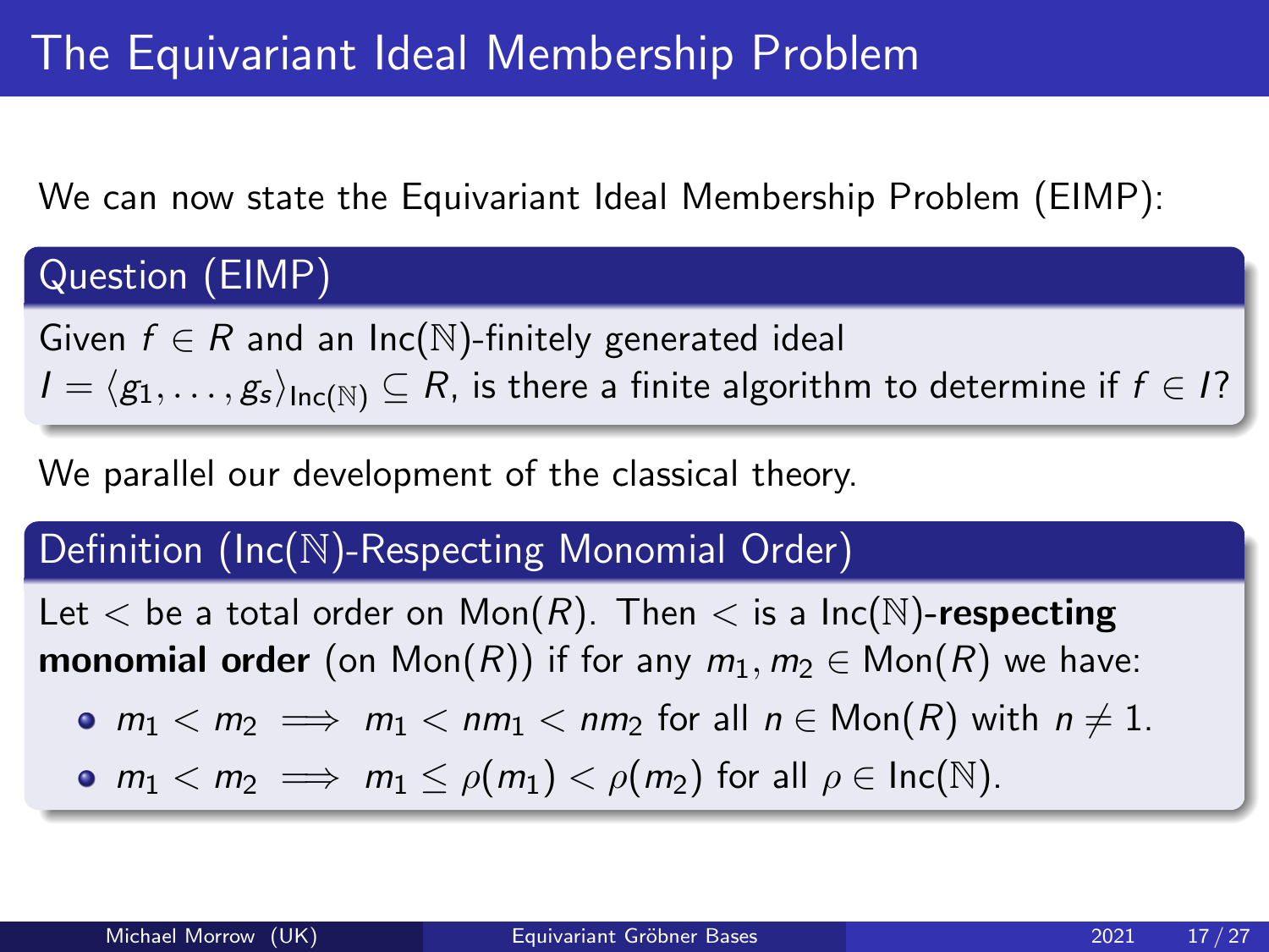# The Equivariant Ideal Membership Problem

We can now state the Equivariant Ideal Membership Problem (EIMP):

**Question (EIMP)**

Given $f \in R$ and an $\text{Inc}(\mathbb{N})$-finitely generated ideal $I = \langle g_1, \ldots, g_s \rangle_{\text{Inc}(\mathbb{N})} \subseteq R$, is there a finite algorithm to determine if $f \in I$?

We parallel our development of the classical theory.

**Definition ($\text{Inc}(\mathbb{N})$-Respecting Monomial Order)**

Let $<$ be a total order on $\text{Mon}(R)$. Then $<$ is a $\text{Inc}(\mathbb{N})$-**respecting monomial order** (on $\text{Mon}(R)$) if for any $m_1, m_2 \in \text{Mon}(R)$ we have:

- $m_1 < m_2 \implies m_1 < nm_1 < nm_2$ for all $n \in \text{Mon}(R)$ with $n \neq 1$.
- $m_1 < m_2 \implies m_1 \leq \rho(m_1) < \rho(m_2)$ for all $\rho \in \text{Inc}(\mathbb{N})$.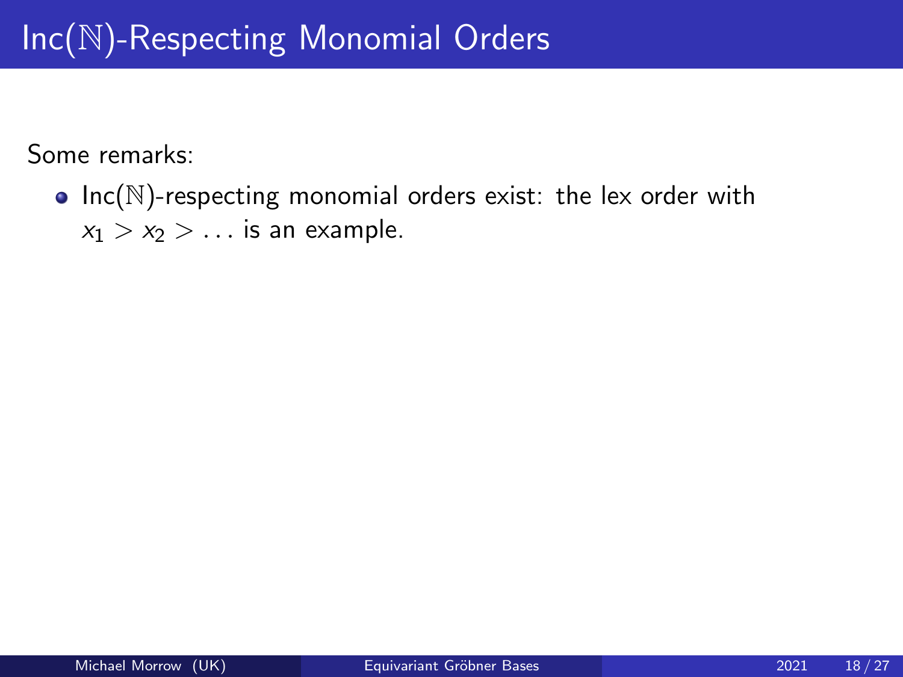# Inc($\mathbb{N}$)-Respecting Monomial Orders

Some remarks:

- Inc($\mathbb{N}$)-respecting monomial orders exist: the lex order with $x_1 > x_2 > \ldots$ is an example.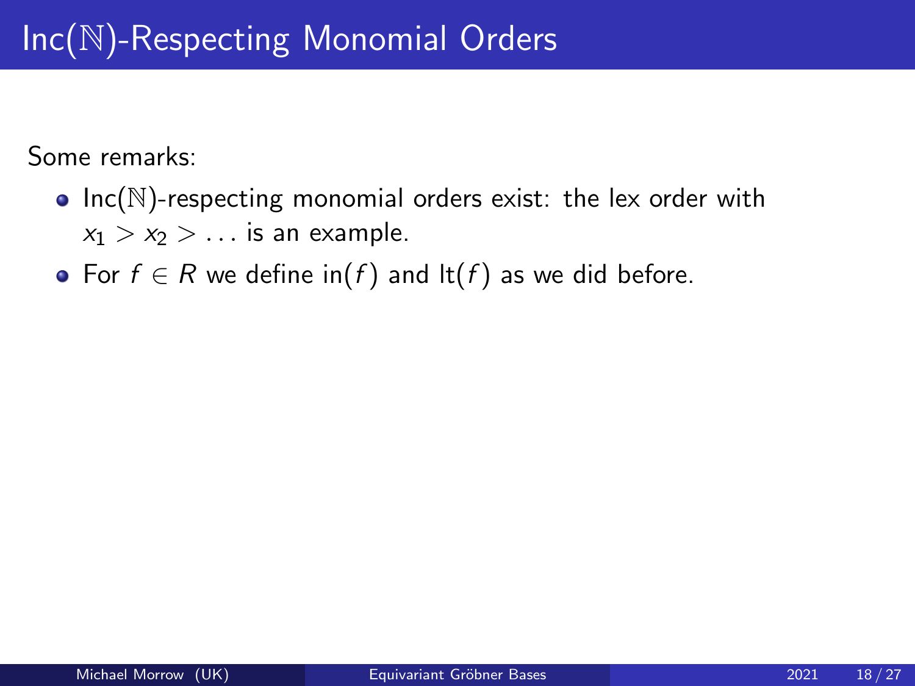# $\text{Inc}(\mathbb{N})$-Respecting Monomial Orders

Some remarks:

- $\text{Inc}(\mathbb{N})$-respecting monomial orders exist: the lex order with $x_1 > x_2 > \ldots$ is an example.
- For $f \in R$ we define $\text{in}(f)$ and $\text{lt}(f)$ as we did before.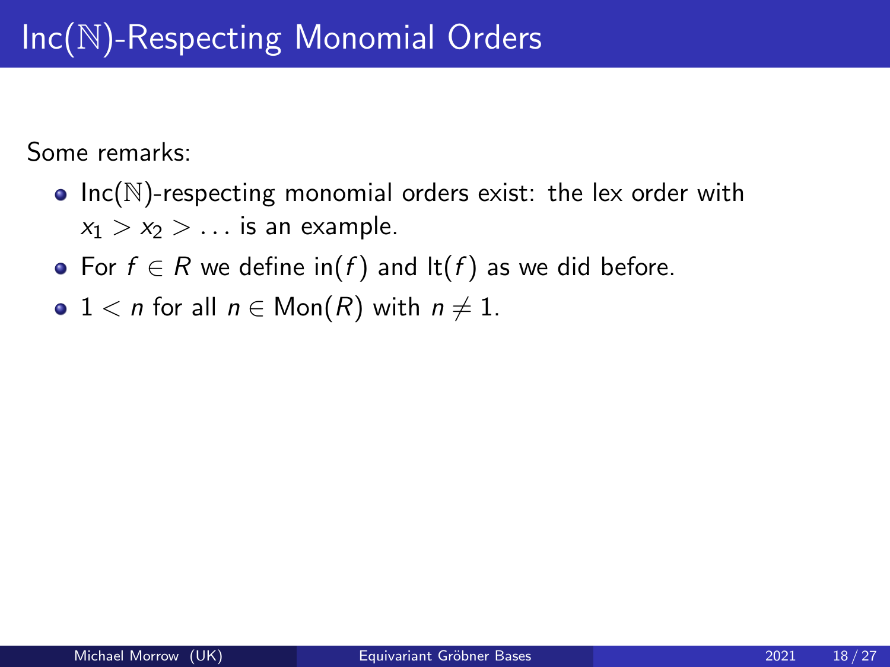# $\mathrm{Inc}(\mathbb{N})$-Respecting Monomial Orders

Some remarks:

- $\mathrm{Inc}(\mathbb{N})$-respecting monomial orders exist: the lex order with $x_1 > x_2 > \dots$ is an example.
- For $f \in R$ we define $\mathrm{in}(f)$ and $\mathrm{lt}(f)$ as we did before.
- $1 < n$ for all $n \in \mathrm{Mon}(R)$ with $n \neq 1$.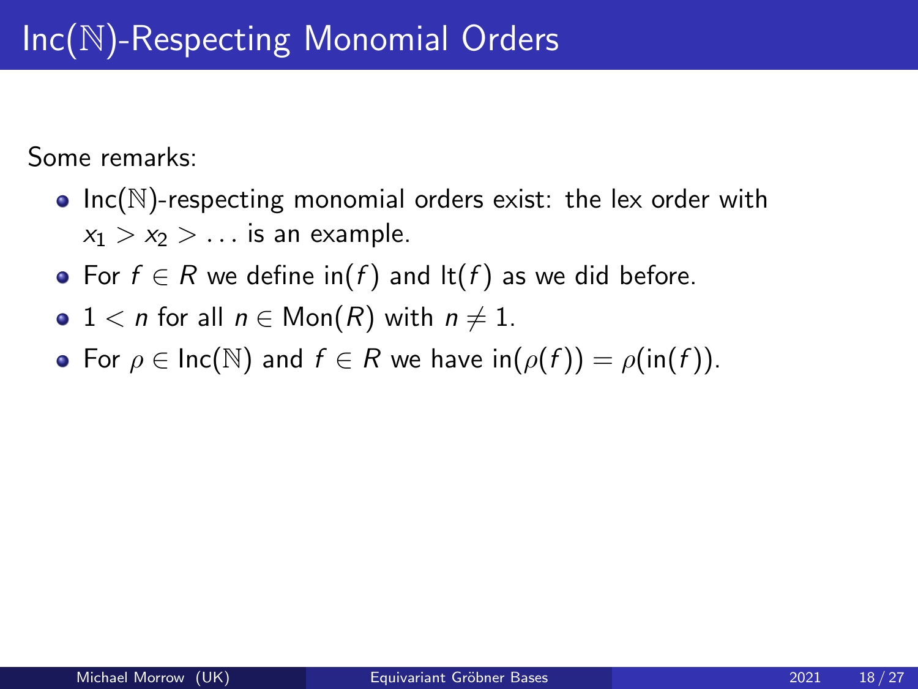# Inc($\mathbb{N}$)-Respecting Monomial Orders

Some remarks:

- Inc($\mathbb{N}$)-respecting monomial orders exist: the lex order with $x_1 > x_2 > \ldots$ is an example.
- For $f \in R$ we define $\mathrm{in}(f)$ and $\mathrm{lt}(f)$ as we did before.
- $1 < n$ for all $n \in \mathrm{Mon}(R)$ with $n \neq 1$.
- For $\rho \in \mathrm{Inc}(\mathbb{N})$ and $f \in R$ we have $\mathrm{in}(\rho(f)) = \rho(\mathrm{in}(f))$.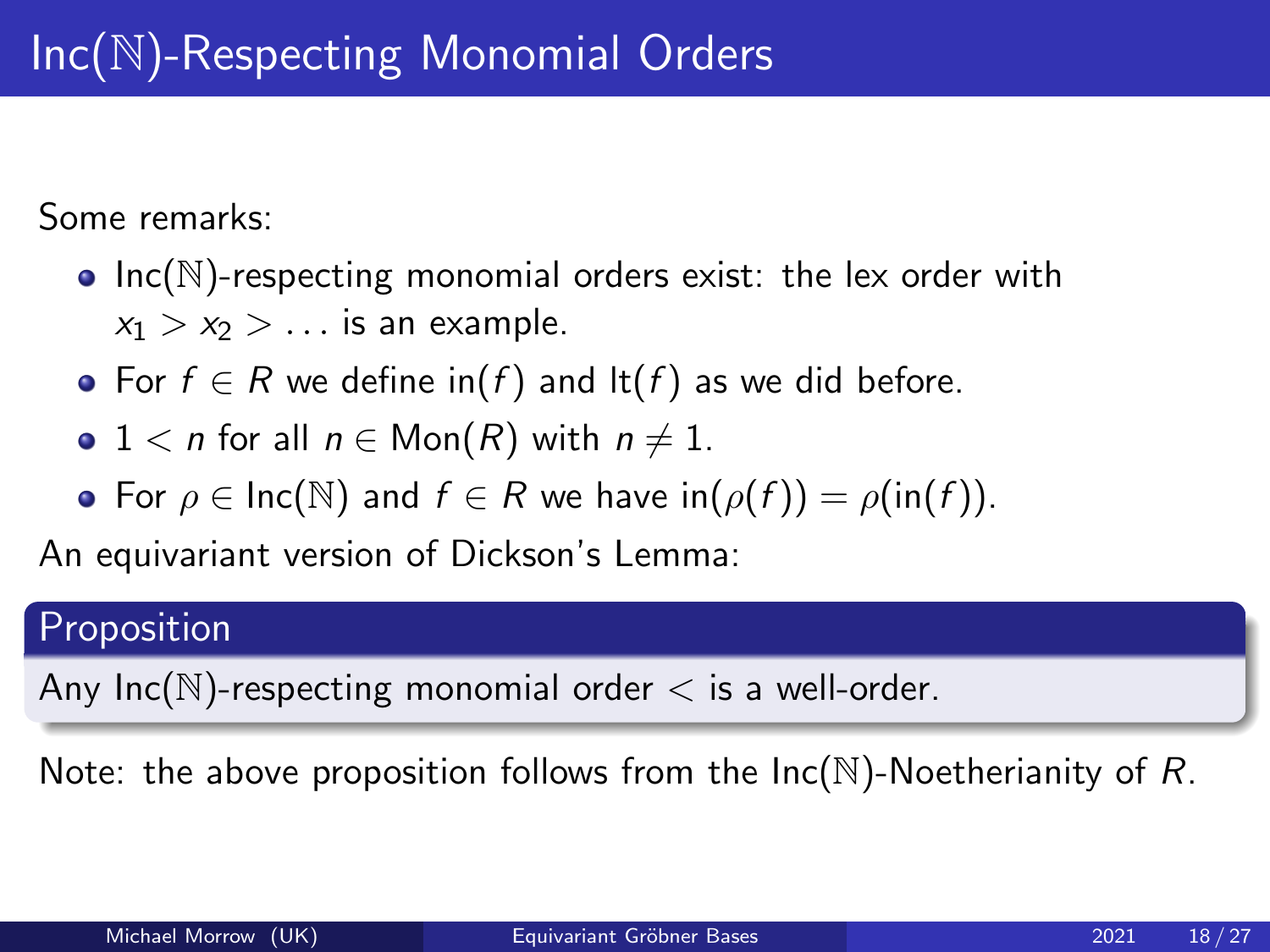# $\operatorname{Inc}(\mathbb{N})$-Respecting Monomial Orders

Some remarks:

- $\operatorname{Inc}(\mathbb{N})$-respecting monomial orders exist: the lex order with $x_1 > x_2 > \ldots$ is an example.
- For $f \in R$ we define $\operatorname{in}(f)$ and $\operatorname{lt}(f)$ as we did before.
- $1 < n$ for all $n \in \operatorname{Mon}(R)$ with $n \neq 1$.
- For $\rho \in \operatorname{Inc}(\mathbb{N})$ and $f \in R$ we have $\operatorname{in}(\rho(f)) = \rho(\operatorname{in}(f))$.

An equivariant version of Dickson's Lemma:

**Proposition**

Any $\operatorname{Inc}(\mathbb{N})$-respecting monomial order $<$ is a well-order.

Note: the above proposition follows from the $\operatorname{Inc}(\mathbb{N})$-Noetherianity of $R$.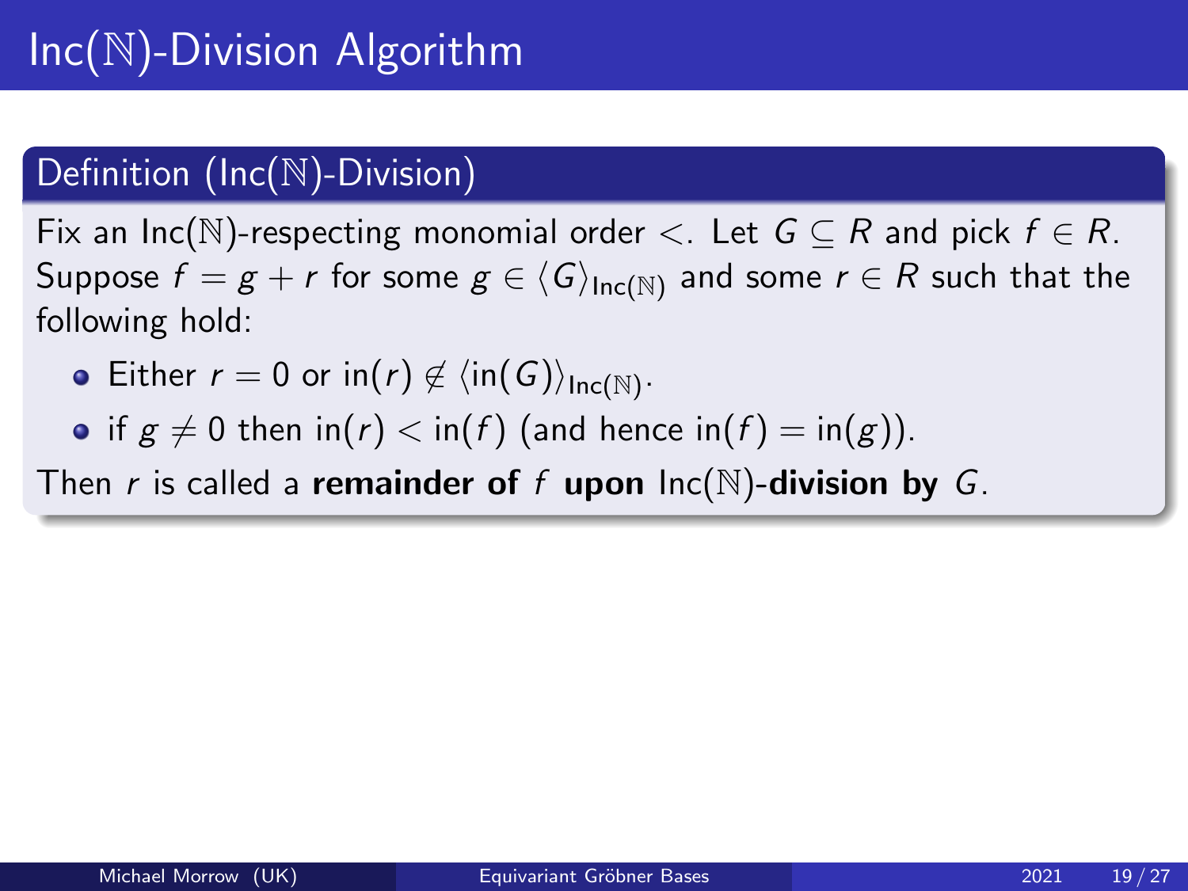# Inc($\mathbb{N}$)-Division Algorithm

## Definition (Inc($\mathbb{N}$)-Division)

Fix an Inc($\mathbb{N}$)-respecting monomial order $<$. Let $G \subseteq R$ and pick $f \in R$. Suppose $f = g + r$ for some $g \in \langle G \rangle_{\text{Inc}(\mathbb{N})}$ and some $r \in R$ such that the following hold:

- Either $r = 0$ or $\text{in}(r) \notin \langle \text{in}(G) \rangle_{\text{Inc}(\mathbb{N})}$.
- if $g \neq 0$ then $\text{in}(r) < \text{in}(f)$ (and hence $\text{in}(f) = \text{in}(g)$).

Then $r$ is called a **remainder of** $f$ **upon** Inc($\mathbb{N}$)**-division by** $G$.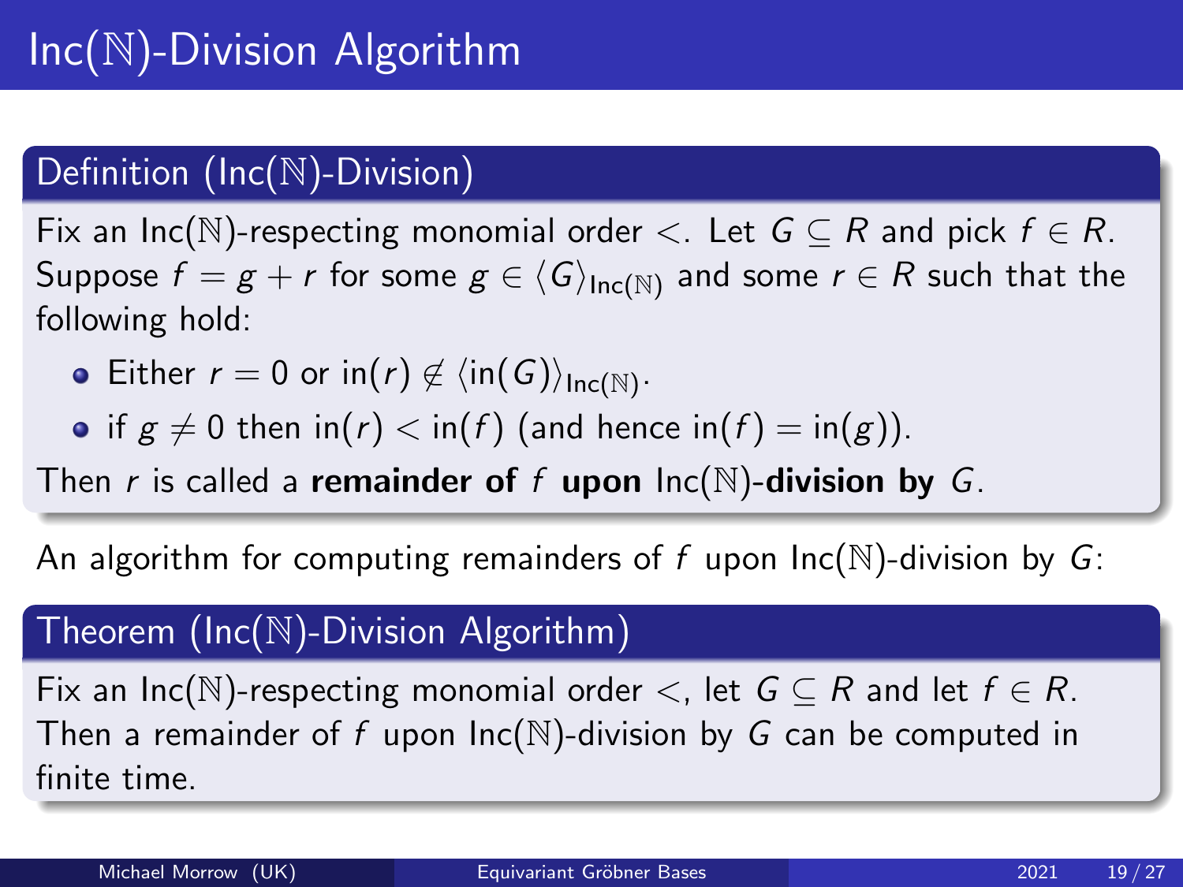# Inc($\mathbb{N}$)-Division Algorithm

## Definition (Inc($\mathbb{N}$)-Division)

Fix an Inc($\mathbb{N}$)-respecting monomial order $<$. Let $G \subseteq R$ and pick $f \in R$. Suppose $f = g + r$ for some $g \in \langle G \rangle_{\text{Inc}(\mathbb{N})}$ and some $r \in R$ such that the following hold:

- Either $r = 0$ or $\text{in}(r) \notin \langle \text{in}(G) \rangle_{\text{Inc}(\mathbb{N})}$.
- if $g \neq 0$ then $\text{in}(r) < \text{in}(f)$ (and hence $\text{in}(f) = \text{in}(g)$).

Then $r$ is called a **remainder of $f$ upon Inc($\mathbb{N}$)-division by $G$**.

An algorithm for computing remainders of $f$ upon Inc($\mathbb{N}$)-division by $G$:

## Theorem (Inc($\mathbb{N}$)-Division Algorithm)

Fix an Inc($\mathbb{N}$)-respecting monomial order $<$, let $G \subseteq R$ and let $f \in R$. Then a remainder of $f$ upon Inc($\mathbb{N}$)-division by $G$ can be computed in finite time.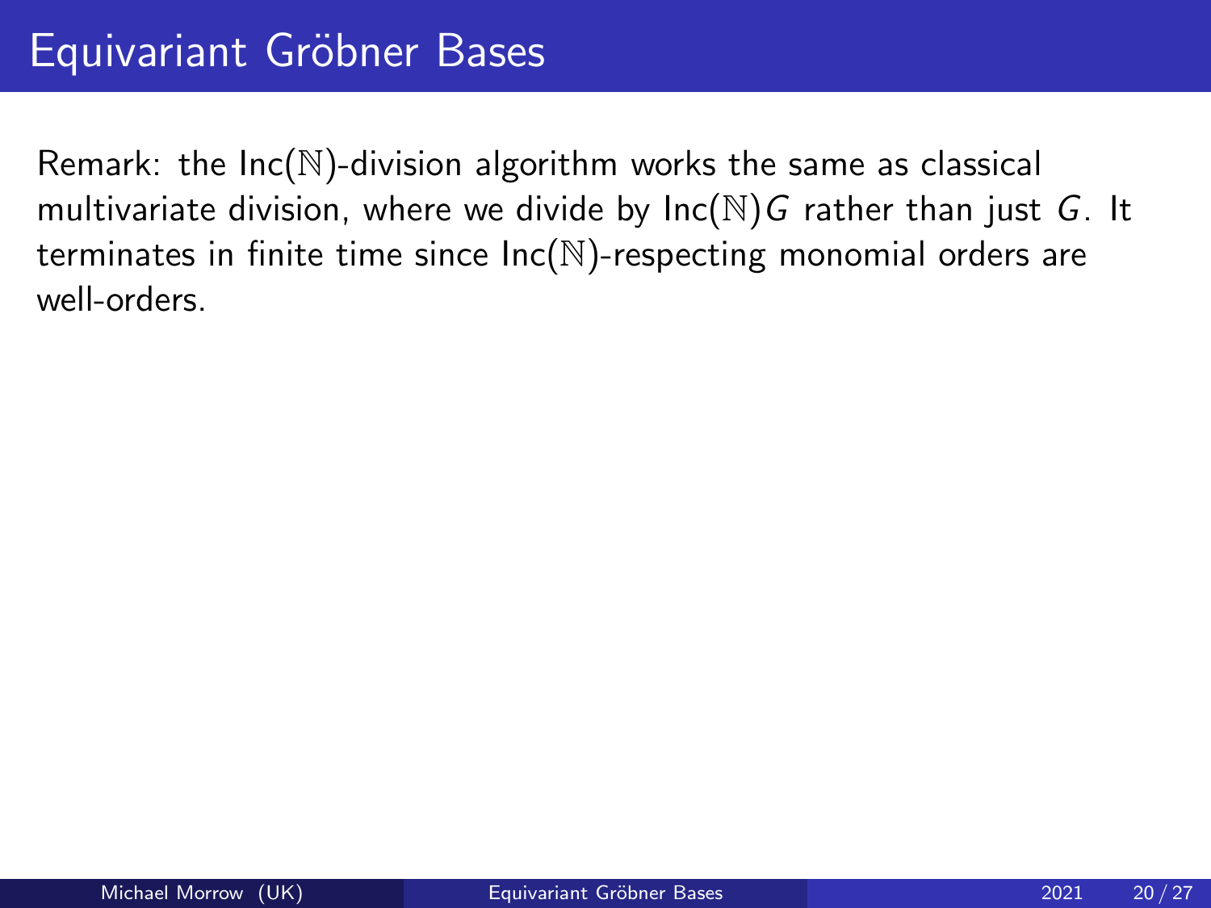# Equivariant Gröbner Bases

Remark: the $\mathrm{Inc}(\mathbb{N})$-division algorithm works the same as classical multivariate division, where we divide by $\mathrm{Inc}(\mathbb{N})G$ rather than just $G$. It terminates in finite time since $\mathrm{Inc}(\mathbb{N})$-respecting monomial orders are well-orders.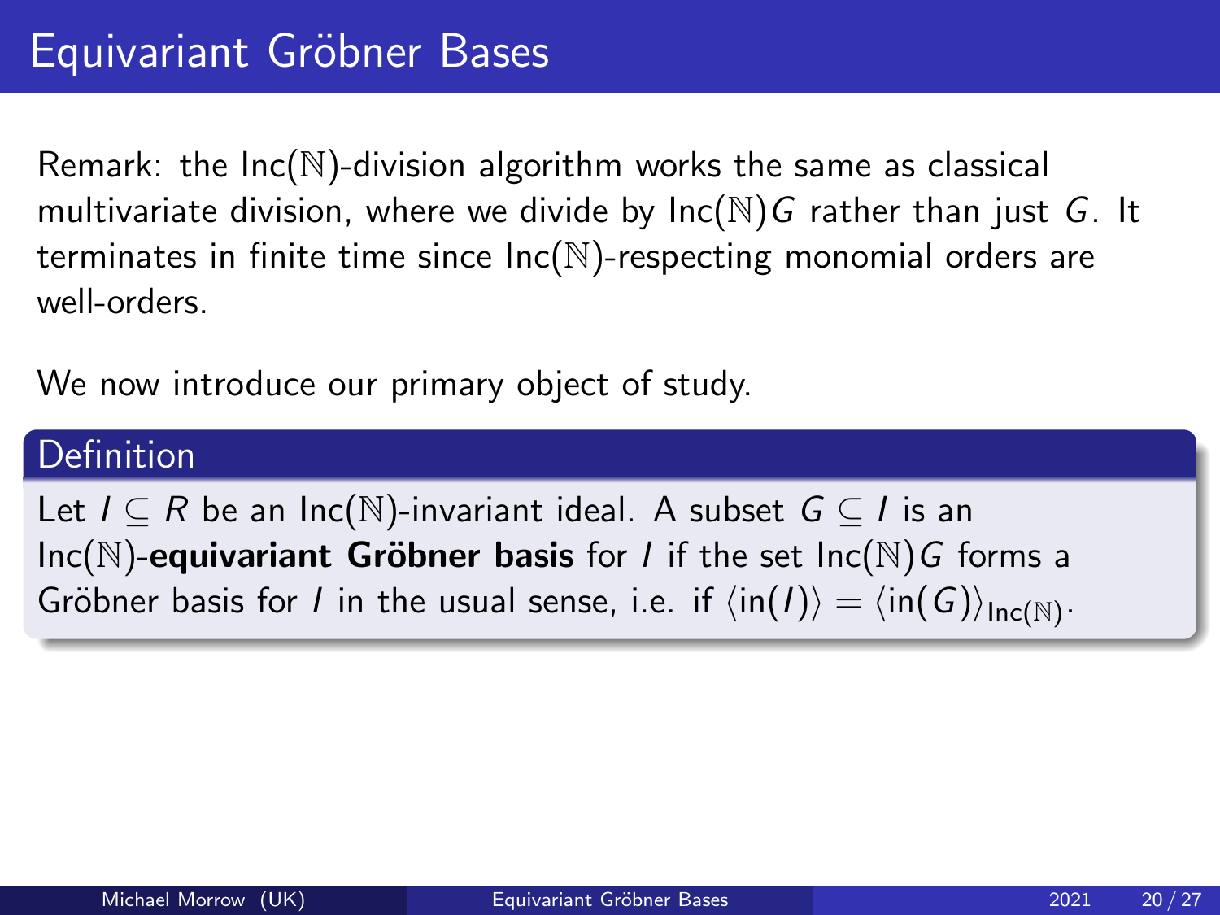# Equivariant Gröbner Bases

Remark: the $\text{Inc}(\mathbb{N})$-division algorithm works the same as classical multivariate division, where we divide by $\text{Inc}(\mathbb{N})G$ rather than just $G$. It terminates in finite time since $\text{Inc}(\mathbb{N})$-respecting monomial orders are well-orders.

We now introduce our primary object of study.

**Definition**

Let $I \subseteq R$ be an $\text{Inc}(\mathbb{N})$-invariant ideal. A subset $G \subseteq I$ is an $\text{Inc}(\mathbb{N})$-**equivariant Gröbner basis** for $I$ if the set $\text{Inc}(\mathbb{N})G$ forms a Gröbner basis for $I$ in the usual sense, i.e. if $\langle \text{in}(I) \rangle = \langle \text{in}(G) \rangle_{\text{Inc}(\mathbb{N})}$.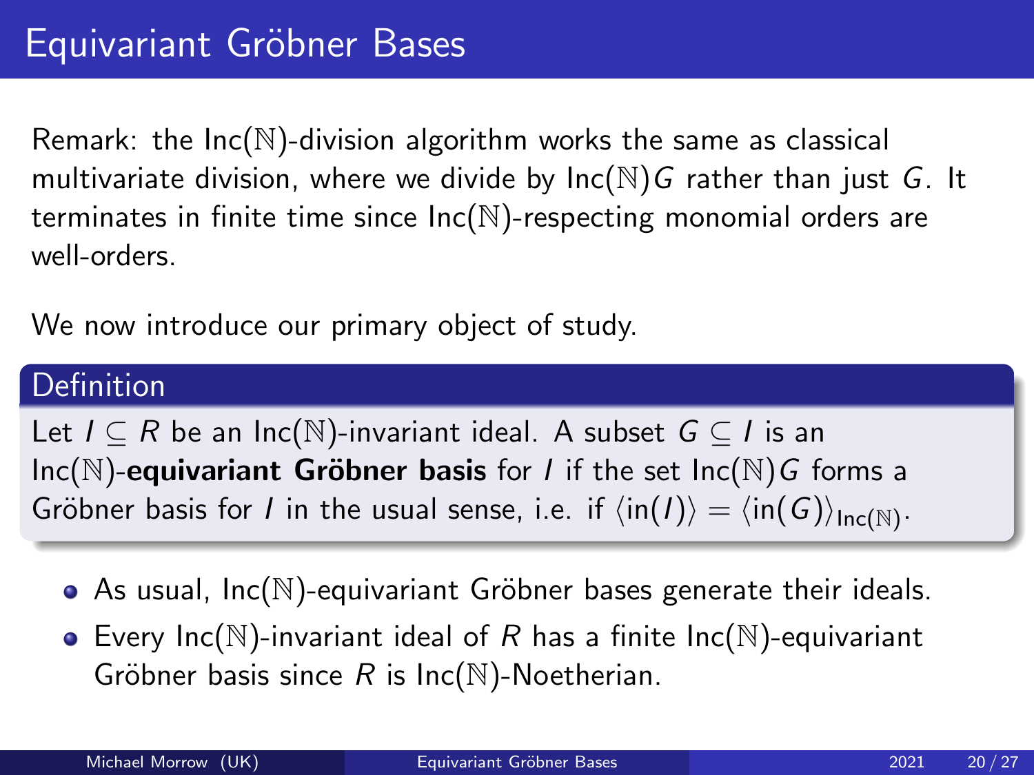# Equivariant Gröbner Bases

Remark: the $\text{Inc}(\mathbb{N})$-division algorithm works the same as classical multivariate division, where we divide by $\text{Inc}(\mathbb{N})G$ rather than just $G$. It terminates in finite time since $\text{Inc}(\mathbb{N})$-respecting monomial orders are well-orders.

We now introduce our primary object of study.

**Definition**

Let $I \subseteq R$ be an $\text{Inc}(\mathbb{N})$-invariant ideal. A subset $G \subseteq I$ is an $\text{Inc}(\mathbb{N})$-**equivariant Gröbner basis** for $I$ if the set $\text{Inc}(\mathbb{N})G$ forms a Gröbner basis for $I$ in the usual sense, i.e. if $\langle \text{in}(I) \rangle = \langle \text{in}(G) \rangle_{\text{Inc}(\mathbb{N})}$.

- As usual, $\text{Inc}(\mathbb{N})$-equivariant Gröbner bases generate their ideals.
- Every $\text{Inc}(\mathbb{N})$-invariant ideal of $R$ has a finite $\text{Inc}(\mathbb{N})$-equivariant Gröbner basis since $R$ is $\text{Inc}(\mathbb{N})$-Noetherian.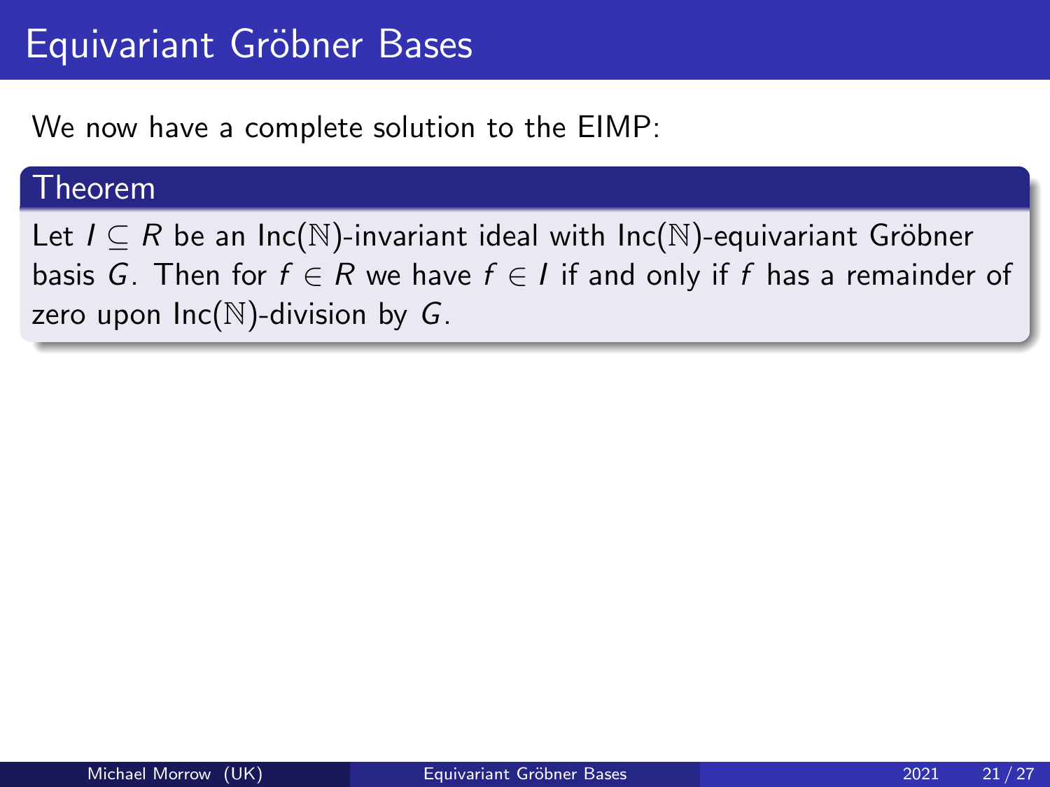# Equivariant Gröbner Bases

We now have a complete solution to the EIMP:

**Theorem**

Let $I \subseteq R$ be an $\mathrm{Inc}(\mathbb{N})$-invariant ideal with $\mathrm{Inc}(\mathbb{N})$-equivariant Gröbner basis $G$. Then for $f \in R$ we have $f \in I$ if and only if $f$ has a remainder of zero upon $\mathrm{Inc}(\mathbb{N})$-division by $G$.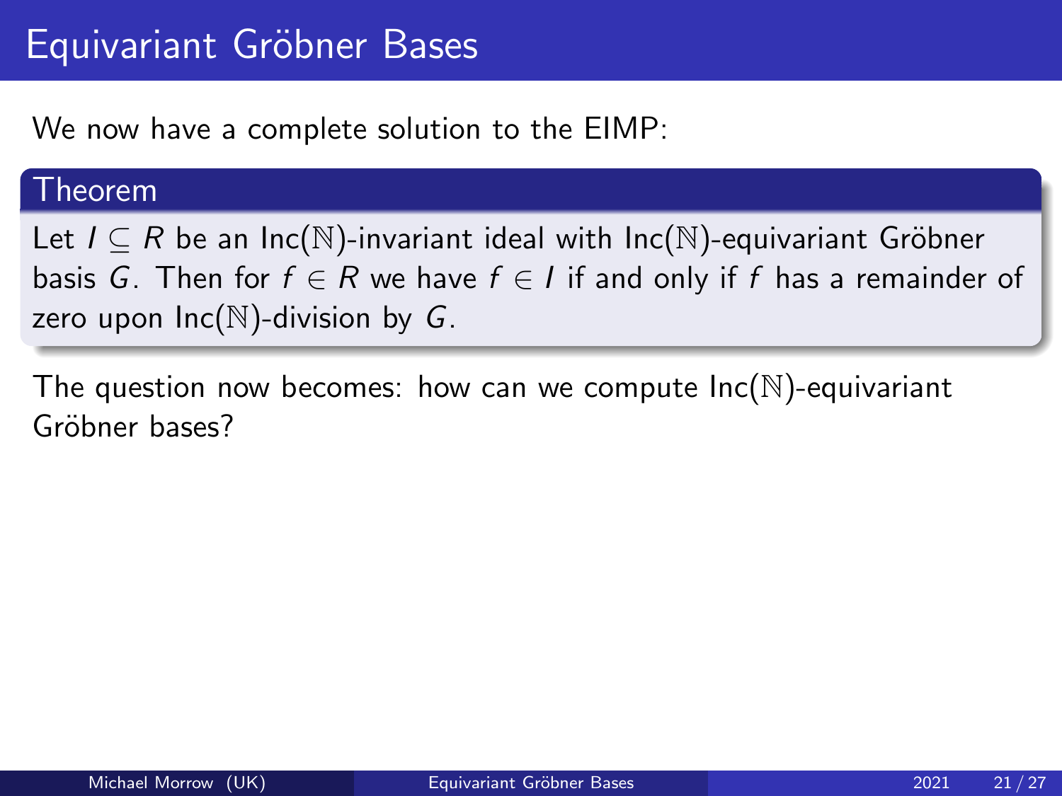# Equivariant Gröbner Bases

We now have a complete solution to the EIMP:

**Theorem**

Let $I \subseteq R$ be an $\text{Inc}(\mathbb{N})$-invariant ideal with $\text{Inc}(\mathbb{N})$-equivariant Gröbner basis $G$. Then for $f \in R$ we have $f \in I$ if and only if $f$ has a remainder of zero upon $\text{Inc}(\mathbb{N})$-division by $G$.

The question now becomes: how can we compute $\text{Inc}(\mathbb{N})$-equivariant Gröbner bases?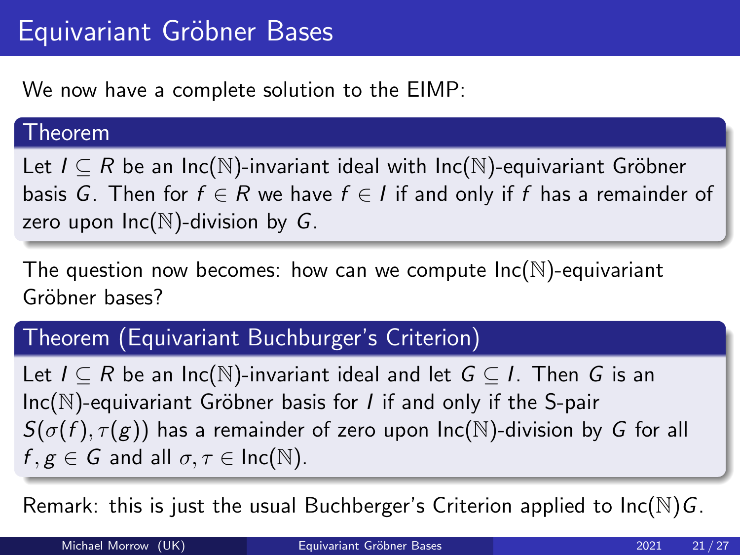# Equivariant Gröbner Bases

We now have a complete solution to the EIMP:

**Theorem**

Let $I \subseteq R$ be an $\mathrm{Inc}(\mathbb{N})$-invariant ideal with $\mathrm{Inc}(\mathbb{N})$-equivariant Gröbner basis $G$. Then for $f \in R$ we have $f \in I$ if and only if $f$ has a remainder of zero upon $\mathrm{Inc}(\mathbb{N})$-division by $G$.

The question now becomes: how can we compute $\mathrm{Inc}(\mathbb{N})$-equivariant Gröbner bases?

**Theorem (Equivariant Buchburger's Criterion)**

Let $I \subseteq R$ be an $\mathrm{Inc}(\mathbb{N})$-invariant ideal and let $G \subseteq I$. Then $G$ is an $\mathrm{Inc}(\mathbb{N})$-equivariant Gröbner basis for $I$ if and only if the S-pair $S(\sigma(f), \tau(g))$ has a remainder of zero upon $\mathrm{Inc}(\mathbb{N})$-division by $G$ for all $f, g \in G$ and all $\sigma, \tau \in \mathrm{Inc}(\mathbb{N})$.

Remark: this is just the usual Buchburger's Criterion applied to $\mathrm{Inc}(\mathbb{N})G$.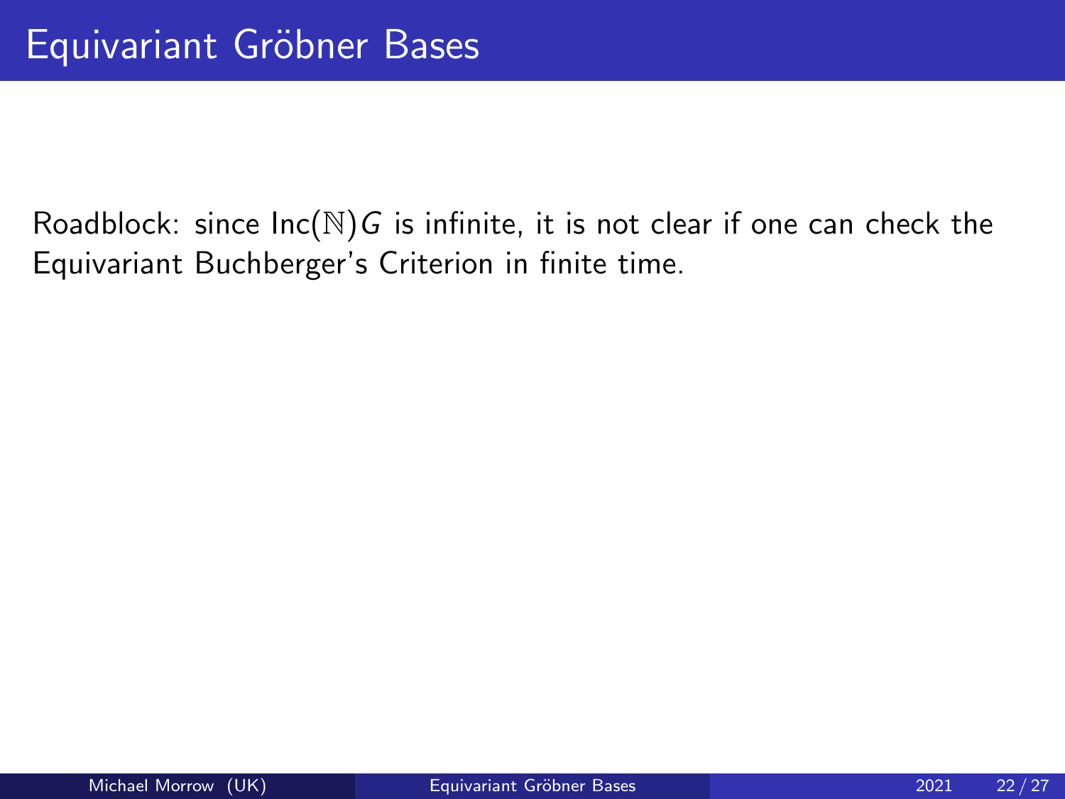# Equivariant Gröbner Bases

Roadblock: since $\mathrm{Inc}(\mathbb{N})G$ is infinite, it is not clear if one can check the Equivariant Buchberger's Criterion in finite time.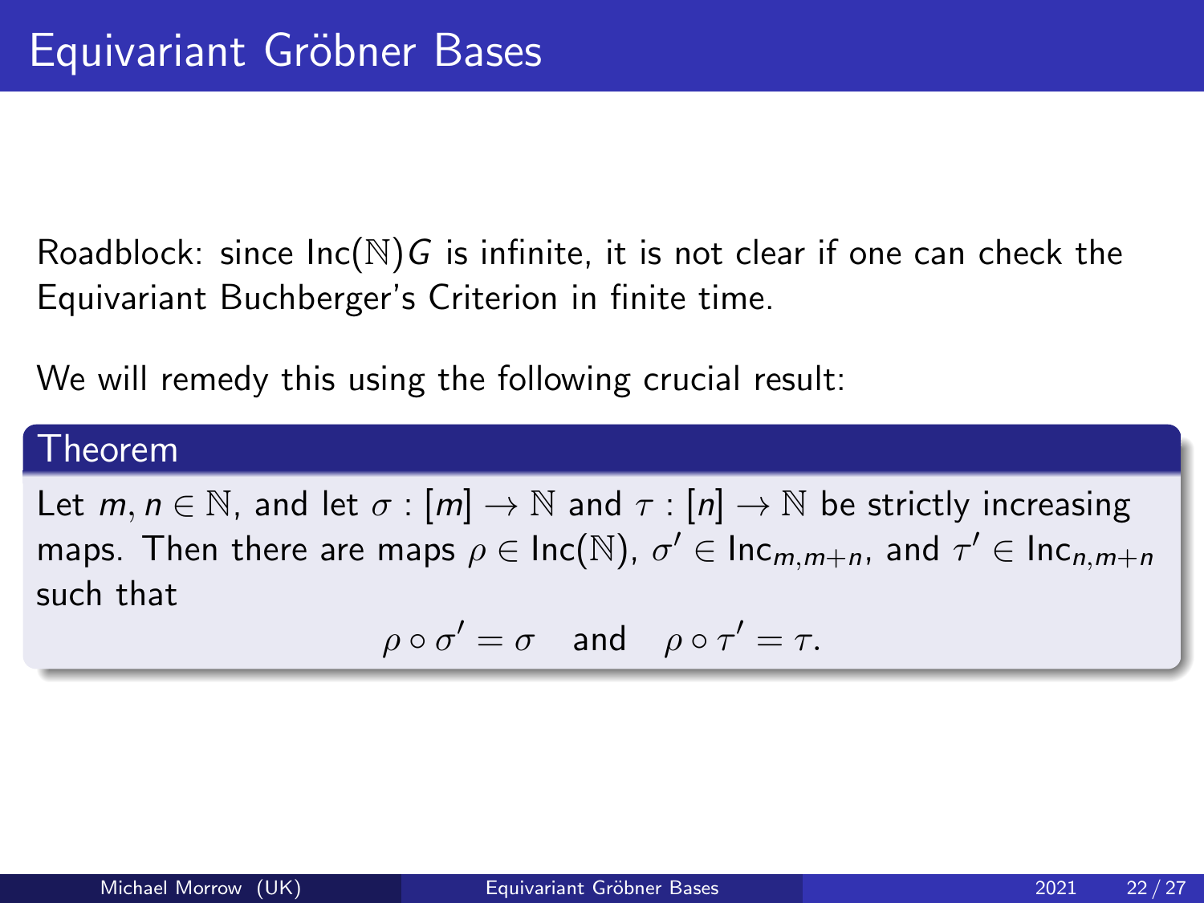# Equivariant Gröbner Bases

Roadblock: since $\text{Inc}(\mathbb{N})G$ is infinite, it is not clear if one can check the Equivariant Buchberger's Criterion in finite time.

We will remedy this using the following crucial result:

**Theorem**

Let $m, n \in \mathbb{N}$, and let $\sigma : [m] \to \mathbb{N}$ and $\tau : [n] \to \mathbb{N}$ be strictly increasing maps. Then there are maps $\rho \in \text{Inc}(\mathbb{N})$, $\sigma' \in \text{Inc}_{m,m+n}$, and $\tau' \in \text{Inc}_{n,m+n}$ such that

$$\rho \circ \sigma' = \sigma \quad \text{and} \quad \rho \circ \tau' = \tau.$$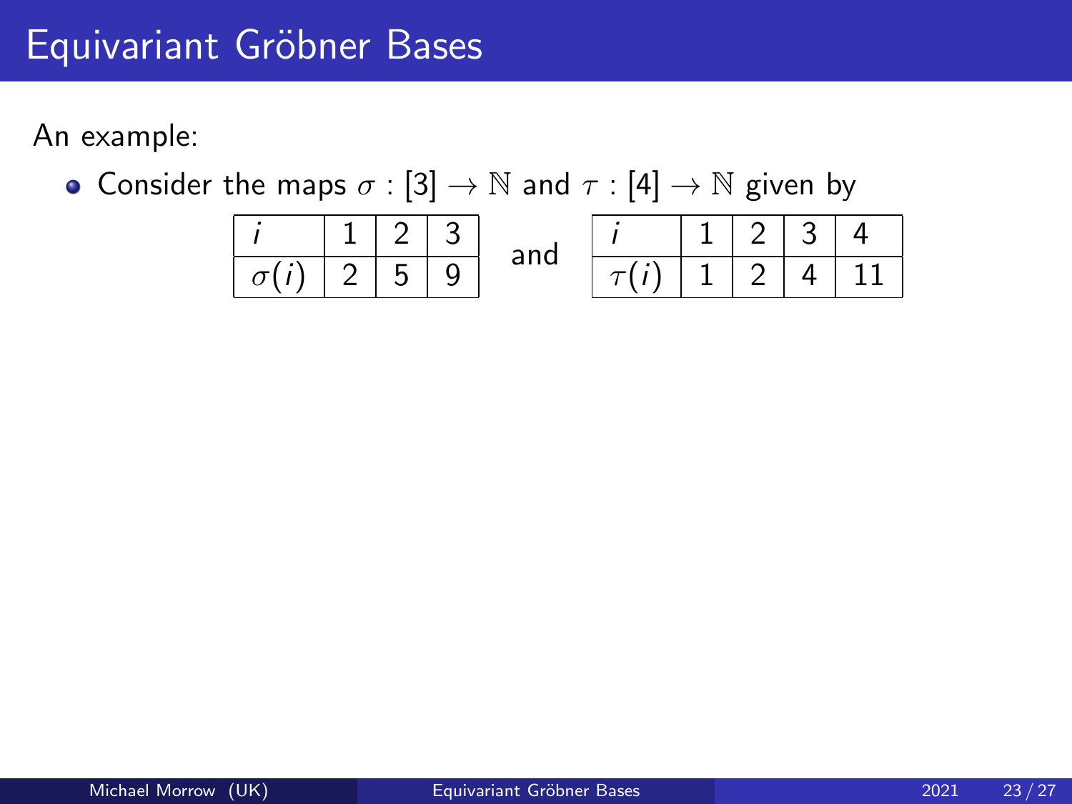# Equivariant Gröbner Bases

An example:

- Consider the maps $\sigma : [3] \to \mathbb{N}$ and $\tau : [4] \to \mathbb{N}$ given by

| $i$ | 1 | 2 | 3 |
|---|---|---|---|
| $\sigma(i)$ | 2 | 5 | 9 |

and

| $i$ | 1 | 2 | 3 | 4 |
|---|---|---|---|---|
| $\tau(i)$ | 1 | 2 | 4 | 11 |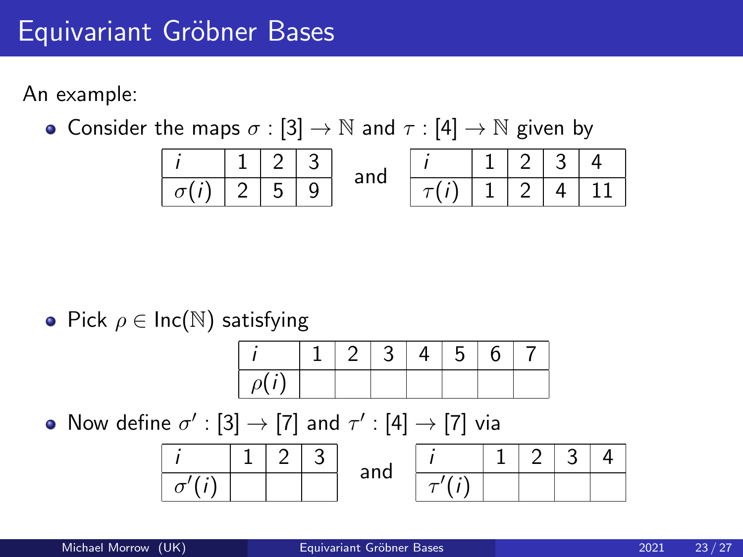# Equivariant Gröbner Bases

An example:

- Consider the maps $\sigma : [3] \to \mathbb{N}$ and $\tau : [4] \to \mathbb{N}$ given by

| $i$ | 1 | 2 | 3 |
|---|---|---|---|
| $\sigma(i)$ | 2 | 5 | 9 |

and

| $i$ | 1 | 2 | 3 | 4 |
|---|---|---|---|---|
| $\tau(i)$ | 1 | 2 | 4 | 11 |

- Pick $\rho \in \text{Inc}(\mathbb{N})$ satisfying

| $i$ | 1 | 2 | 3 | 4 | 5 | 6 | 7 |
|---|---|---|---|---|---|---|---|
| $\rho(i)$ | | | | | | | |

- Now define $\sigma' : [3] \to [7]$ and $\tau' : [4] \to [7]$ via

| $i$ | 1 | 2 | 3 |
|---|---|---|---|
| $\sigma'(i)$ | | | |

and

| $i$ | 1 | 2 | 3 | 4 |
|---|---|---|---|---|
| $\tau'(i)$ | | | | |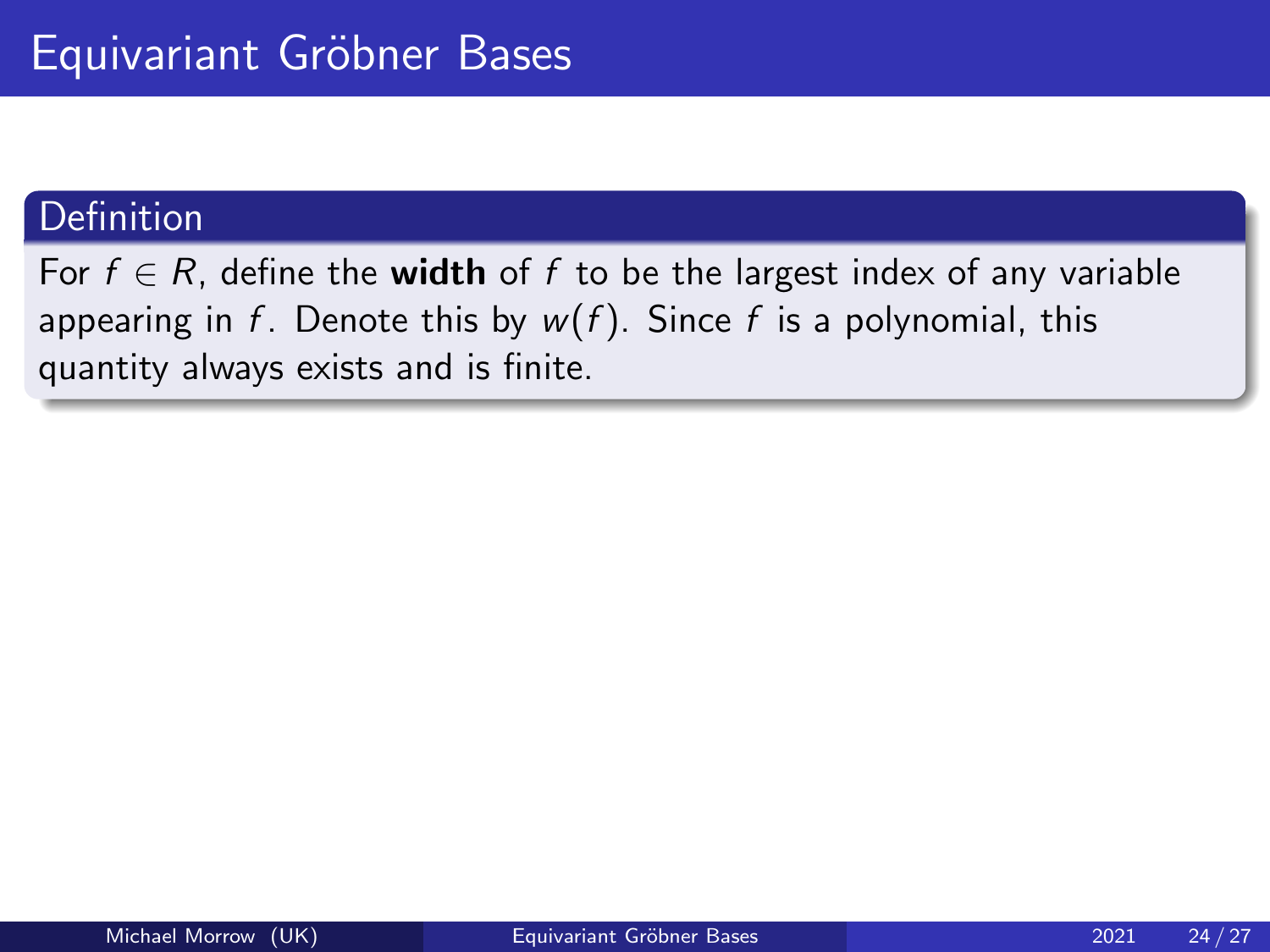# Equivariant Gröbner Bases

**Definition**

For $f \in R$, define the **width** of $f$ to be the largest index of any variable appearing in $f$. Denote this by $w(f)$. Since $f$ is a polynomial, this quantity always exists and is finite.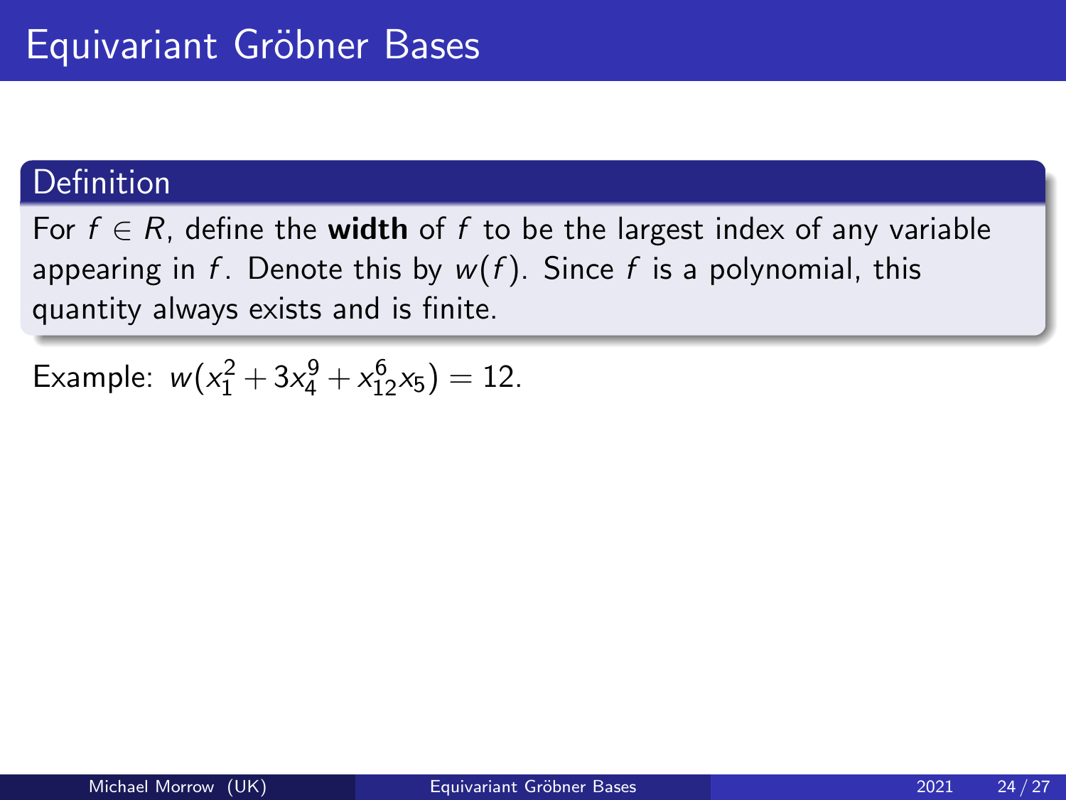# Equivariant Gröbner Bases

**Definition**

For $f \in R$, define the **width** of $f$ to be the largest index of any variable appearing in $f$. Denote this by $w(f)$. Since $f$ is a polynomial, this quantity always exists and is finite.

Example: $w(x_1^2 + 3x_4^9 + x_{12}^6 x_5) = 12$.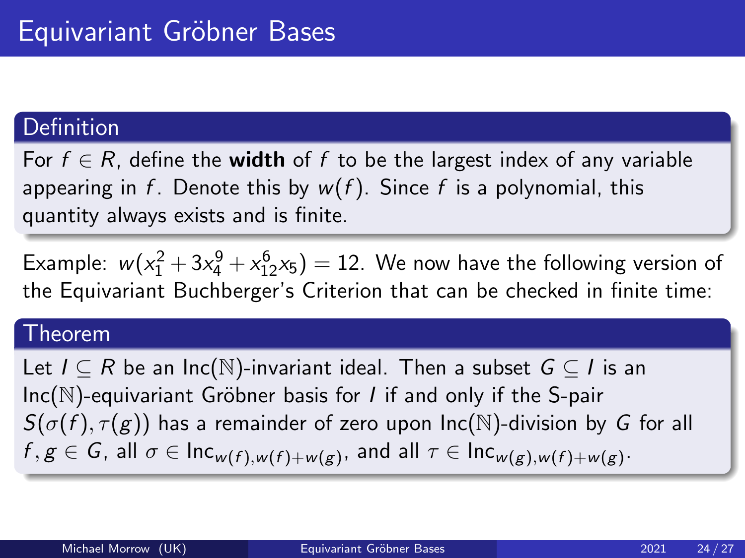# Equivariant Gröbner Bases

**Definition**

For $f \in R$, define the **width** of $f$ to be the largest index of any variable appearing in $f$. Denote this by $w(f)$. Since $f$ is a polynomial, this quantity always exists and is finite.

Example: $w(x_1^2 + 3x_4^9 + x_{12}^6 x_5) = 12$. We now have the following version of the Equivariant Buchberger's Criterion that can be checked in finite time:

**Theorem**

Let $I \subseteq R$ be an $\text{Inc}(\mathbb{N})$-invariant ideal. Then a subset $G \subseteq I$ is an $\text{Inc}(\mathbb{N})$-equivariant Gröbner basis for $I$ if and only if the S-pair $S(\sigma(f), \tau(g))$ has a remainder of zero upon $\text{Inc}(\mathbb{N})$-division by $G$ for all $f, g \in G$, all $\sigma \in \text{Inc}_{w(f), w(f)+w(g)}$, and all $\tau \in \text{Inc}_{w(g), w(f)+w(g)}$.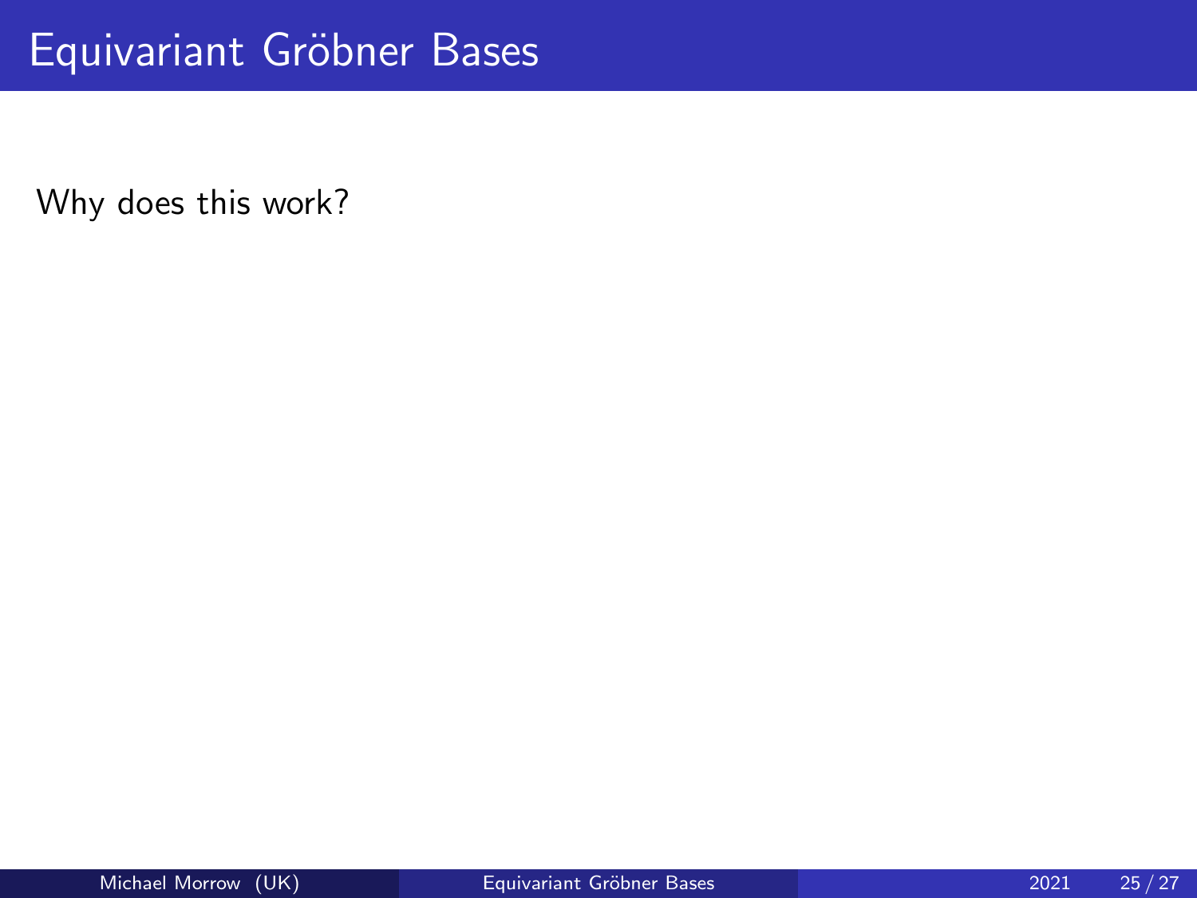# Equivariant Gröbner Bases

Why does this work?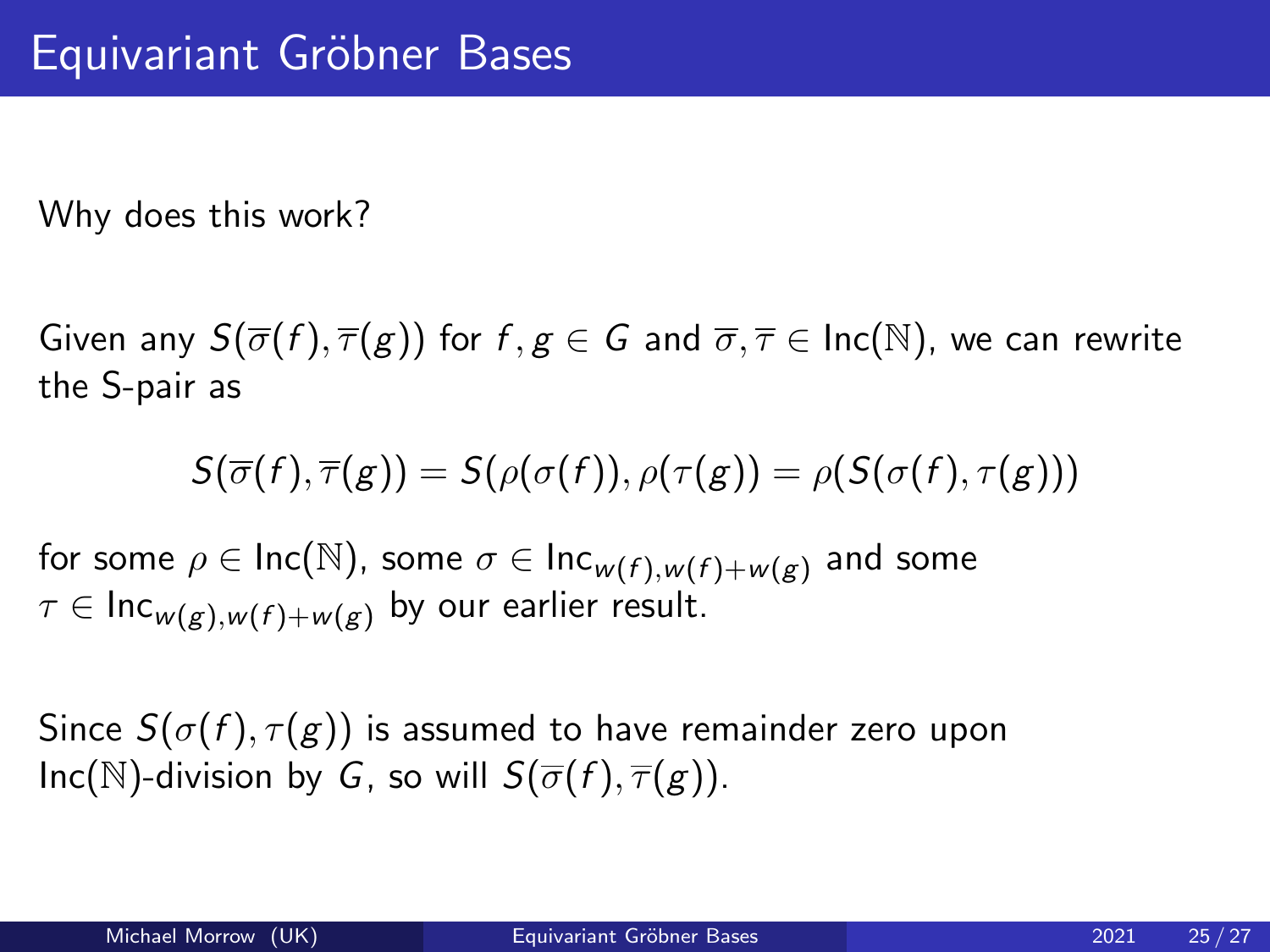# Equivariant Gröbner Bases

Why does this work?

Given any $S(\overline{\sigma}(f), \overline{\tau}(g))$ for $f, g \in G$ and $\overline{\sigma}, \overline{\tau} \in \text{Inc}(\mathbb{N})$, we can rewrite the S-pair as

$$S(\overline{\sigma}(f), \overline{\tau}(g)) = S(\rho(\sigma(f)), \rho(\tau(g)) = \rho(S(\sigma(f), \tau(g)))$$

for some $\rho \in \text{Inc}(\mathbb{N})$, some $\sigma \in \text{Inc}_{w(f), w(f)+w(g)}$ and some $\tau \in \text{Inc}_{w(g), w(f)+w(g)}$ by our earlier result.

Since $S(\sigma(f), \tau(g))$ is assumed to have remainder zero upon $\text{Inc}(\mathbb{N})$-division by $G$, so will $S(\overline{\sigma}(f), \overline{\tau}(g))$.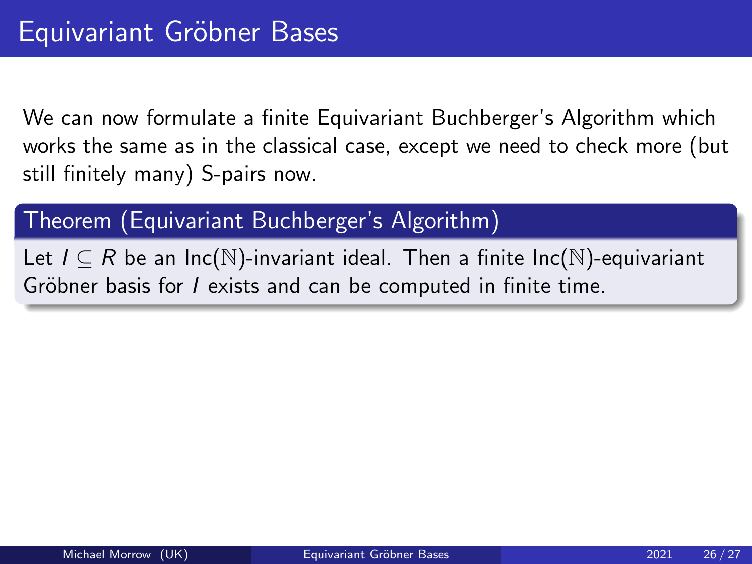# Equivariant Gröbner Bases

We can now formulate a finite Equivariant Buchberger's Algorithm which works the same as in the classical case, except we need to check more (but still finitely many) S-pairs now.

**Theorem (Equivariant Buchberger's Algorithm)**

Let $I \subseteq R$ be an $\text{Inc}(\mathbb{N})$-invariant ideal. Then a finite $\text{Inc}(\mathbb{N})$-equivariant Gröbner basis for $I$ exists and can be computed in finite time.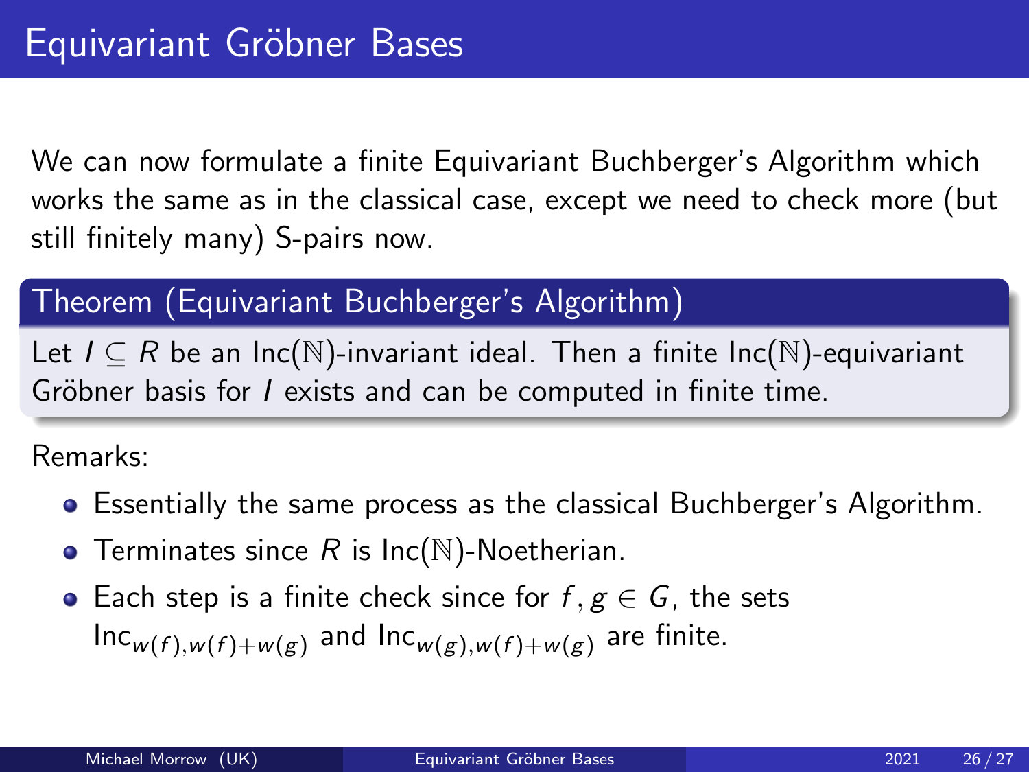# Equivariant Gröbner Bases

We can now formulate a finite Equivariant Buchberger's Algorithm which works the same as in the classical case, except we need to check more (but still finitely many) S-pairs now.

**Theorem (Equivariant Buchberger's Algorithm)**

Let $I \subseteq R$ be an $\mathrm{Inc}(\mathbb{N})$-invariant ideal. Then a finite $\mathrm{Inc}(\mathbb{N})$-equivariant Gröbner basis for $I$ exists and can be computed in finite time.

Remarks:

- Essentially the same process as the classical Buchberger's Algorithm.
- Terminates since $R$ is $\mathrm{Inc}(\mathbb{N})$-Noetherian.
- Each step is a finite check since for $f, g \in G$, the sets $\mathrm{Inc}_{w(f),w(f)+w(g)}$ and $\mathrm{Inc}_{w(g),w(f)+w(g)}$ are finite.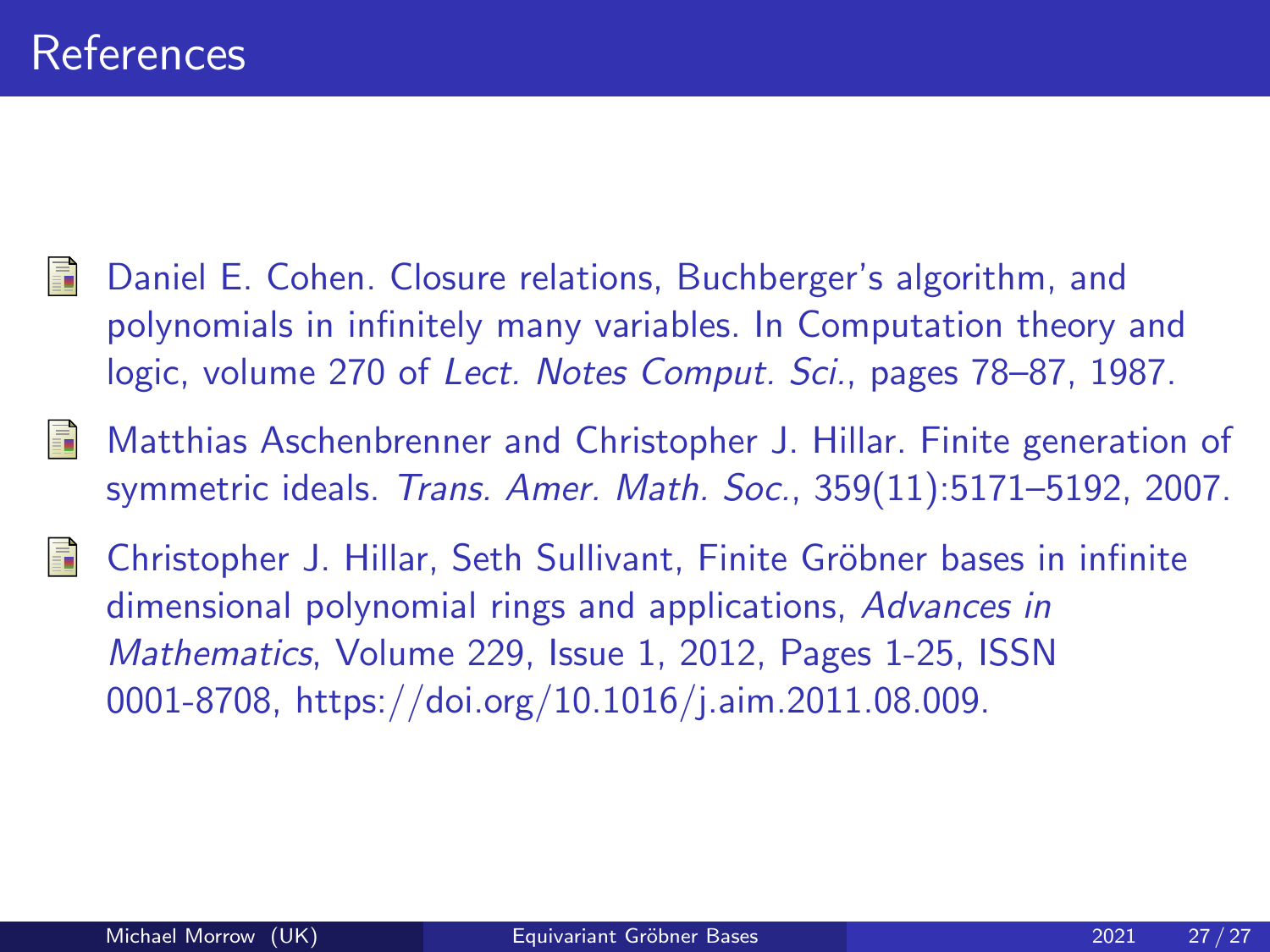# References

- Daniel E. Cohen. Closure relations, Buchberger's algorithm, and polynomials in infinitely many variables. In Computation theory and logic, volume 270 of *Lect. Notes Comput. Sci.*, pages 78–87, 1987.

- Matthias Aschenbrenner and Christopher J. Hillar. Finite generation of symmetric ideals. *Trans. Amer. Math. Soc.*, 359(11):5171–5192, 2007.

- Christopher J. Hillar, Seth Sullivant, Finite Gröbner bases in infinite dimensional polynomial rings and applications, *Advances in Mathematics*, Volume 229, Issue 1, 2012, Pages 1-25, ISSN 0001-8708, https://doi.org/10.1016/j.aim.2011.08.009.